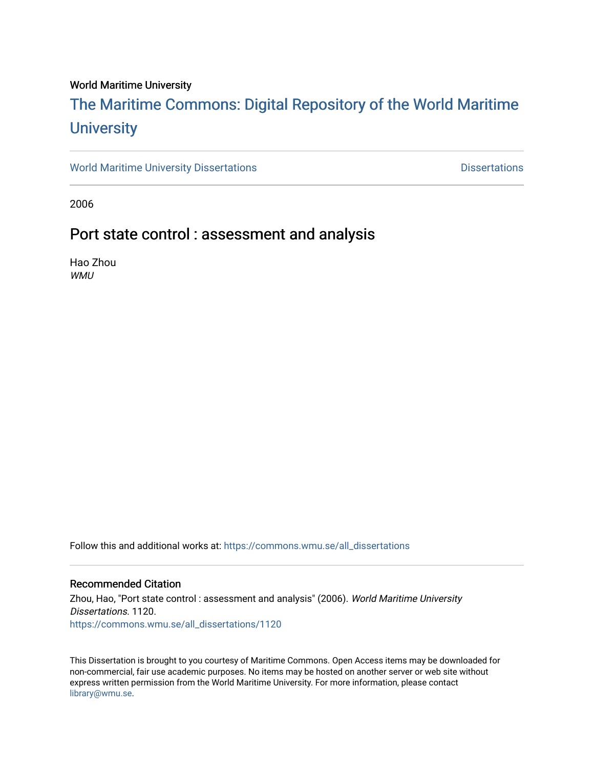World Maritime University

# The Maritime Commons: Digital Repository of the World Maritime University

World Maritime University Dissertations | Dissertations

2006

## Port state control : assessment and analysis

Hao Zhou
*WMU*

Follow this and additional works at: https://commons.wmu.se/all_dissertations

### Recommended Citation

Zhou, Hao, "Port state control : assessment and analysis" (2006). *World Maritime University Dissertations*. 1120.
https://commons.wmu.se/all_dissertations/1120

This Dissertation is brought to you courtesy of Maritime Commons. Open Access items may be downloaded for non-commercial, fair use academic purposes. No items may be hosted on another server or web site without express written permission from the World Maritime University. For more information, please contact library@wmu.se.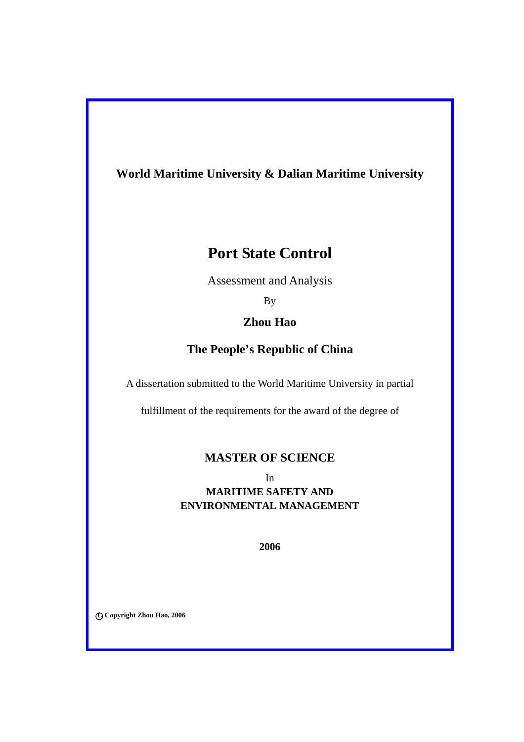**World Maritime University & Dalian Maritime University**

# Port State Control

Assessment and Analysis

By

**Zhou Hao**

**The People's Republic of China**

A dissertation submitted to the World Maritime University in partial

fulfillment of the requirements for the award of the degree of

**MASTER OF SCIENCE**

In

**MARITIME SAFETY AND ENVIRONMENTAL MANAGEMENT**

**2006**

**© Copyright Zhou Hao, 2006**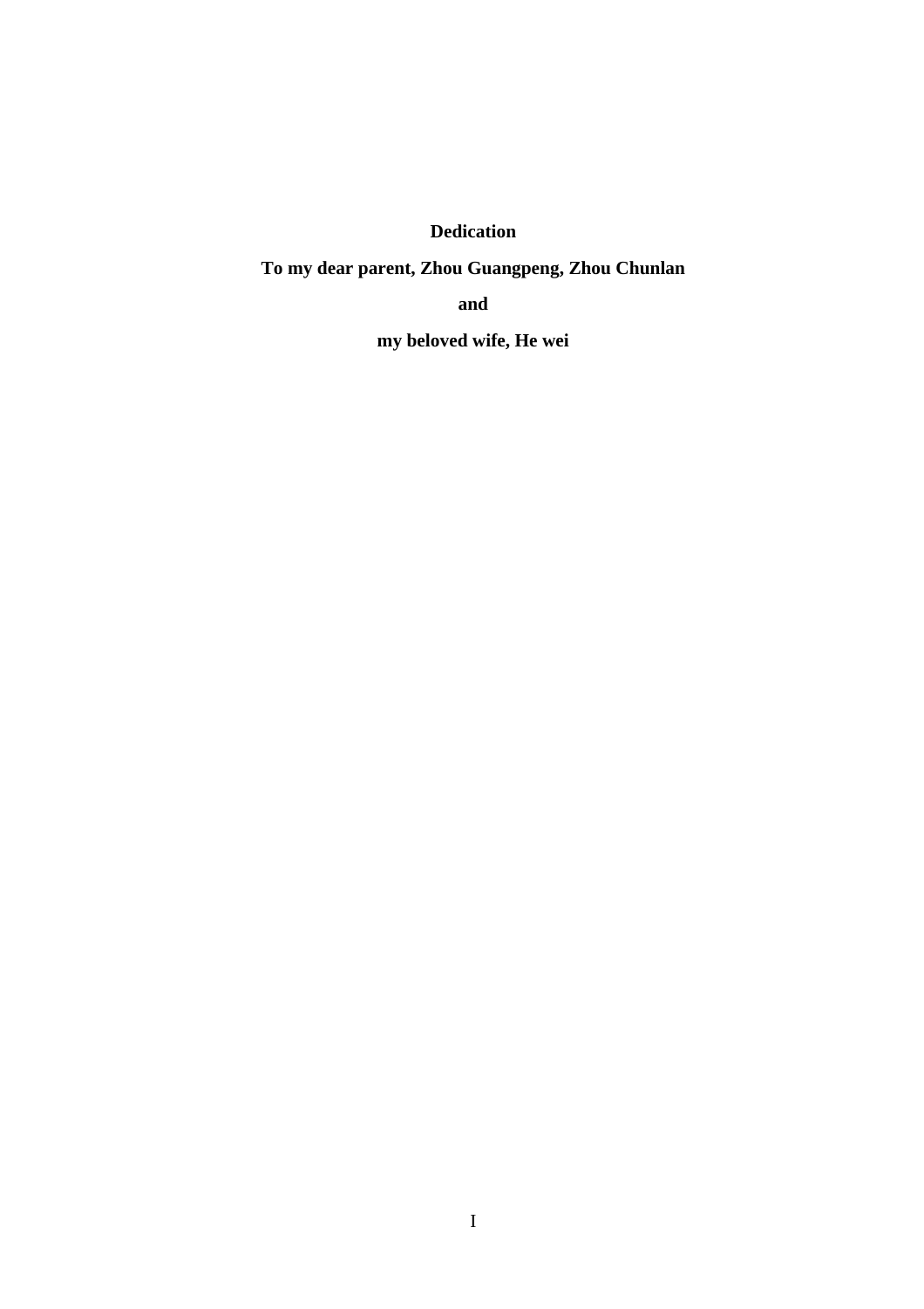# Dedication

**To my dear parent, Zhou Guangpeng, Zhou Chunlan**

**and**

**my beloved wife, He wei**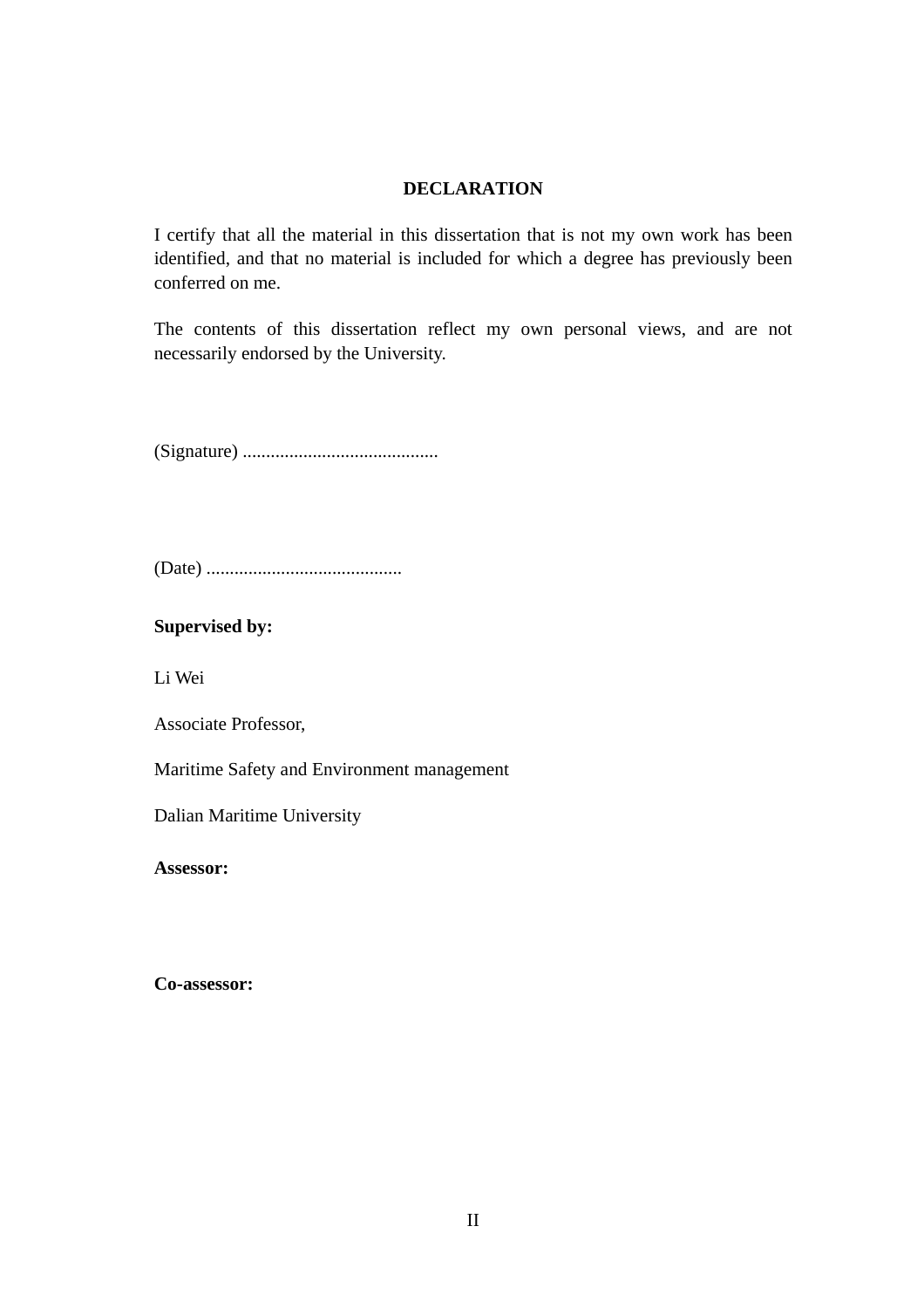# DECLARATION

I certify that all the material in this dissertation that is not my own work has been identified, and that no material is included for which a degree has previously been conferred on me.

The contents of this dissertation reflect my own personal views, and are not necessarily endorsed by the University.

(Signature) ..........................................

(Date) ..........................................

**Supervised by:**

Li Wei

Associate Professor,

Maritime Safety and Environment management

Dalian Maritime University

**Assessor:**

**Co-assessor:**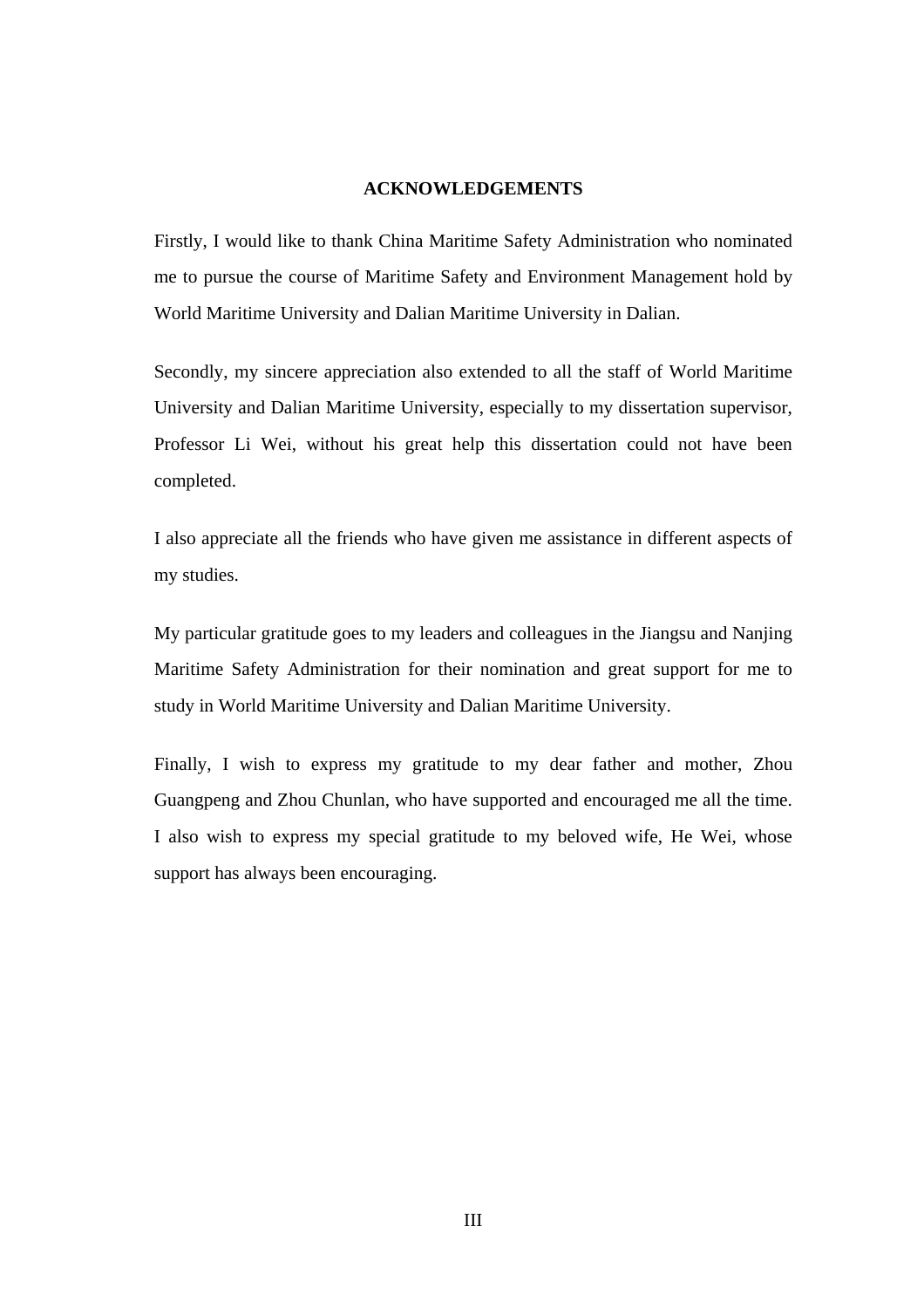# ACKNOWLEDGEMENTS

Firstly, I would like to thank China Maritime Safety Administration who nominated me to pursue the course of Maritime Safety and Environment Management hold by World Maritime University and Dalian Maritime University in Dalian.

Secondly, my sincere appreciation also extended to all the staff of World Maritime University and Dalian Maritime University, especially to my dissertation supervisor, Professor Li Wei, without his great help this dissertation could not have been completed.

I also appreciate all the friends who have given me assistance in different aspects of my studies.

My particular gratitude goes to my leaders and colleagues in the Jiangsu and Nanjing Maritime Safety Administration for their nomination and great support for me to study in World Maritime University and Dalian Maritime University.

Finally, I wish to express my gratitude to my dear father and mother, Zhou Guangpeng and Zhou Chunlan, who have supported and encouraged me all the time. I also wish to express my special gratitude to my beloved wife, He Wei, whose support has always been encouraging.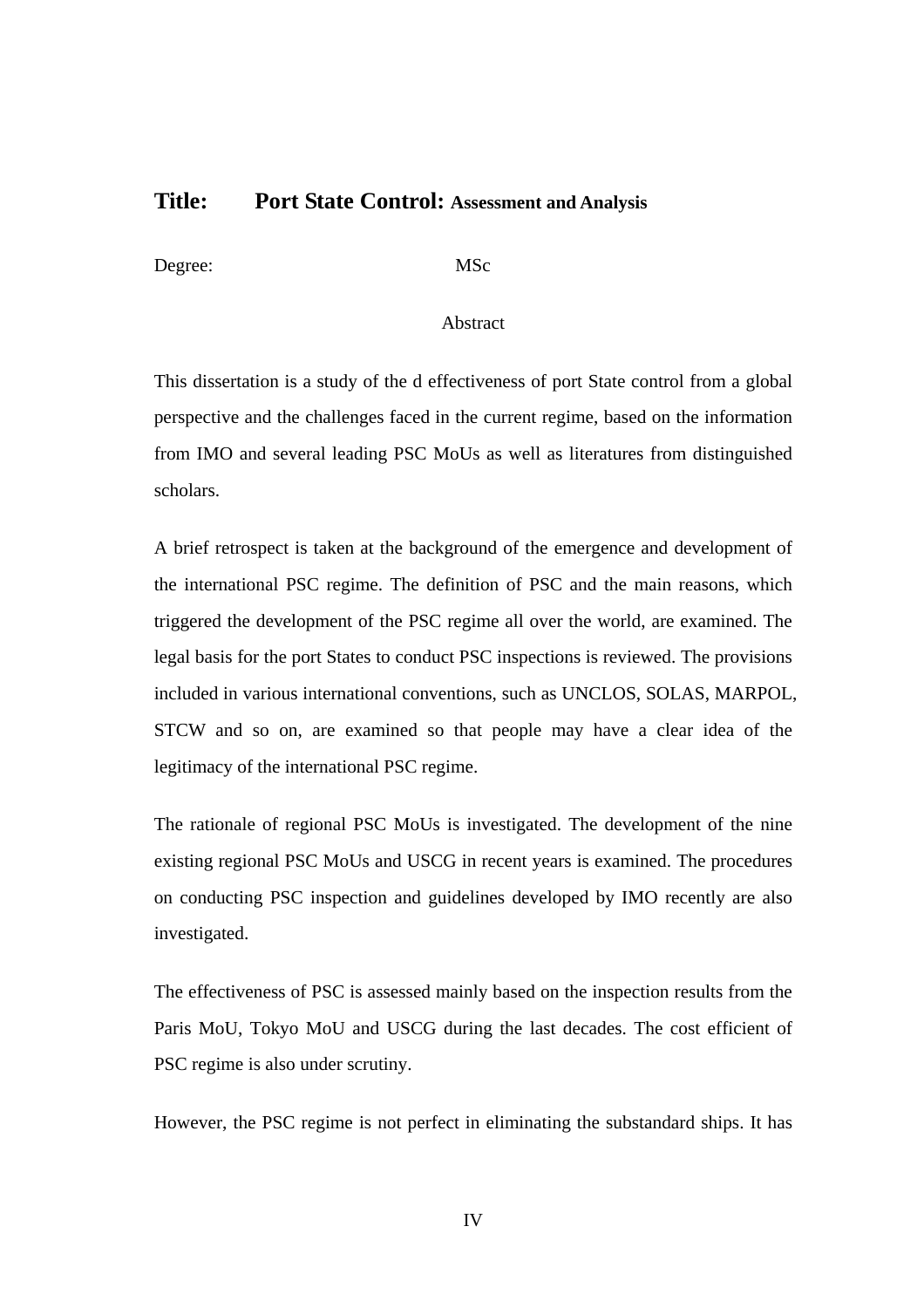**Title: Port State Control: Assessment and Analysis**

Degree: MSc

Abstract

This dissertation is a study of the d effectiveness of port State control from a global perspective and the challenges faced in the current regime, based on the information from IMO and several leading PSC MoUs as well as literatures from distinguished scholars.

A brief retrospect is taken at the background of the emergence and development of the international PSC regime. The definition of PSC and the main reasons, which triggered the development of the PSC regime all over the world, are examined. The legal basis for the port States to conduct PSC inspections is reviewed. The provisions included in various international conventions, such as UNCLOS, SOLAS, MARPOL, STCW and so on, are examined so that people may have a clear idea of the legitimacy of the international PSC regime.

The rationale of regional PSC MoUs is investigated. The development of the nine existing regional PSC MoUs and USCG in recent years is examined. The procedures on conducting PSC inspection and guidelines developed by IMO recently are also investigated.

The effectiveness of PSC is assessed mainly based on the inspection results from the Paris MoU, Tokyo MoU and USCG during the last decades. The cost efficient of PSC regime is also under scrutiny.

However, the PSC regime is not perfect in eliminating the substandard ships. It has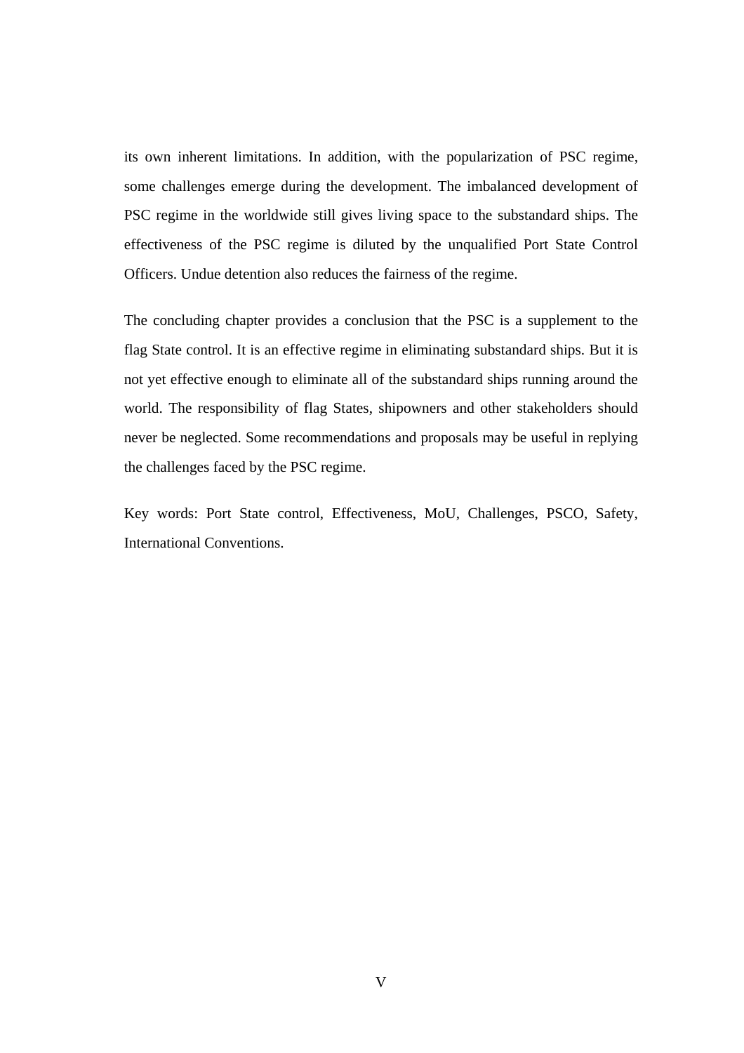its own inherent limitations. In addition, with the popularization of PSC regime, some challenges emerge during the development. The imbalanced development of PSC regime in the worldwide still gives living space to the substandard ships. The effectiveness of the PSC regime is diluted by the unqualified Port State Control Officers. Undue detention also reduces the fairness of the regime.

The concluding chapter provides a conclusion that the PSC is a supplement to the flag State control. It is an effective regime in eliminating substandard ships. But it is not yet effective enough to eliminate all of the substandard ships running around the world. The responsibility of flag States, shipowners and other stakeholders should never be neglected. Some recommendations and proposals may be useful in replying the challenges faced by the PSC regime.

Key words: Port State control, Effectiveness, MoU, Challenges, PSCO, Safety, International Conventions.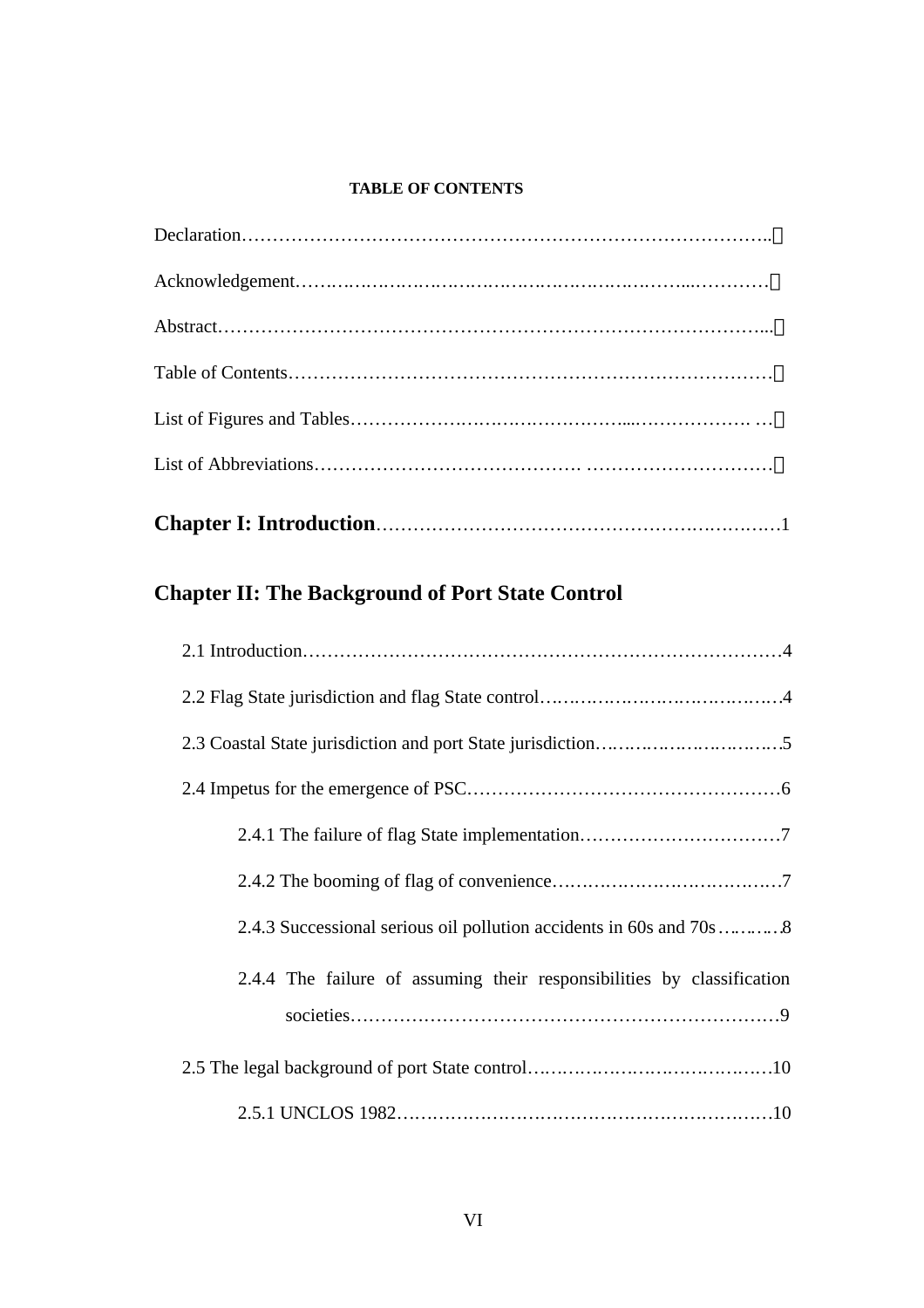**TABLE OF CONTENTS**

Declaration……………………………………………………………………………..

Acknowledgement………………………………………………………...…………

Abstract……………………………………………………………………………...

Table of Contents……………………………………………………………………

List of Figures and Tables……………………………………...………………. …

List of Abbreviations…………………………………. ……………………………

**Chapter I: Introduction**……………………………………………………………1

**Chapter II: The Background of Port State Control**

2.1 Introduction……………………………………………………………………4

2.2 Flag State jurisdiction and flag State control…………………………………4

2.3 Coastal State jurisdiction and port State jurisdiction…………………………5

2.4 Impetus for the emergence of PSC……………………………………………6

2.4.1 The failure of flag State implementation……………………………7

2.4.2 The booming of flag of convenience………………………………7

2.4.3 Successional serious oil pollution accidents in 60s and 70s…………8

2.4.4 The failure of assuming their responsibilities by classification societies……………………………………………………………9

2.5 The legal background of port State control…………………………………10

2.5.1 UNCLOS 1982………………………………………………………10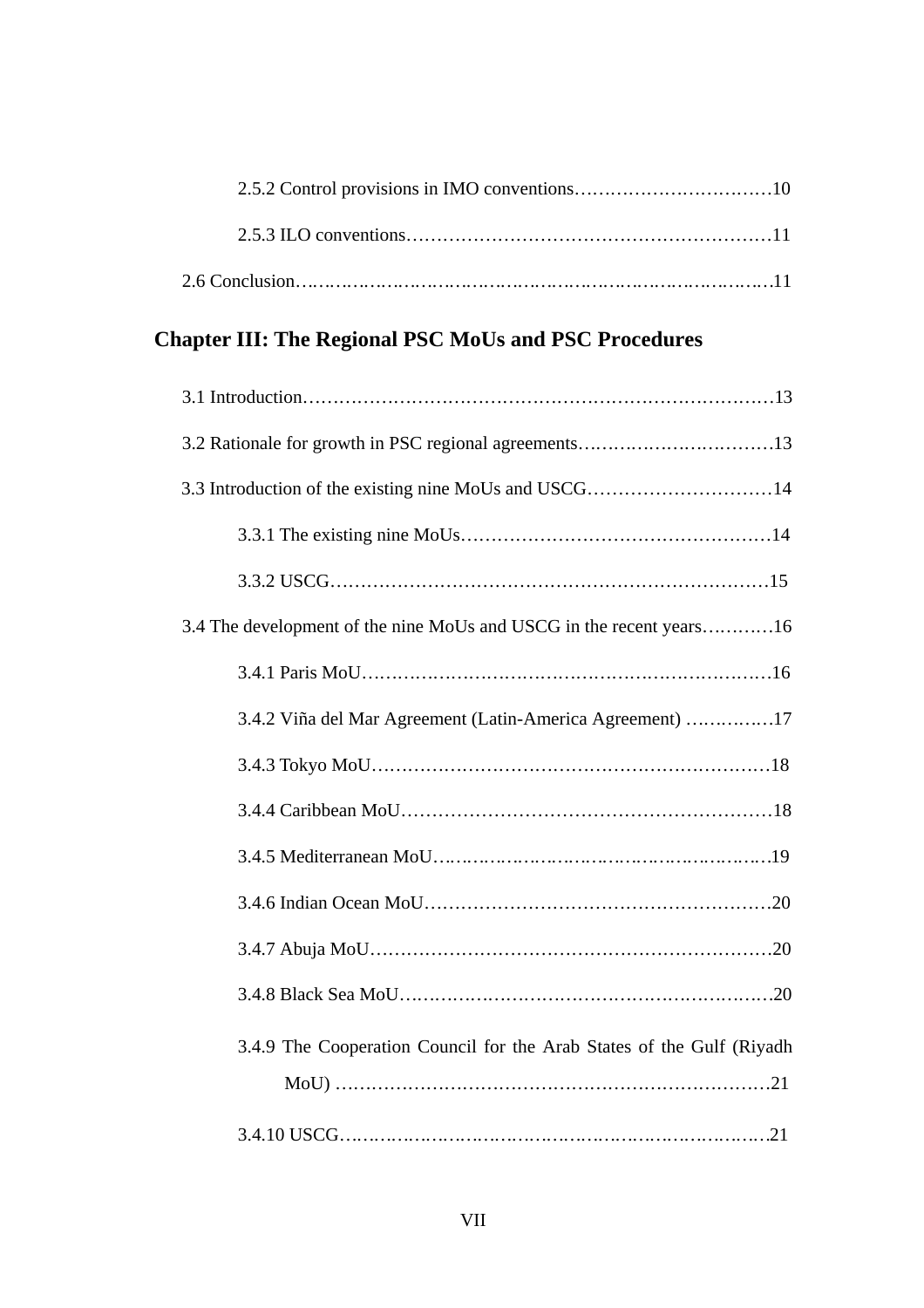2.5.2 Control provisions in IMO conventions……………………………10

2.5.3 ILO conventions……………………………………………………11

2.6 Conclusion………………………………………………………………11

## Chapter III: The Regional PSC MoUs and PSC Procedures

3.1 Introduction………………………………………………………………13

3.2 Rationale for growth in PSC regional agreements……………………………13

3.3 Introduction of the existing nine MoUs and USCG…………………………14

3.3.1 The existing nine MoUs……………………………………………14

3.3.2 USCG……………………………………………………………15

3.4 The development of the nine MoUs and USCG in the recent years…………16

3.4.1 Paris MoU…………………………………………………………16

3.4.2 Viña del Mar Agreement (Latin-America Agreement) ……………17

3.4.3 Tokyo MoU…………………………………………………………18

3.4.4 Caribbean MoU……………………………………………………18

3.4.5 Mediterranean MoU…………………………………………………19

3.4.6 Indian Ocean MoU…………………………………………………20

3.4.7 Abuja MoU…………………………………………………………20

3.4.8 Black Sea MoU………………………………………………………20

3.4.9 The Cooperation Council for the Arab States of the Gulf (Riyadh MoU) ………………………………………………………………21

3.4.10 USCG……………………………………………………………21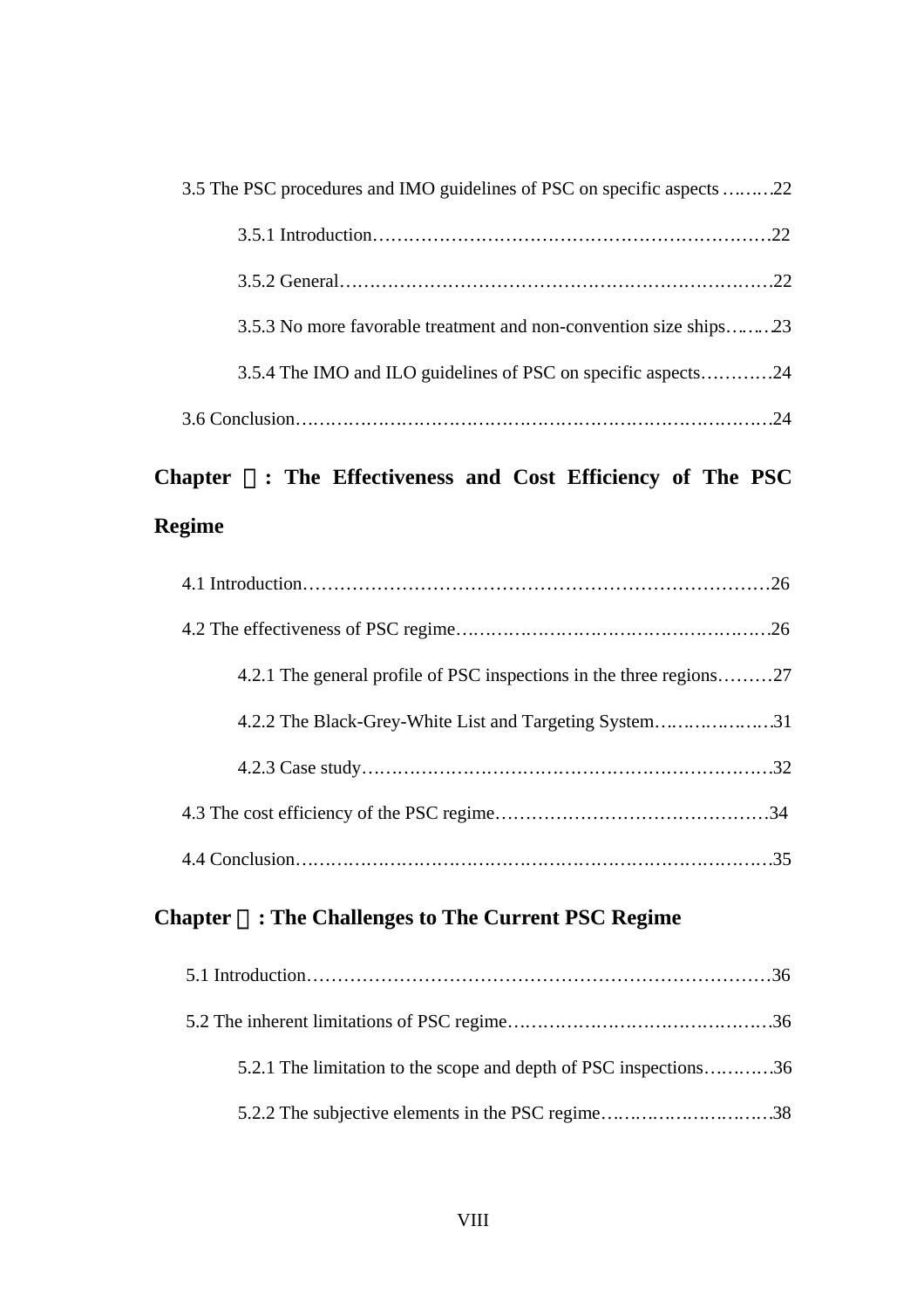3.5 The PSC procedures and IMO guidelines of PSC on specific aspects ………22

3.5.1 Introduction…………………………………………………………22

3.5.2 General………………………………………………………………22

3.5.3 No more favorable treatment and non-convention size ships………23

3.5.4 The IMO and ILO guidelines of PSC on specific aspects…………24

3.6 Conclusion………………………………………………………………………24

## Chapter Ⅳ: The Effectiveness and Cost Efficiency of The PSC Regime

4.1 Introduction……………………………………………………………………26

4.2 The effectiveness of PSC regime……………………………………………26

4.2.1 The general profile of PSC inspections in the three regions………27

4.2.2 The Black-Grey-White List and Targeting System…………………31

4.2.3 Case study……………………………………………………………32

4.3 The cost efficiency of the PSC regime………………………………………34

4.4 Conclusion………………………………………………………………………35

## Chapter Ⅴ: The Challenges to The Current PSC Regime

5.1 Introduction……………………………………………………………………36

5.2 The inherent limitations of PSC regime………………………………………36

5.2.1 The limitation to the scope and depth of PSC inspections…………36

5.2.2 The subjective elements in the PSC regime…………………………38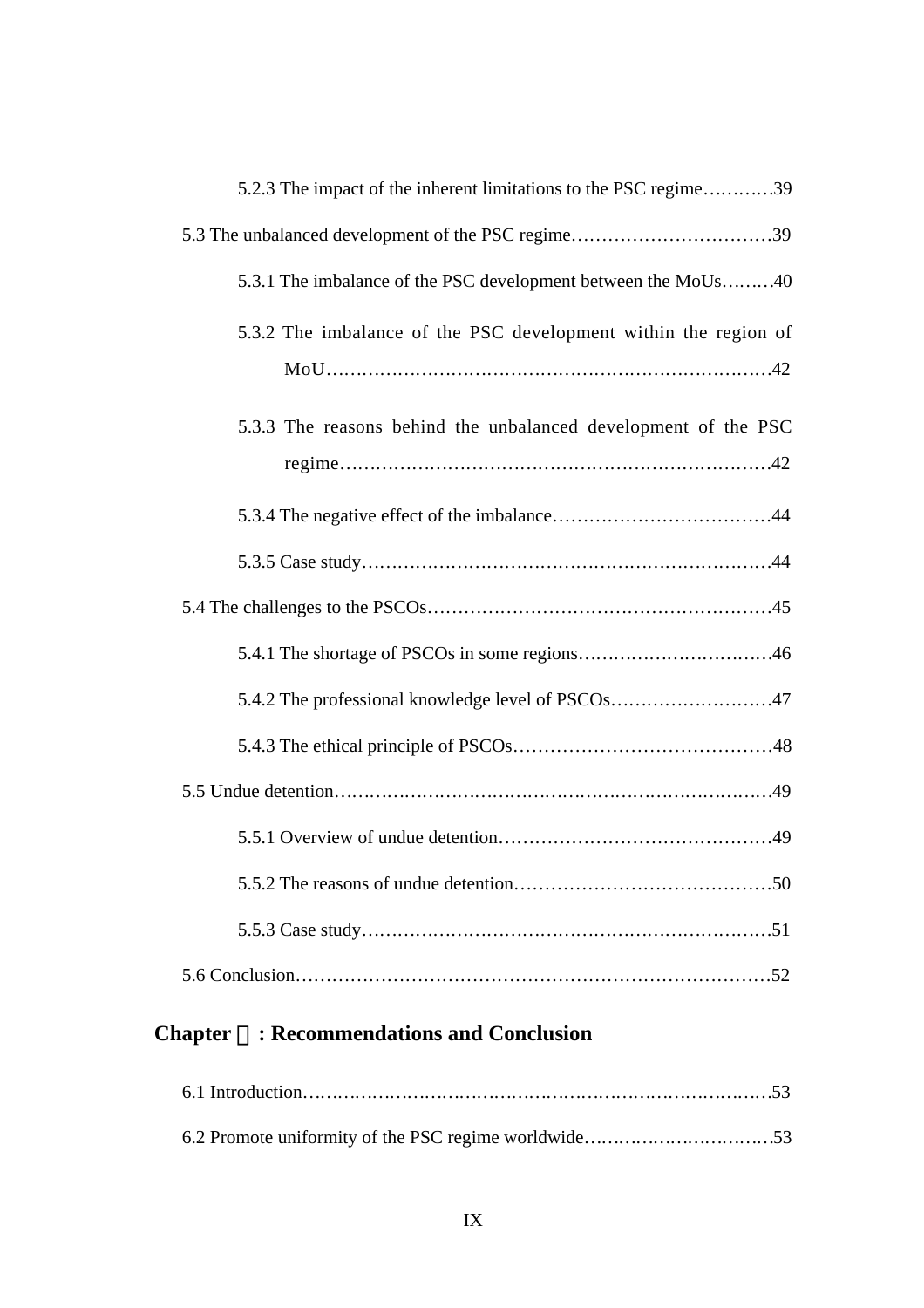5.2.3 The impact of the inherent limitations to the PSC regime…………39

5.3 The unbalanced development of the PSC regime……………………………39

5.3.1 The imbalance of the PSC development between the MoUs………40

5.3.2 The imbalance of the PSC development within the region of MoU…………………………………………………………………42

5.3.3 The reasons behind the unbalanced development of the PSC regime………………………………………………………………42

5.3.4 The negative effect of the imbalance………………………………44

5.3.5 Case study……………………………………………………………44

5.4 The challenges to the PSCOs…………………………………………………45

5.4.1 The shortage of PSCOs in some regions……………………………46

5.4.2 The professional knowledge level of PSCOs………………………47

5.4.3 The ethical principle of PSCOs……………………………………48

5.5 Undue detention………………………………………………………………49

5.5.1 Overview of undue detention………………………………………49

5.5.2 The reasons of undue detention……………………………………50

5.5.3 Case study……………………………………………………………51

5.6 Conclusion……………………………………………………………………52

**Chapter Ⅵ: Recommendations and Conclusion**

6.1 Introduction……………………………………………………………………53

6.2 Promote uniformity of the PSC regime worldwide……………………………53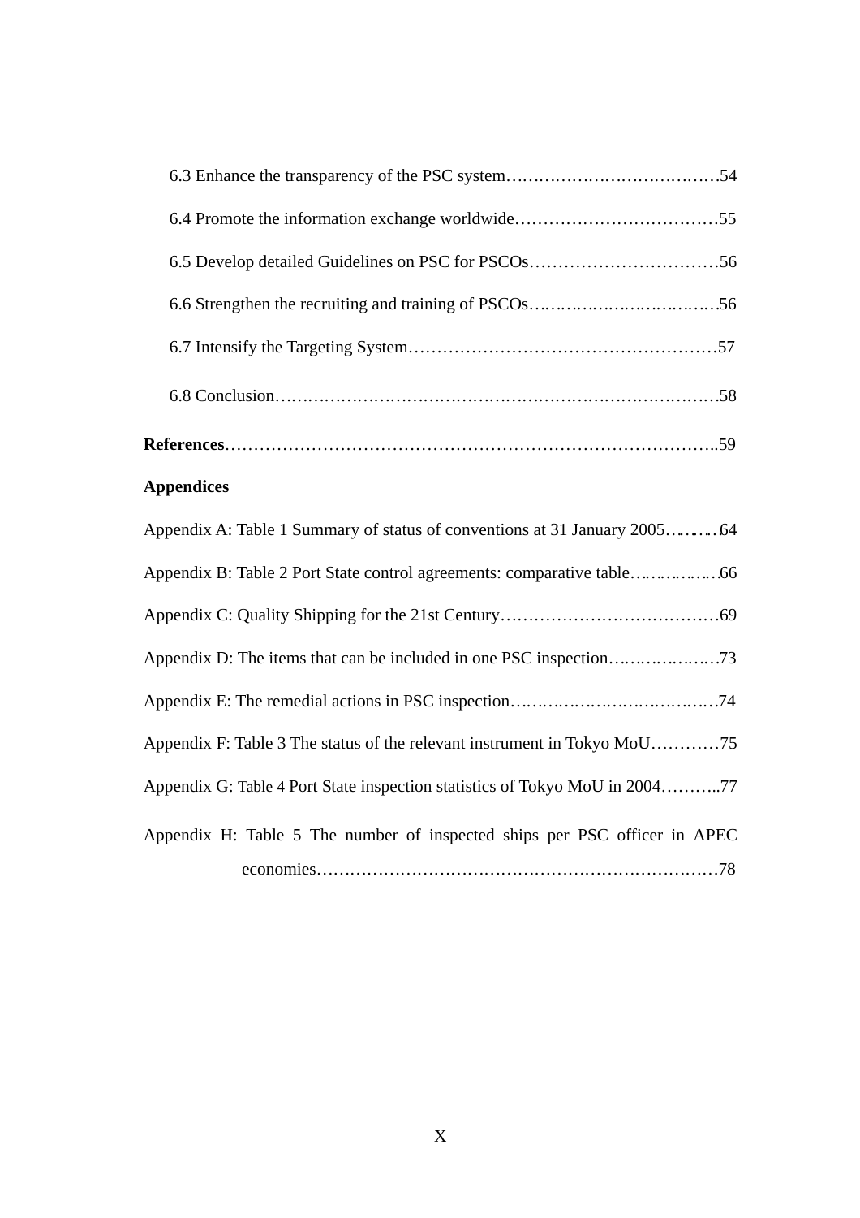6.3 Enhance the transparency of the PSC system……………………………………54

6.4 Promote the information exchange worldwide………………………………55

6.5 Develop detailed Guidelines on PSC for PSCOs……………………………56

6.6 Strengthen the recruiting and training of PSCOs……………………………56

6.7 Intensify the Targeting System………………………………………………57

6.8 Conclusion……………………………………………………………………58

**References**…………………………………………………………………………..59

**Appendices**

Appendix A: Table 1 Summary of status of conventions at 31 January 2005…………64

Appendix B: Table 2 Port State control agreements: comparative table………………66

Appendix C: Quality Shipping for the 21st Century…………………………………69

Appendix D: The items that can be included in one PSC inspection…………………73

Appendix E: The remedial actions in PSC inspection…………………………………74

Appendix F: Table 3 The status of the relevant instrument in Tokyo MoU…………75

Appendix G: Table 4 Port State inspection statistics of Tokyo MoU in 2004………..77

Appendix H: Table 5 The number of inspected ships per PSC officer in APEC economies……………………………………………………………………78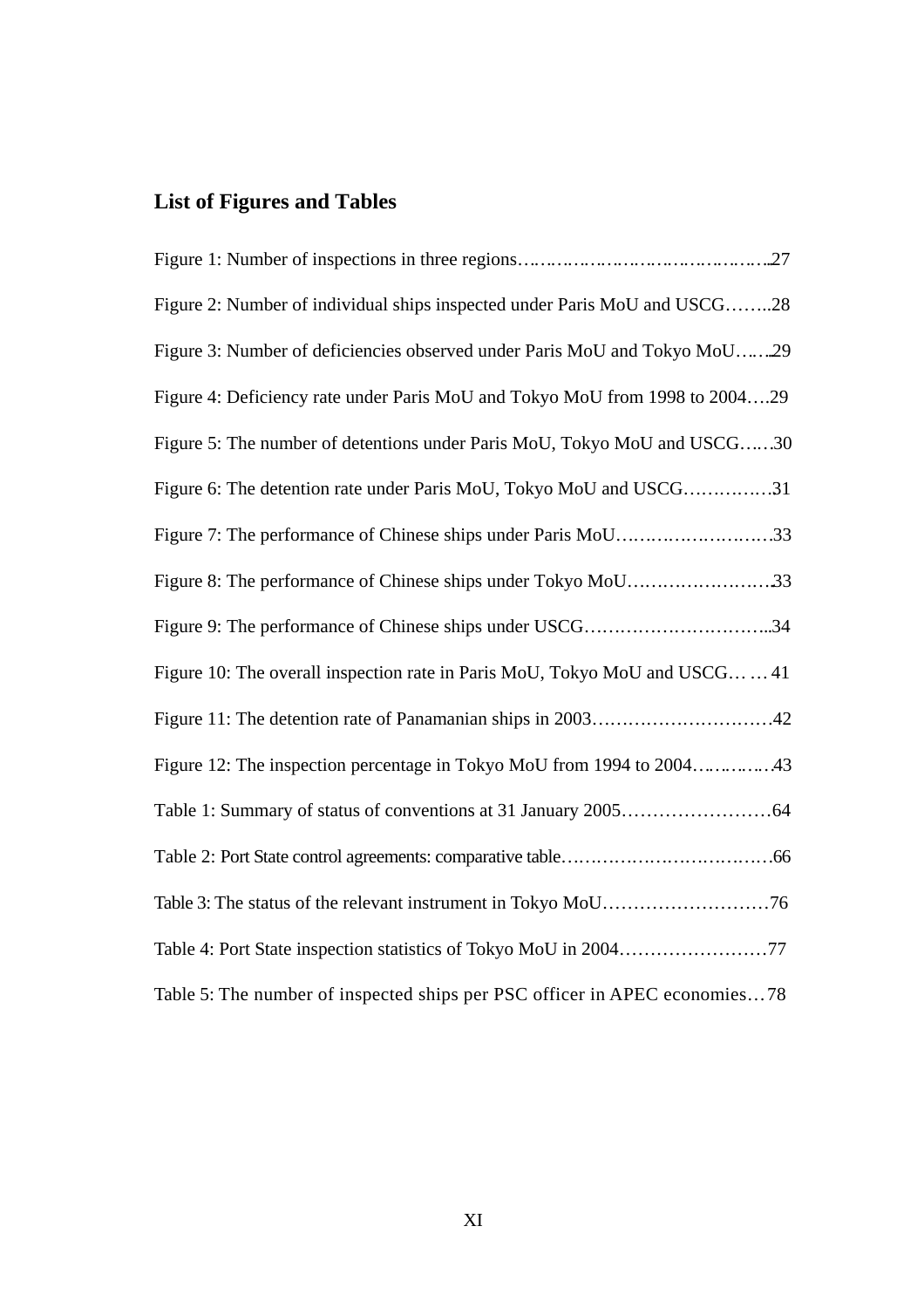## List of Figures and Tables

Figure 1: Number of inspections in three regions……………………………………..27

Figure 2: Number of individual ships inspected under Paris MoU and USCG……..28

Figure 3: Number of deficiencies observed under Paris MoU and Tokyo MoU……29

Figure 4: Deficiency rate under Paris MoU and Tokyo MoU from 1998 to 2004….29

Figure 5: The number of detentions under Paris MoU, Tokyo MoU and USCG……30

Figure 6: The detention rate under Paris MoU, Tokyo MoU and USCG……………31

Figure 7: The performance of Chinese ships under Paris MoU………………………33

Figure 8: The performance of Chinese ships under Tokyo MoU……………………33

Figure 9: The performance of Chinese ships under USCG…………………………..34

Figure 10: The overall inspection rate in Paris MoU, Tokyo MoU and USCG… … 41

Figure 11: The detention rate of Panamanian ships in 2003…………………………42

Figure 12: The inspection percentage in Tokyo MoU from 1994 to 2004………….43

Table 1: Summary of status of conventions at 31 January 2005……………………64

Table 2: Port State control agreements: comparative table……………………………66

Table 3: The status of the relevant instrument in Tokyo MoU………………………76

Table 4: Port State inspection statistics of Tokyo MoU in 2004……………………77

Table 5: The number of inspected ships per PSC officer in APEC economies… 78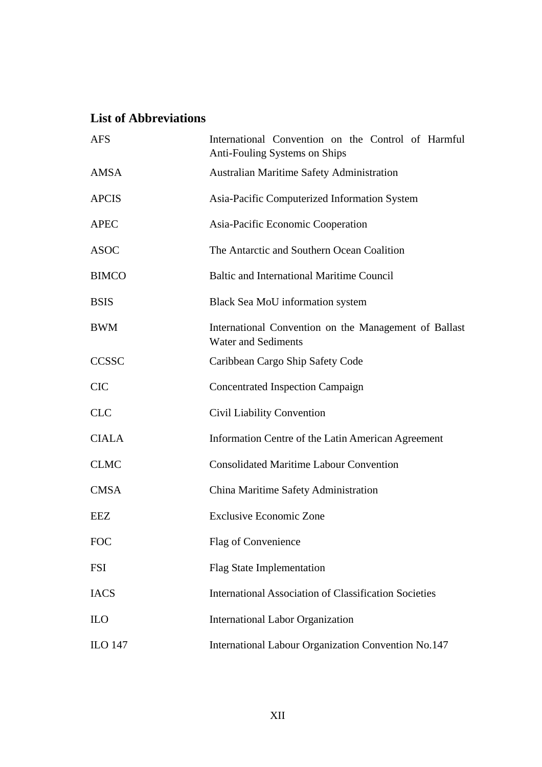## List of Abbreviations

| | |
|---|---|
| AFS | International Convention on the Control of Harmful Anti-Fouling Systems on Ships |
| AMSA | Australian Maritime Safety Administration |
| APCIS | Asia-Pacific Computerized Information System |
| APEC | Asia-Pacific Economic Cooperation |
| ASOC | The Antarctic and Southern Ocean Coalition |
| BIMCO | Baltic and International Maritime Council |
| BSIS | Black Sea MoU information system |
| BWM | International Convention on the Management of Ballast Water and Sediments |
| CCSSC | Caribbean Cargo Ship Safety Code |
| CIC | Concentrated Inspection Campaign |
| CLC | Civil Liability Convention |
| CIALA | Information Centre of the Latin American Agreement |
| CLMC | Consolidated Maritime Labour Convention |
| CMSA | China Maritime Safety Administration |
| EEZ | Exclusive Economic Zone |
| FOC | Flag of Convenience |
| FSI | Flag State Implementation |
| IACS | International Association of Classification Societies |
| ILO | International Labor Organization |
| ILO 147 | International Labour Organization Convention No.147 |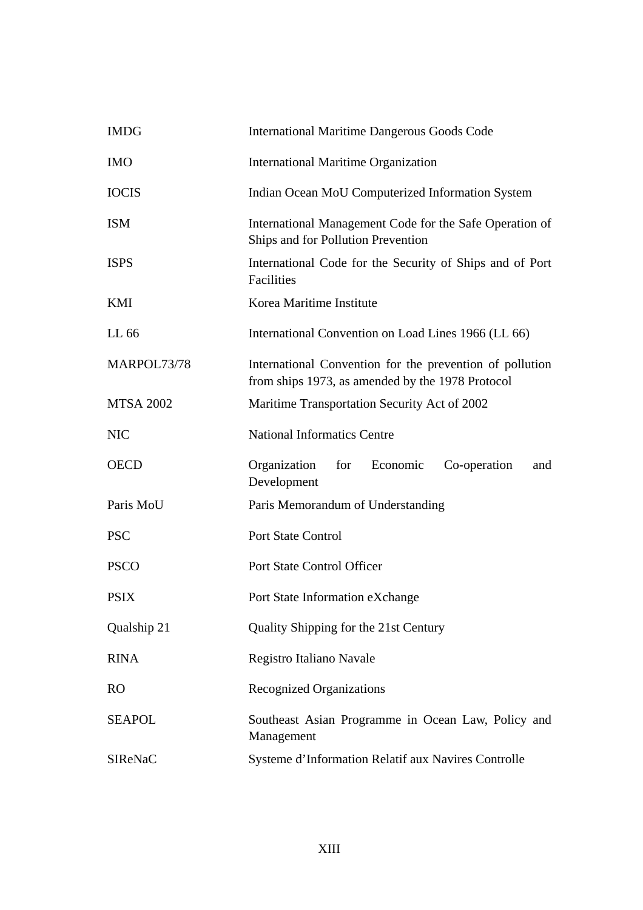| | |
|---|---|
| IMDG | International Maritime Dangerous Goods Code |
| IMO | International Maritime Organization |
| IOCIS | Indian Ocean MoU Computerized Information System |
| ISM | International Management Code for the Safe Operation of Ships and for Pollution Prevention |
| ISPS | International Code for the Security of Ships and of Port Facilities |
| KMI | Korea Maritime Institute |
| LL 66 | International Convention on Load Lines 1966 (LL 66) |
| MARPOL73/78 | International Convention for the prevention of pollution from ships 1973, as amended by the 1978 Protocol |
| MTSA 2002 | Maritime Transportation Security Act of 2002 |
| NIC | National Informatics Centre |
| OECD | Organization for Economic Co-operation and Development |
| Paris MoU | Paris Memorandum of Understanding |
| PSC | Port State Control |
| PSCO | Port State Control Officer |
| PSIX | Port State Information eXchange |
| Qualship 21 | Quality Shipping for the 21st Century |
| RINA | Registro Italiano Navale |
| RO | Recognized Organizations |
| SEAPOL | Southeast Asian Programme in Ocean Law, Policy and Management |
| SIReNaC | Systeme d'Information Relatif aux Navires Controlle |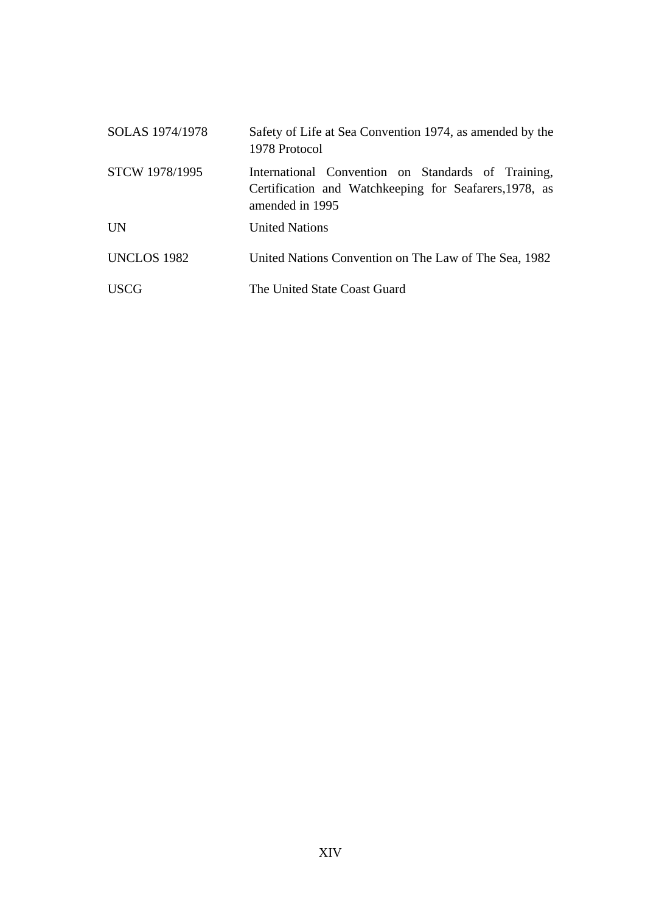| | |
|---|---|
| SOLAS 1974/1978 | Safety of Life at Sea Convention 1974, as amended by the 1978 Protocol |
| STCW 1978/1995 | International Convention on Standards of Training, Certification and Watchkeeping for Seafarers,1978, as amended in 1995 |
| UN | United Nations |
| UNCLOS 1982 | United Nations Convention on The Law of The Sea, 1982 |
| USCG | The United State Coast Guard |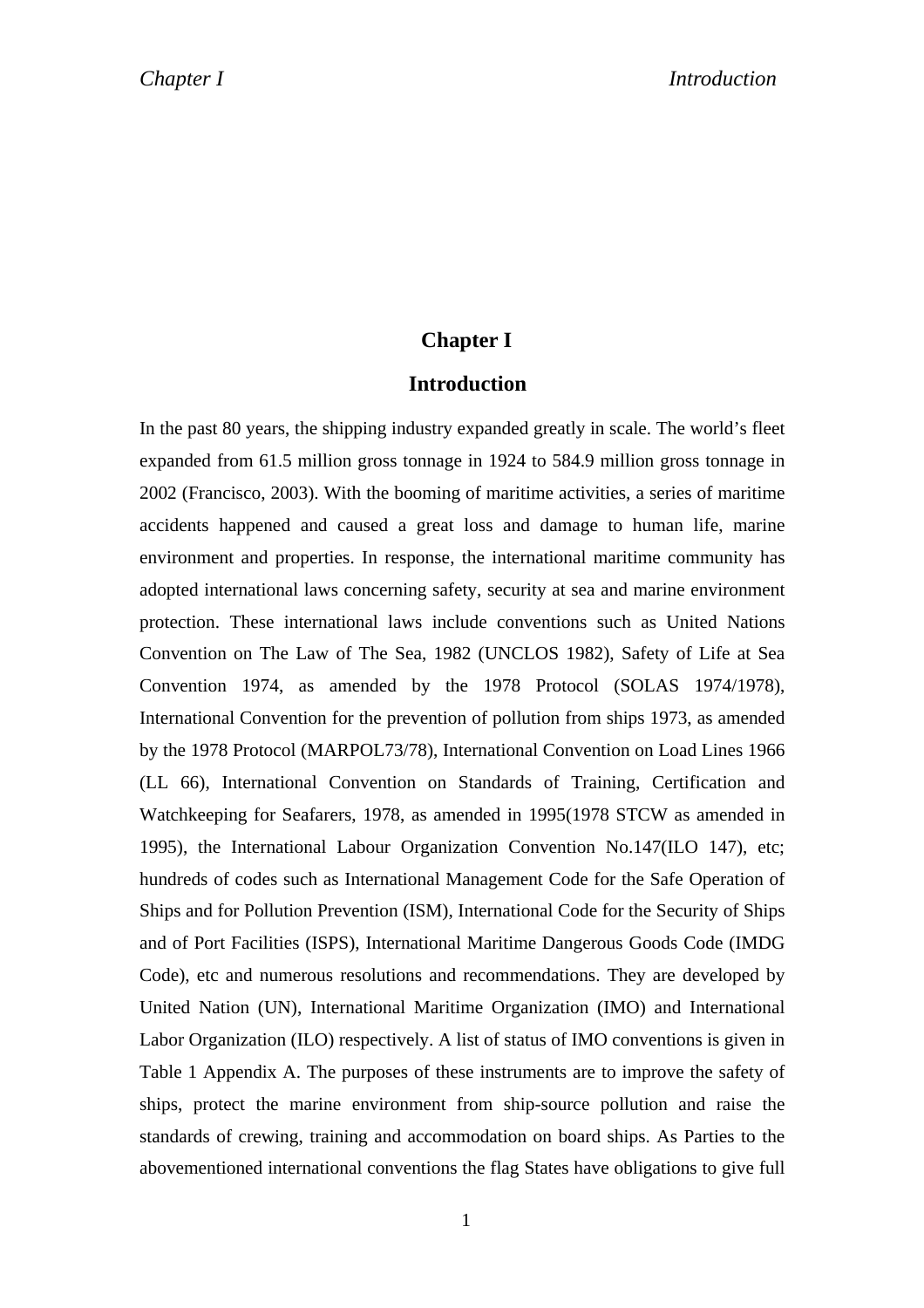# Chapter I

## Introduction

In the past 80 years, the shipping industry expanded greatly in scale. The world's fleet expanded from 61.5 million gross tonnage in 1924 to 584.9 million gross tonnage in 2002 (Francisco, 2003). With the booming of maritime activities, a series of maritime accidents happened and caused a great loss and damage to human life, marine environment and properties. In response, the international maritime community has adopted international laws concerning safety, security at sea and marine environment protection. These international laws include conventions such as United Nations Convention on The Law of The Sea, 1982 (UNCLOS 1982), Safety of Life at Sea Convention 1974, as amended by the 1978 Protocol (SOLAS 1974/1978), International Convention for the prevention of pollution from ships 1973, as amended by the 1978 Protocol (MARPOL73/78), International Convention on Load Lines 1966 (LL 66), International Convention on Standards of Training, Certification and Watchkeeping for Seafarers, 1978, as amended in 1995(1978 STCW as amended in 1995), the International Labour Organization Convention No.147(ILO 147), etc; hundreds of codes such as International Management Code for the Safe Operation of Ships and for Pollution Prevention (ISM), International Code for the Security of Ships and of Port Facilities (ISPS), International Maritime Dangerous Goods Code (IMDG Code), etc and numerous resolutions and recommendations. They are developed by United Nation (UN), International Maritime Organization (IMO) and International Labor Organization (ILO) respectively. A list of status of IMO conventions is given in Table 1 Appendix A. The purposes of these instruments are to improve the safety of ships, protect the marine environment from ship-source pollution and raise the standards of crewing, training and accommodation on board ships. As Parties to the abovementioned international conventions the flag States have obligations to give full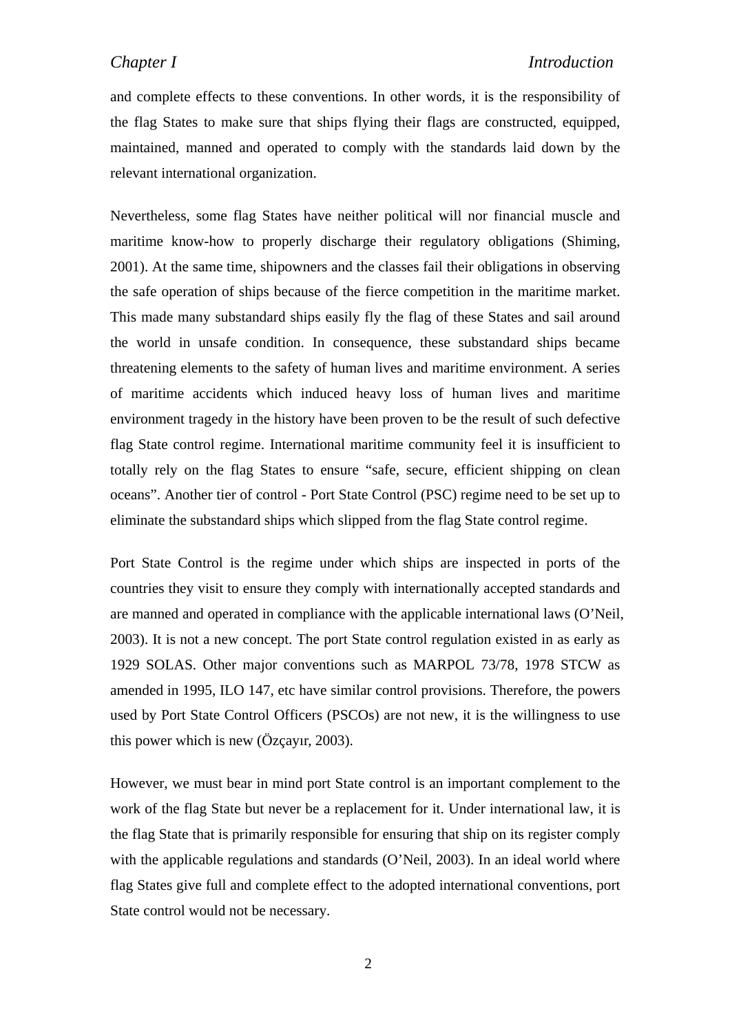and complete effects to these conventions. In other words, it is the responsibility of the flag States to make sure that ships flying their flags are constructed, equipped, maintained, manned and operated to comply with the standards laid down by the relevant international organization.

Nevertheless, some flag States have neither political will nor financial muscle and maritime know-how to properly discharge their regulatory obligations (Shiming, 2001). At the same time, shipowners and the classes fail their obligations in observing the safe operation of ships because of the fierce competition in the maritime market. This made many substandard ships easily fly the flag of these States and sail around the world in unsafe condition. In consequence, these substandard ships became threatening elements to the safety of human lives and maritime environment. A series of maritime accidents which induced heavy loss of human lives and maritime environment tragedy in the history have been proven to be the result of such defective flag State control regime. International maritime community feel it is insufficient to totally rely on the flag States to ensure "safe, secure, efficient shipping on clean oceans". Another tier of control - Port State Control (PSC) regime need to be set up to eliminate the substandard ships which slipped from the flag State control regime.

Port State Control is the regime under which ships are inspected in ports of the countries they visit to ensure they comply with internationally accepted standards and are manned and operated in compliance with the applicable international laws (O'Neil, 2003). It is not a new concept. The port State control regulation existed in as early as 1929 SOLAS. Other major conventions such as MARPOL 73/78, 1978 STCW as amended in 1995, ILO 147, etc have similar control provisions. Therefore, the powers used by Port State Control Officers (PSCOs) are not new, it is the willingness to use this power which is new (Özçayır, 2003).

However, we must bear in mind port State control is an important complement to the work of the flag State but never be a replacement for it. Under international law, it is the flag State that is primarily responsible for ensuring that ship on its register comply with the applicable regulations and standards (O'Neil, 2003). In an ideal world where flag States give full and complete effect to the adopted international conventions, port State control would not be necessary.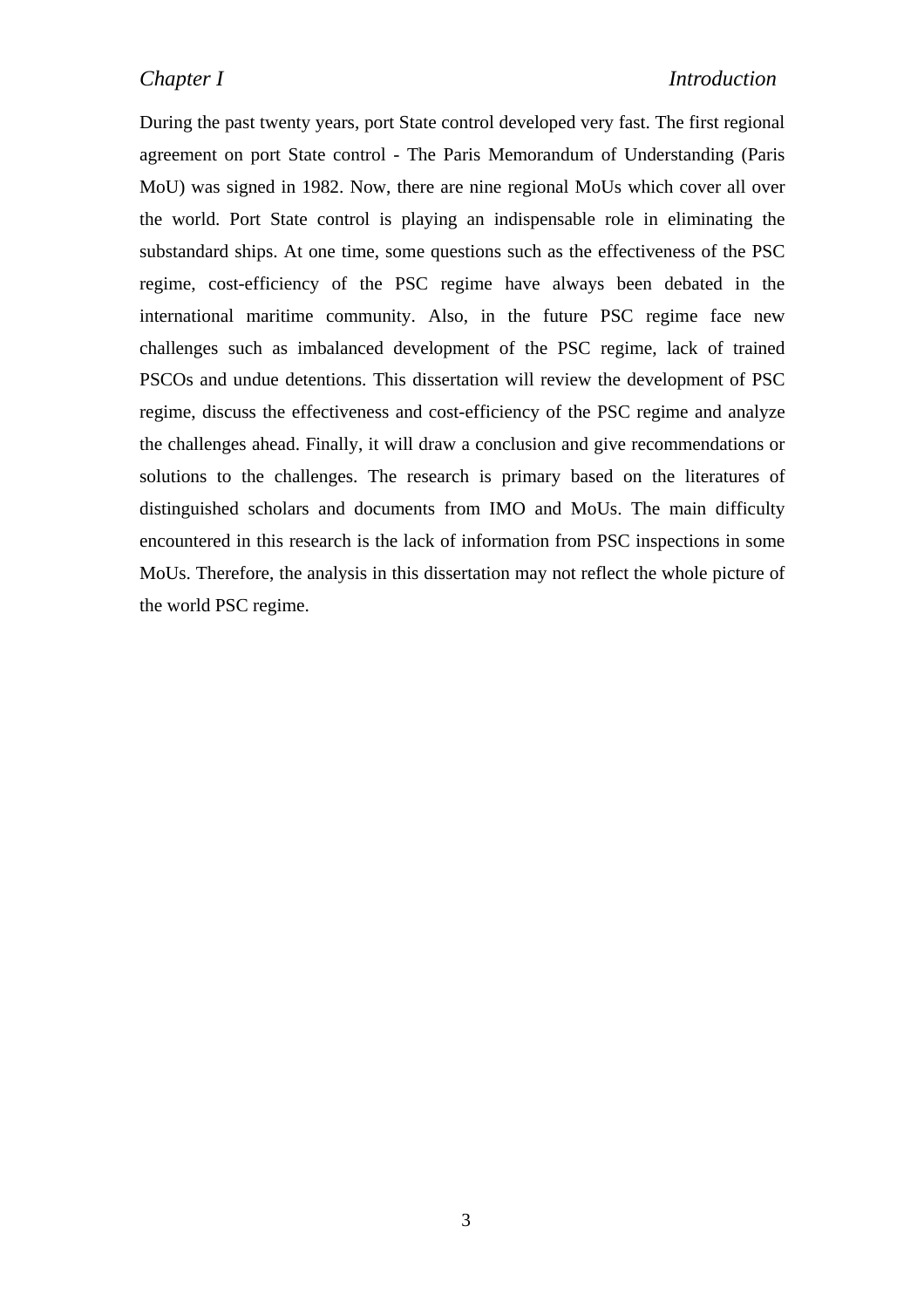During the past twenty years, port State control developed very fast. The first regional agreement on port State control - The Paris Memorandum of Understanding (Paris MoU) was signed in 1982. Now, there are nine regional MoUs which cover all over the world. Port State control is playing an indispensable role in eliminating the substandard ships. At one time, some questions such as the effectiveness of the PSC regime, cost-efficiency of the PSC regime have always been debated in the international maritime community. Also, in the future PSC regime face new challenges such as imbalanced development of the PSC regime, lack of trained PSCOs and undue detentions. This dissertation will review the development of PSC regime, discuss the effectiveness and cost-efficiency of the PSC regime and analyze the challenges ahead. Finally, it will draw a conclusion and give recommendations or solutions to the challenges. The research is primary based on the literatures of distinguished scholars and documents from IMO and MoUs. The main difficulty encountered in this research is the lack of information from PSC inspections in some MoUs. Therefore, the analysis in this dissertation may not reflect the whole picture of the world PSC regime.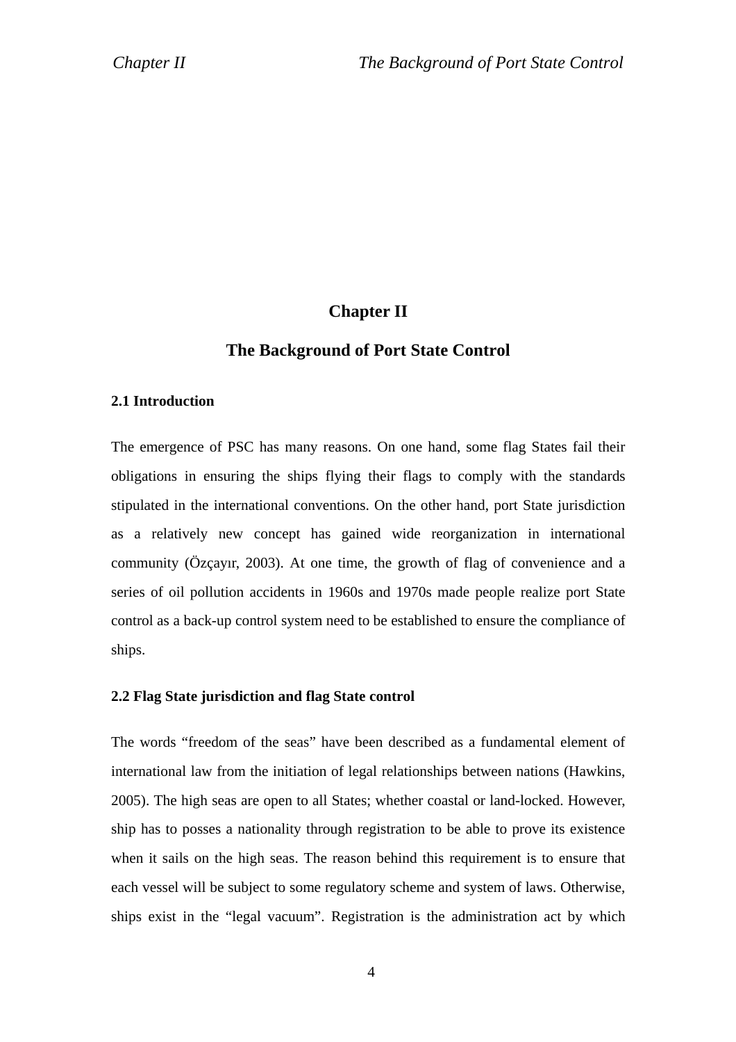# Chapter II

# The Background of Port State Control

### 2.1 Introduction

The emergence of PSC has many reasons. On one hand, some flag States fail their obligations in ensuring the ships flying their flags to comply with the standards stipulated in the international conventions. On the other hand, port State jurisdiction as a relatively new concept has gained wide reorganization in international community (Özçayır, 2003). At one time, the growth of flag of convenience and a series of oil pollution accidents in 1960s and 1970s made people realize port State control as a back-up control system need to be established to ensure the compliance of ships.

### 2.2 Flag State jurisdiction and flag State control

The words "freedom of the seas" have been described as a fundamental element of international law from the initiation of legal relationships between nations (Hawkins, 2005). The high seas are open to all States; whether coastal or land-locked. However, ship has to posses a nationality through registration to be able to prove its existence when it sails on the high seas. The reason behind this requirement is to ensure that each vessel will be subject to some regulatory scheme and system of laws. Otherwise, ships exist in the "legal vacuum". Registration is the administration act by which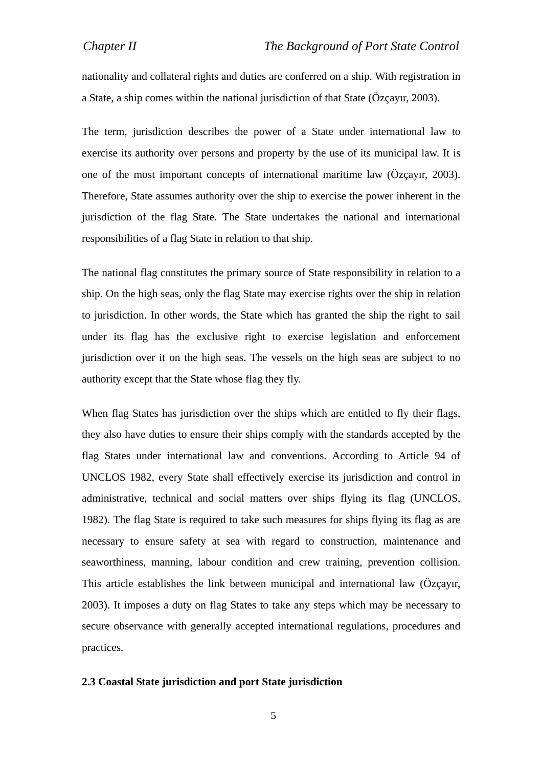nationality and collateral rights and duties are conferred on a ship. With registration in a State, a ship comes within the national jurisdiction of that State (Özçayır, 2003).

The term, jurisdiction describes the power of a State under international law to exercise its authority over persons and property by the use of its municipal law. It is one of the most important concepts of international maritime law (Özçayır, 2003). Therefore, State assumes authority over the ship to exercise the power inherent in the jurisdiction of the flag State. The State undertakes the national and international responsibilities of a flag State in relation to that ship.

The national flag constitutes the primary source of State responsibility in relation to a ship. On the high seas, only the flag State may exercise rights over the ship in relation to jurisdiction. In other words, the State which has granted the ship the right to sail under its flag has the exclusive right to exercise legislation and enforcement jurisdiction over it on the high seas. The vessels on the high seas are subject to no authority except that the State whose flag they fly.

When flag States has jurisdiction over the ships which are entitled to fly their flags, they also have duties to ensure their ships comply with the standards accepted by the flag States under international law and conventions. According to Article 94 of UNCLOS 1982, every State shall effectively exercise its jurisdiction and control in administrative, technical and social matters over ships flying its flag (UNCLOS, 1982). The flag State is required to take such measures for ships flying its flag as are necessary to ensure safety at sea with regard to construction, maintenance and seaworthiness, manning, labour condition and crew training, prevention collision. This article establishes the link between municipal and international law (Özçayır, 2003). It imposes a duty on flag States to take any steps which may be necessary to secure observance with generally accepted international regulations, procedures and practices.

### 2.3 Coastal State jurisdiction and port State jurisdiction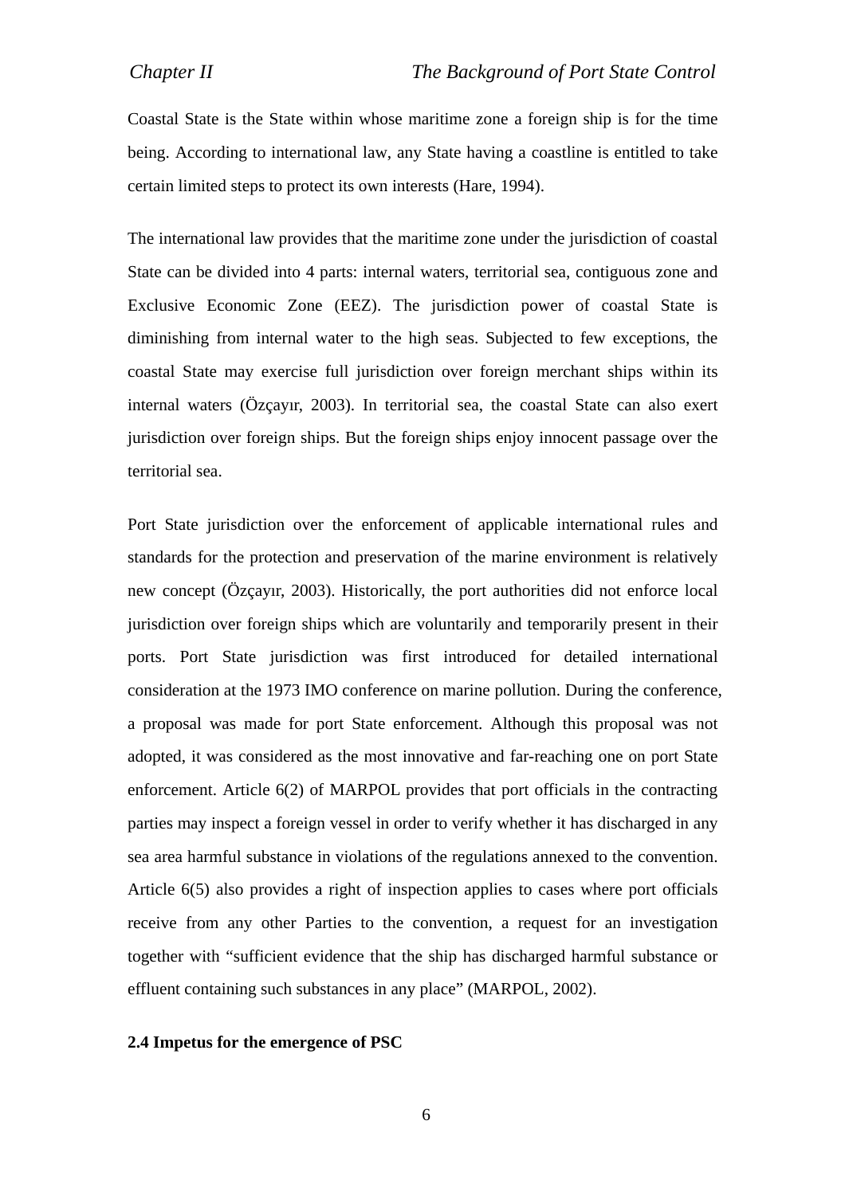Coastal State is the State within whose maritime zone a foreign ship is for the time being. According to international law, any State having a coastline is entitled to take certain limited steps to protect its own interests (Hare, 1994).

The international law provides that the maritime zone under the jurisdiction of coastal State can be divided into 4 parts: internal waters, territorial sea, contiguous zone and Exclusive Economic Zone (EEZ). The jurisdiction power of coastal State is diminishing from internal water to the high seas. Subjected to few exceptions, the coastal State may exercise full jurisdiction over foreign merchant ships within its internal waters (Özçayır, 2003). In territorial sea, the coastal State can also exert jurisdiction over foreign ships. But the foreign ships enjoy innocent passage over the territorial sea.

Port State jurisdiction over the enforcement of applicable international rules and standards for the protection and preservation of the marine environment is relatively new concept (Özçayır, 2003). Historically, the port authorities did not enforce local jurisdiction over foreign ships which are voluntarily and temporarily present in their ports. Port State jurisdiction was first introduced for detailed international consideration at the 1973 IMO conference on marine pollution. During the conference, a proposal was made for port State enforcement. Although this proposal was not adopted, it was considered as the most innovative and far-reaching one on port State enforcement. Article 6(2) of MARPOL provides that port officials in the contracting parties may inspect a foreign vessel in order to verify whether it has discharged in any sea area harmful substance in violations of the regulations annexed to the convention. Article 6(5) also provides a right of inspection applies to cases where port officials receive from any other Parties to the convention, a request for an investigation together with "sufficient evidence that the ship has discharged harmful substance or effluent containing such substances in any place" (MARPOL, 2002).

### 2.4 Impetus for the emergence of PSC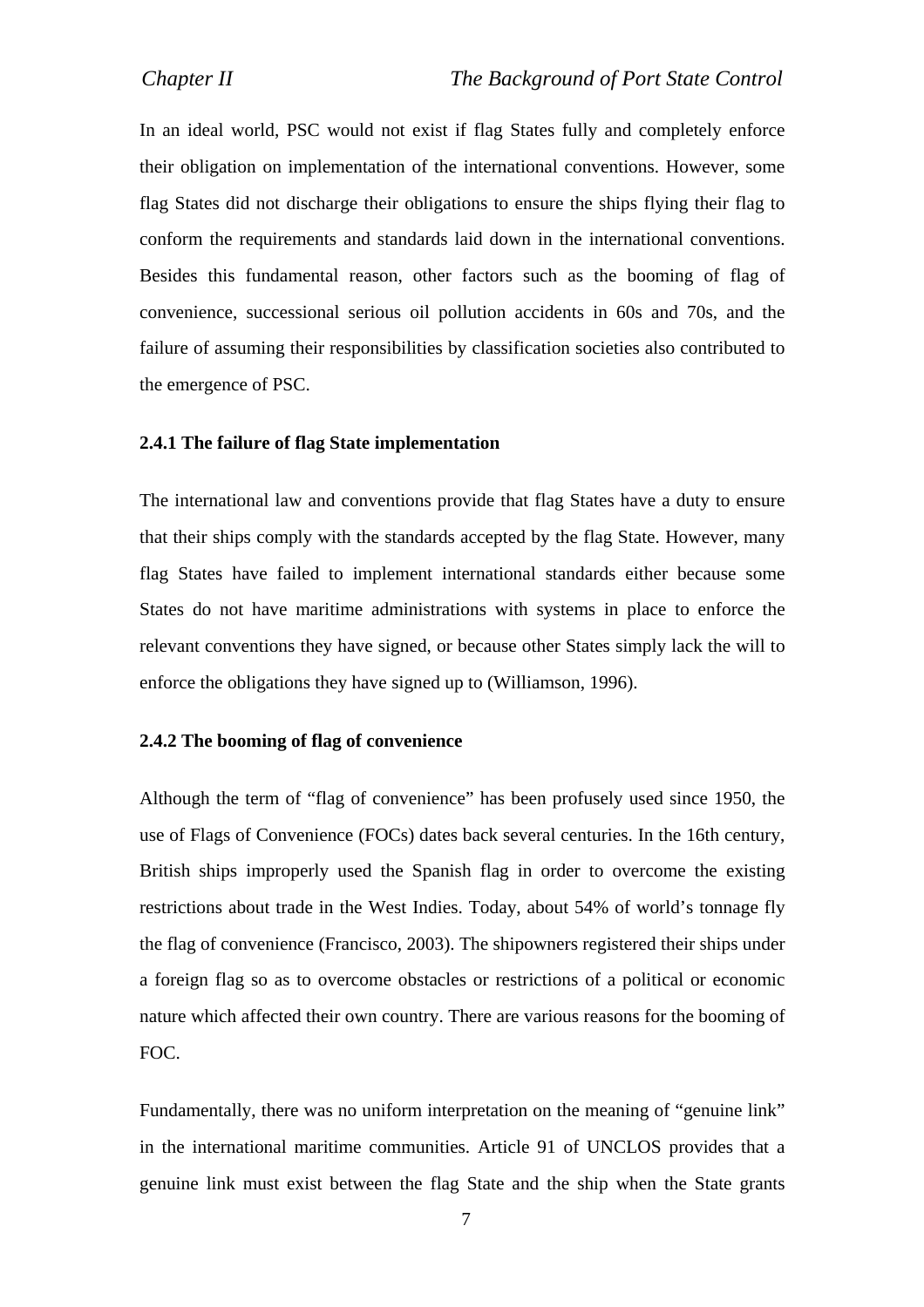In an ideal world, PSC would not exist if flag States fully and completely enforce their obligation on implementation of the international conventions. However, some flag States did not discharge their obligations to ensure the ships flying their flag to conform the requirements and standards laid down in the international conventions. Besides this fundamental reason, other factors such as the booming of flag of convenience, successional serious oil pollution accidents in 60s and 70s, and the failure of assuming their responsibilities by classification societies also contributed to the emergence of PSC.

### 2.4.1 The failure of flag State implementation

The international law and conventions provide that flag States have a duty to ensure that their ships comply with the standards accepted by the flag State. However, many flag States have failed to implement international standards either because some States do not have maritime administrations with systems in place to enforce the relevant conventions they have signed, or because other States simply lack the will to enforce the obligations they have signed up to (Williamson, 1996).

### 2.4.2 The booming of flag of convenience

Although the term of "flag of convenience" has been profusely used since 1950, the use of Flags of Convenience (FOCs) dates back several centuries. In the 16th century, British ships improperly used the Spanish flag in order to overcome the existing restrictions about trade in the West Indies. Today, about 54% of world's tonnage fly the flag of convenience (Francisco, 2003). The shipowners registered their ships under a foreign flag so as to overcome obstacles or restrictions of a political or economic nature which affected their own country. There are various reasons for the booming of FOC.

Fundamentally, there was no uniform interpretation on the meaning of "genuine link" in the international maritime communities. Article 91 of UNCLOS provides that a genuine link must exist between the flag State and the ship when the State grants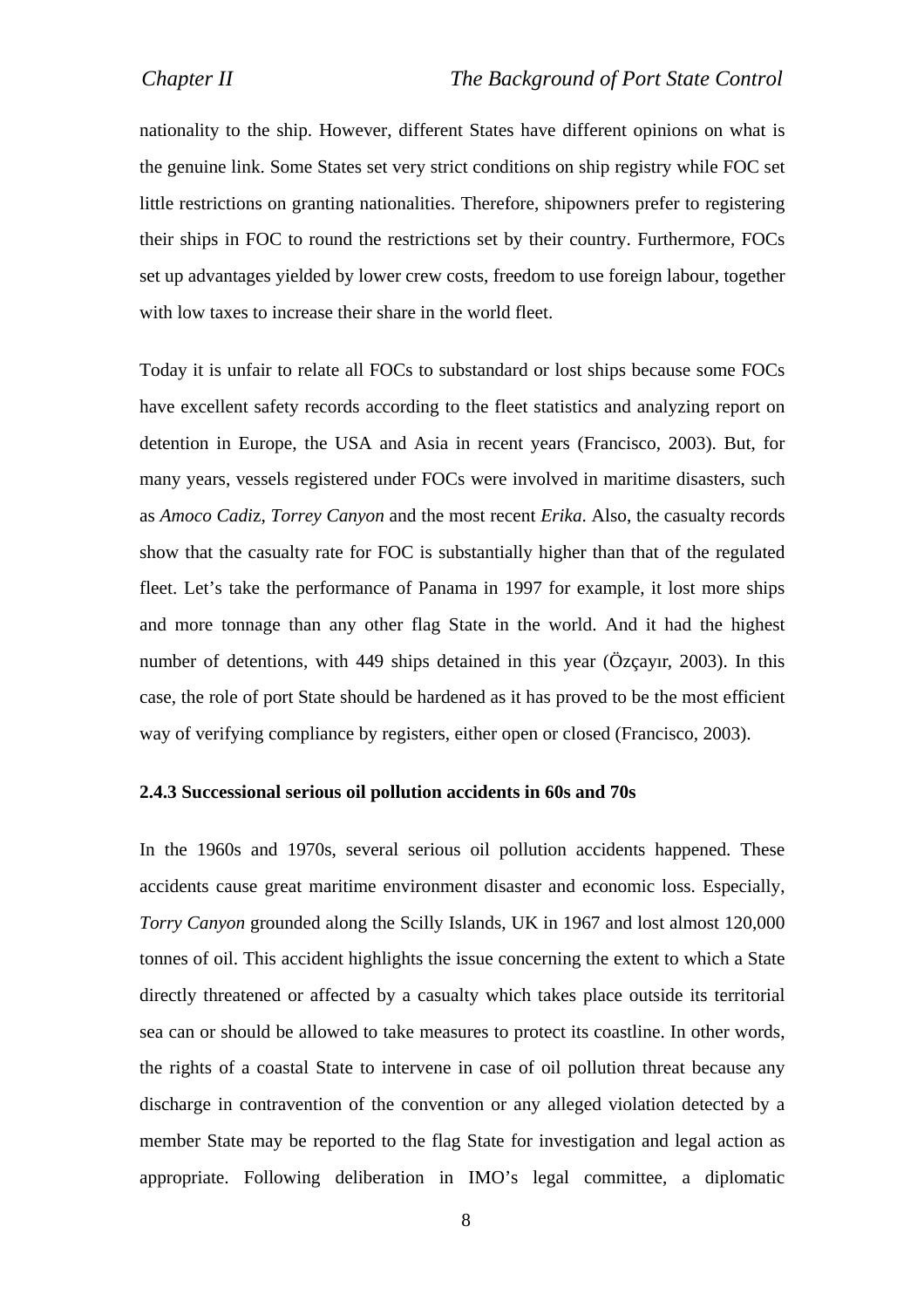nationality to the ship. However, different States have different opinions on what is the genuine link. Some States set very strict conditions on ship registry while FOC set little restrictions on granting nationalities. Therefore, shipowners prefer to registering their ships in FOC to round the restrictions set by their country. Furthermore, FOCs set up advantages yielded by lower crew costs, freedom to use foreign labour, together with low taxes to increase their share in the world fleet.

Today it is unfair to relate all FOCs to substandard or lost ships because some FOCs have excellent safety records according to the fleet statistics and analyzing report on detention in Europe, the USA and Asia in recent years (Francisco, 2003). But, for many years, vessels registered under FOCs were involved in maritime disasters, such as *Amoco Cadiz*, *Torrey Canyon* and the most recent *Erika*. Also, the casualty records show that the casualty rate for FOC is substantially higher than that of the regulated fleet. Let's take the performance of Panama in 1997 for example, it lost more ships and more tonnage than any other flag State in the world. And it had the highest number of detentions, with 449 ships detained in this year (Özçayır, 2003). In this case, the role of port State should be hardened as it has proved to be the most efficient way of verifying compliance by registers, either open or closed (Francisco, 2003).

### 2.4.3 Successional serious oil pollution accidents in 60s and 70s

In the 1960s and 1970s, several serious oil pollution accidents happened. These accidents cause great maritime environment disaster and economic loss. Especially, *Torry Canyon* grounded along the Scilly Islands, UK in 1967 and lost almost 120,000 tonnes of oil. This accident highlights the issue concerning the extent to which a State directly threatened or affected by a casualty which takes place outside its territorial sea can or should be allowed to take measures to protect its coastline. In other words, the rights of a coastal State to intervene in case of oil pollution threat because any discharge in contravention of the convention or any alleged violation detected by a member State may be reported to the flag State for investigation and legal action as appropriate. Following deliberation in IMO's legal committee, a diplomatic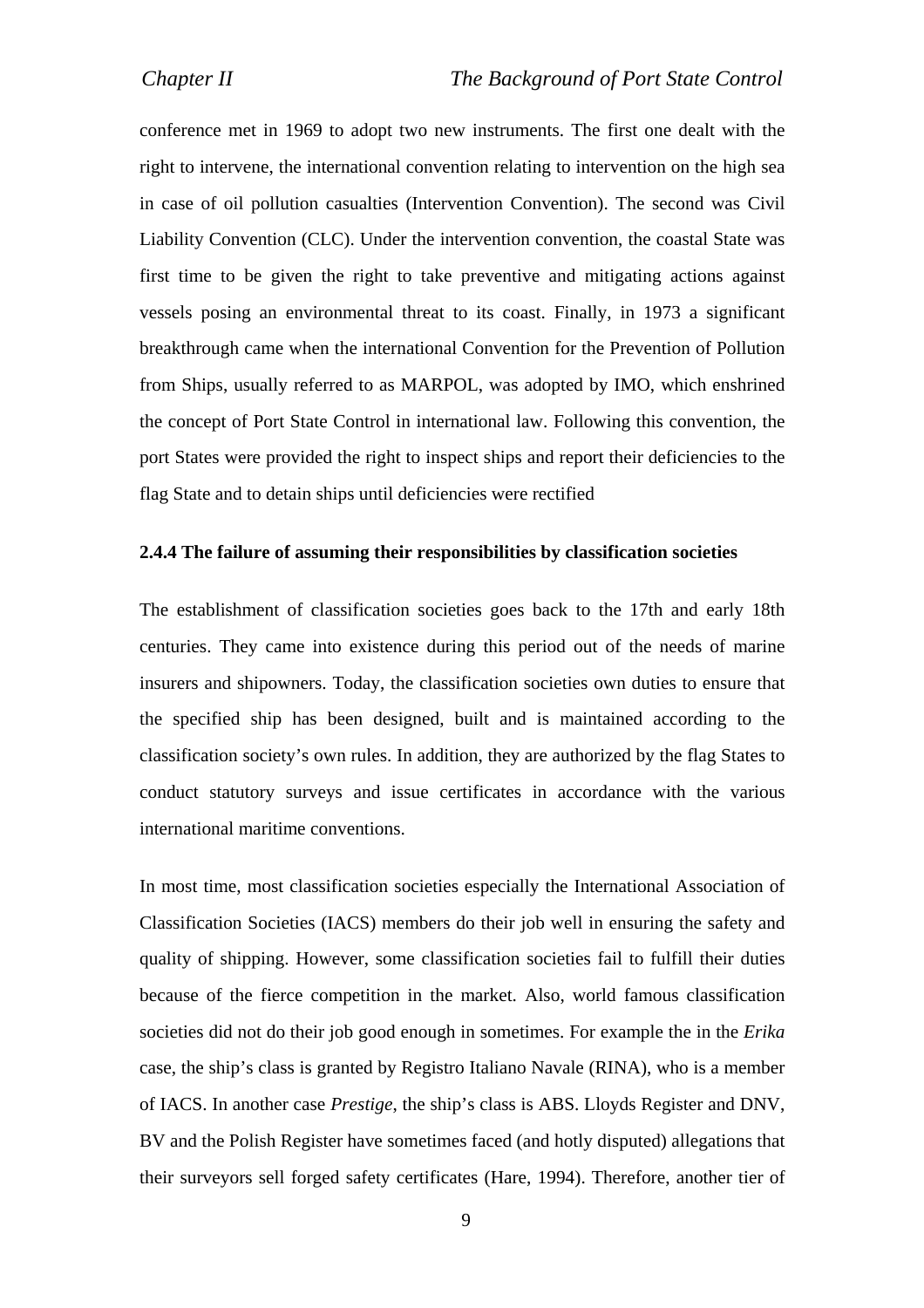conference met in 1969 to adopt two new instruments. The first one dealt with the right to intervene, the international convention relating to intervention on the high sea in case of oil pollution casualties (Intervention Convention). The second was Civil Liability Convention (CLC). Under the intervention convention, the coastal State was first time to be given the right to take preventive and mitigating actions against vessels posing an environmental threat to its coast. Finally, in 1973 a significant breakthrough came when the international Convention for the Prevention of Pollution from Ships, usually referred to as MARPOL, was adopted by IMO, which enshrined the concept of Port State Control in international law. Following this convention, the port States were provided the right to inspect ships and report their deficiencies to the flag State and to detain ships until deficiencies were rectified

### 2.4.4 The failure of assuming their responsibilities by classification societies

The establishment of classification societies goes back to the 17th and early 18th centuries. They came into existence during this period out of the needs of marine insurers and shipowners. Today, the classification societies own duties to ensure that the specified ship has been designed, built and is maintained according to the classification society's own rules. In addition, they are authorized by the flag States to conduct statutory surveys and issue certificates in accordance with the various international maritime conventions.

In most time, most classification societies especially the International Association of Classification Societies (IACS) members do their job well in ensuring the safety and quality of shipping. However, some classification societies fail to fulfill their duties because of the fierce competition in the market. Also, world famous classification societies did not do their job good enough in sometimes. For example the in the *Erika* case, the ship's class is granted by Registro Italiano Navale (RINA), who is a member of IACS. In another case *Prestige*, the ship's class is ABS. Lloyds Register and DNV, BV and the Polish Register have sometimes faced (and hotly disputed) allegations that their surveyors sell forged safety certificates (Hare, 1994). Therefore, another tier of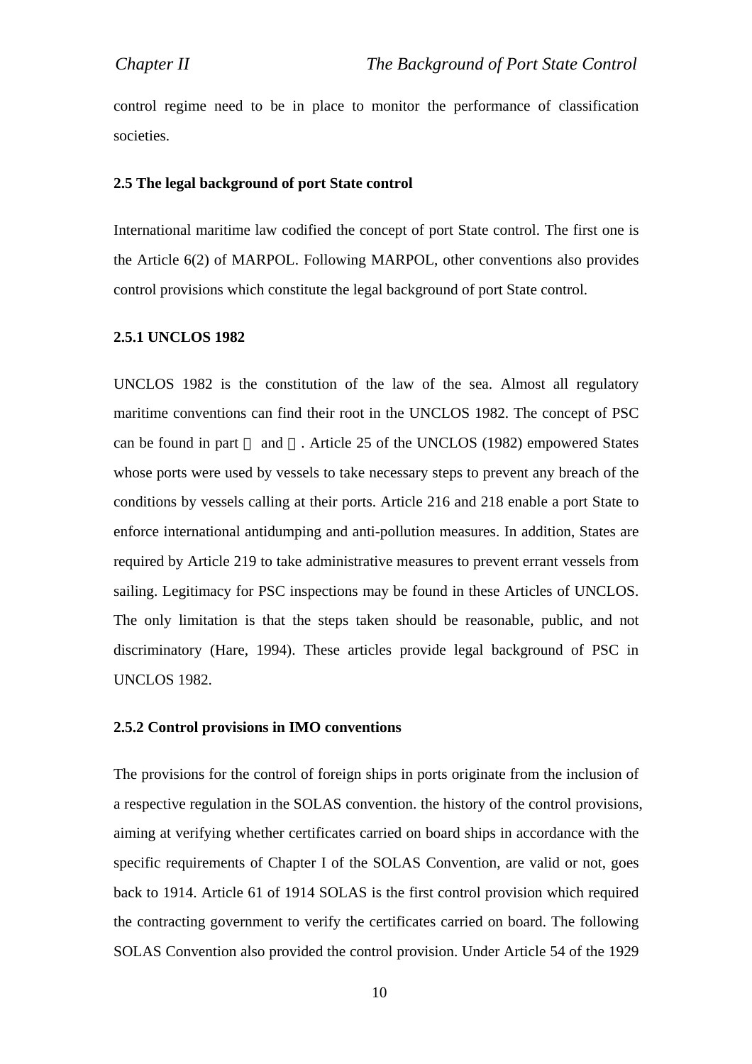control regime need to be in place to monitor the performance of classification societies.

### 2.5 The legal background of port State control

International maritime law codified the concept of port State control. The first one is the Article 6(2) of MARPOL. Following MARPOL, other conventions also provides control provisions which constitute the legal background of port State control.

#### 2.5.1 UNCLOS 1982

UNCLOS 1982 is the constitution of the law of the sea. Almost all regulatory maritime conventions can find their root in the UNCLOS 1982. The concept of PSC can be found in part  and . Article 25 of the UNCLOS (1982) empowered States whose ports were used by vessels to take necessary steps to prevent any breach of the conditions by vessels calling at their ports. Article 216 and 218 enable a port State to enforce international antidumping and anti-pollution measures. In addition, States are required by Article 219 to take administrative measures to prevent errant vessels from sailing. Legitimacy for PSC inspections may be found in these Articles of UNCLOS. The only limitation is that the steps taken should be reasonable, public, and not discriminatory (Hare, 1994). These articles provide legal background of PSC in UNCLOS 1982.

#### 2.5.2 Control provisions in IMO conventions

The provisions for the control of foreign ships in ports originate from the inclusion of a respective regulation in the SOLAS convention. the history of the control provisions, aiming at verifying whether certificates carried on board ships in accordance with the specific requirements of Chapter I of the SOLAS Convention, are valid or not, goes back to 1914. Article 61 of 1914 SOLAS is the first control provision which required the contracting government to verify the certificates carried on board. The following SOLAS Convention also provided the control provision. Under Article 54 of the 1929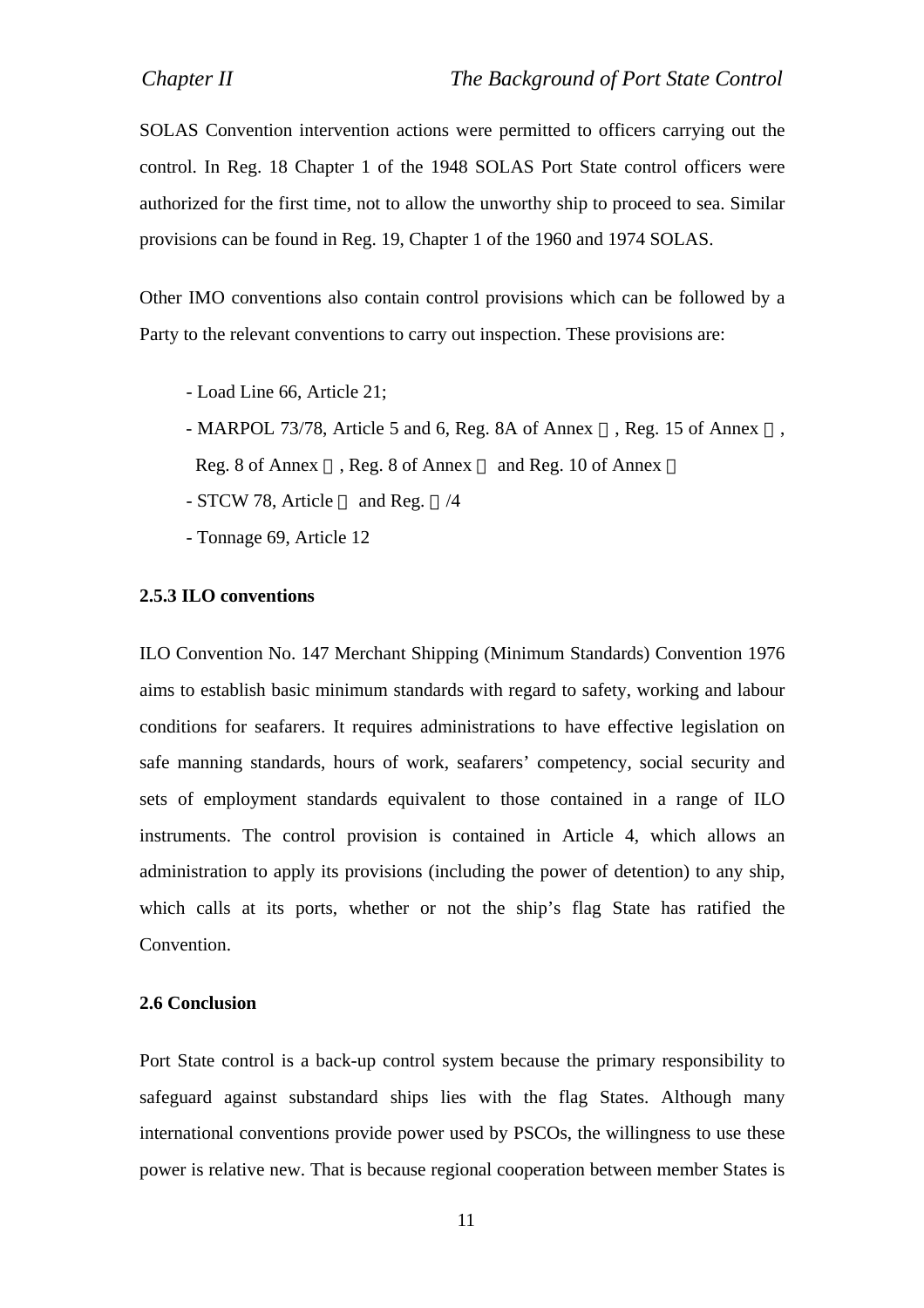SOLAS Convention intervention actions were permitted to officers carrying out the control. In Reg. 18 Chapter 1 of the 1948 SOLAS Port State control officers were authorized for the first time, not to allow the unworthy ship to proceed to sea. Similar provisions can be found in Reg. 19, Chapter 1 of the 1960 and 1974 SOLAS.

Other IMO conventions also contain control provisions which can be followed by a Party to the relevant conventions to carry out inspection. These provisions are:

- Load Line 66, Article 21;
- MARPOL 73/78, Article 5 and 6, Reg. 8A of Annex Ⅰ, Reg. 15 of Annex Ⅱ, Reg. 8 of Annex Ⅲ, Reg. 8 of Annex Ⅴ and Reg. 10 of Annex Ⅵ
- STCW 78, Article Ⅹ and Reg. Ⅰ/4
- Tonnage 69, Article 12

### 2.5.3 ILO conventions

ILO Convention No. 147 Merchant Shipping (Minimum Standards) Convention 1976 aims to establish basic minimum standards with regard to safety, working and labour conditions for seafarers. It requires administrations to have effective legislation on safe manning standards, hours of work, seafarers' competency, social security and sets of employment standards equivalent to those contained in a range of ILO instruments. The control provision is contained in Article 4, which allows an administration to apply its provisions (including the power of detention) to any ship, which calls at its ports, whether or not the ship's flag State has ratified the Convention.

## 2.6 Conclusion

Port State control is a back-up control system because the primary responsibility to safeguard against substandard ships lies with the flag States. Although many international conventions provide power used by PSCOs, the willingness to use these power is relative new. That is because regional cooperation between member States is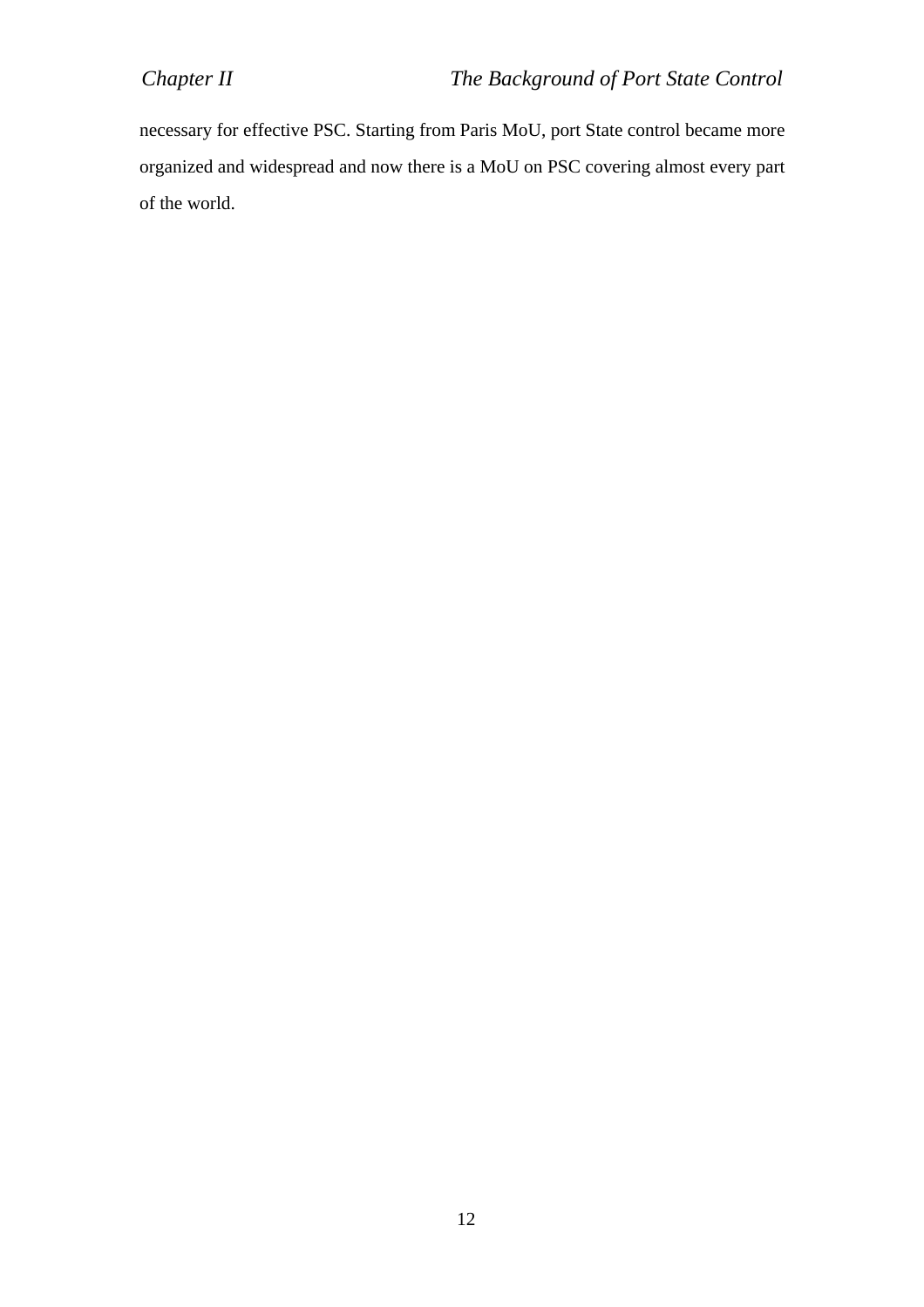necessary for effective PSC. Starting from Paris MoU, port State control became more organized and widespread and now there is a MoU on PSC covering almost every part of the world.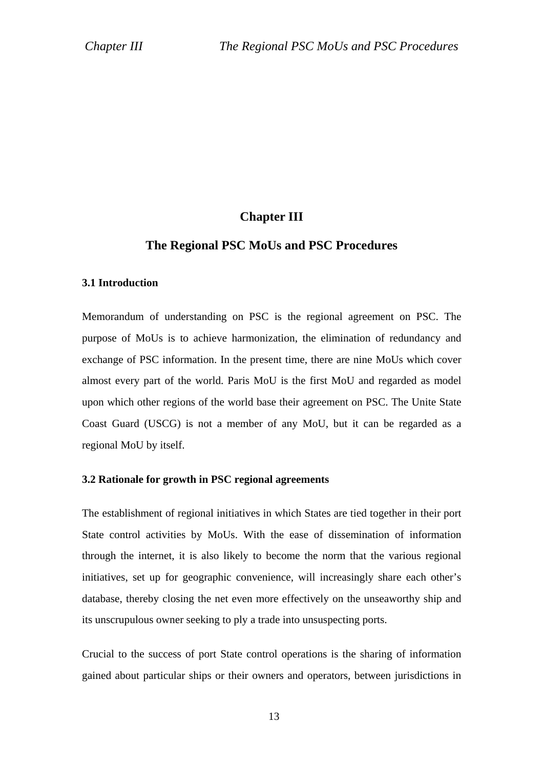# Chapter III

# The Regional PSC MoUs and PSC Procedures

### 3.1 Introduction

Memorandum of understanding on PSC is the regional agreement on PSC. The purpose of MoUs is to achieve harmonization, the elimination of redundancy and exchange of PSC information. In the present time, there are nine MoUs which cover almost every part of the world. Paris MoU is the first MoU and regarded as model upon which other regions of the world base their agreement on PSC. The Unite State Coast Guard (USCG) is not a member of any MoU, but it can be regarded as a regional MoU by itself.

### 3.2 Rationale for growth in PSC regional agreements

The establishment of regional initiatives in which States are tied together in their port State control activities by MoUs. With the ease of dissemination of information through the internet, it is also likely to become the norm that the various regional initiatives, set up for geographic convenience, will increasingly share each other's database, thereby closing the net even more effectively on the unseaworthy ship and its unscrupulous owner seeking to ply a trade into unsuspecting ports.

Crucial to the success of port State control operations is the sharing of information gained about particular ships or their owners and operators, between jurisdictions in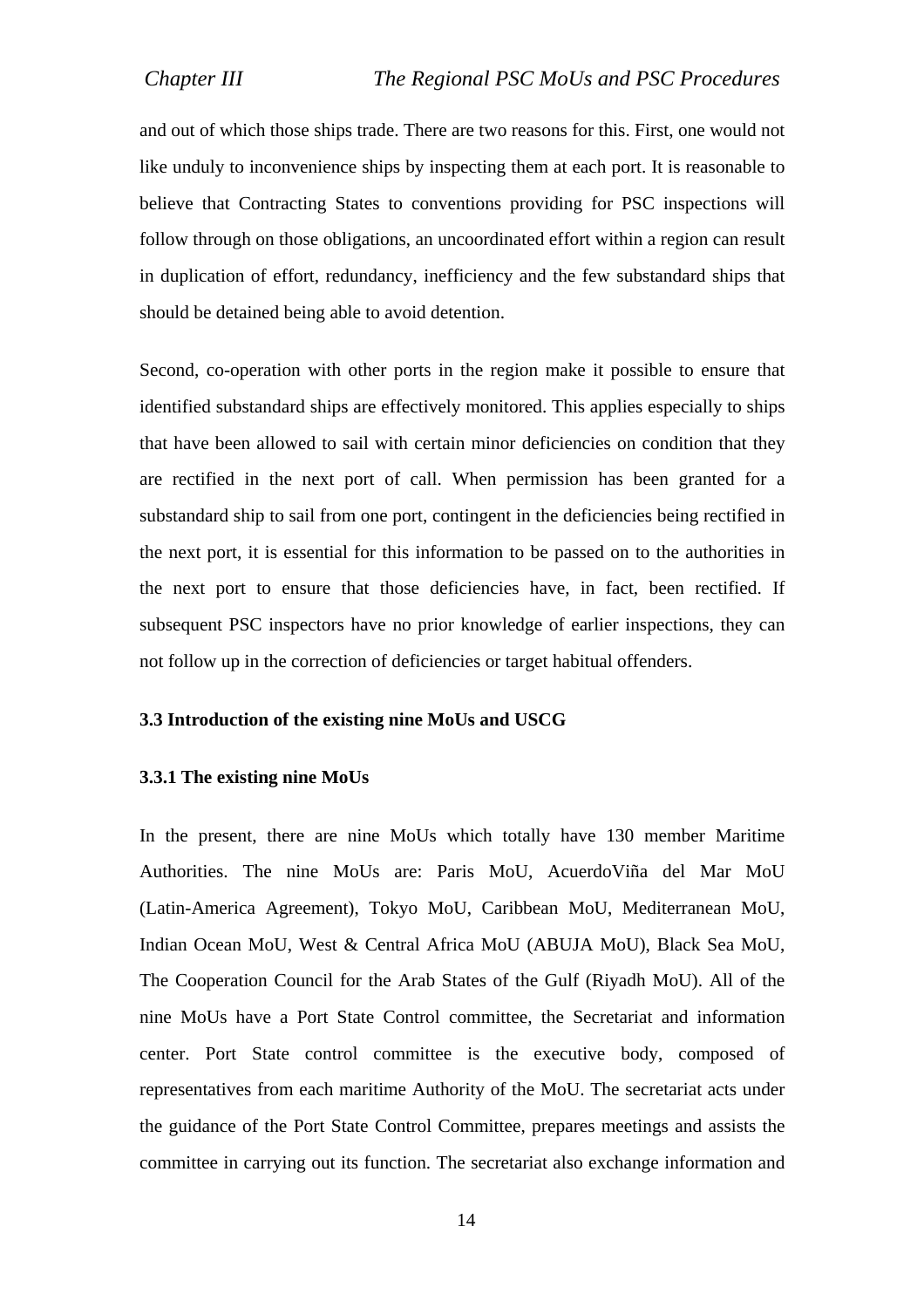and out of which those ships trade. There are two reasons for this. First, one would not like unduly to inconvenience ships by inspecting them at each port. It is reasonable to believe that Contracting States to conventions providing for PSC inspections will follow through on those obligations, an uncoordinated effort within a region can result in duplication of effort, redundancy, inefficiency and the few substandard ships that should be detained being able to avoid detention.

Second, co-operation with other ports in the region make it possible to ensure that identified substandard ships are effectively monitored. This applies especially to ships that have been allowed to sail with certain minor deficiencies on condition that they are rectified in the next port of call. When permission has been granted for a substandard ship to sail from one port, contingent in the deficiencies being rectified in the next port, it is essential for this information to be passed on to the authorities in the next port to ensure that those deficiencies have, in fact, been rectified. If subsequent PSC inspectors have no prior knowledge of earlier inspections, they can not follow up in the correction of deficiencies or target habitual offenders.

### 3.3 Introduction of the existing nine MoUs and USCG

#### 3.3.1 The existing nine MoUs

In the present, there are nine MoUs which totally have 130 member Maritime Authorities. The nine MoUs are: Paris MoU, AcuerdoViña del Mar MoU (Latin-America Agreement), Tokyo MoU, Caribbean MoU, Mediterranean MoU, Indian Ocean MoU, West & Central Africa MoU (ABUJA MoU), Black Sea MoU, The Cooperation Council for the Arab States of the Gulf (Riyadh MoU). All of the nine MoUs have a Port State Control committee, the Secretariat and information center. Port State control committee is the executive body, composed of representatives from each maritime Authority of the MoU. The secretariat acts under the guidance of the Port State Control Committee, prepares meetings and assists the committee in carrying out its function. The secretariat also exchange information and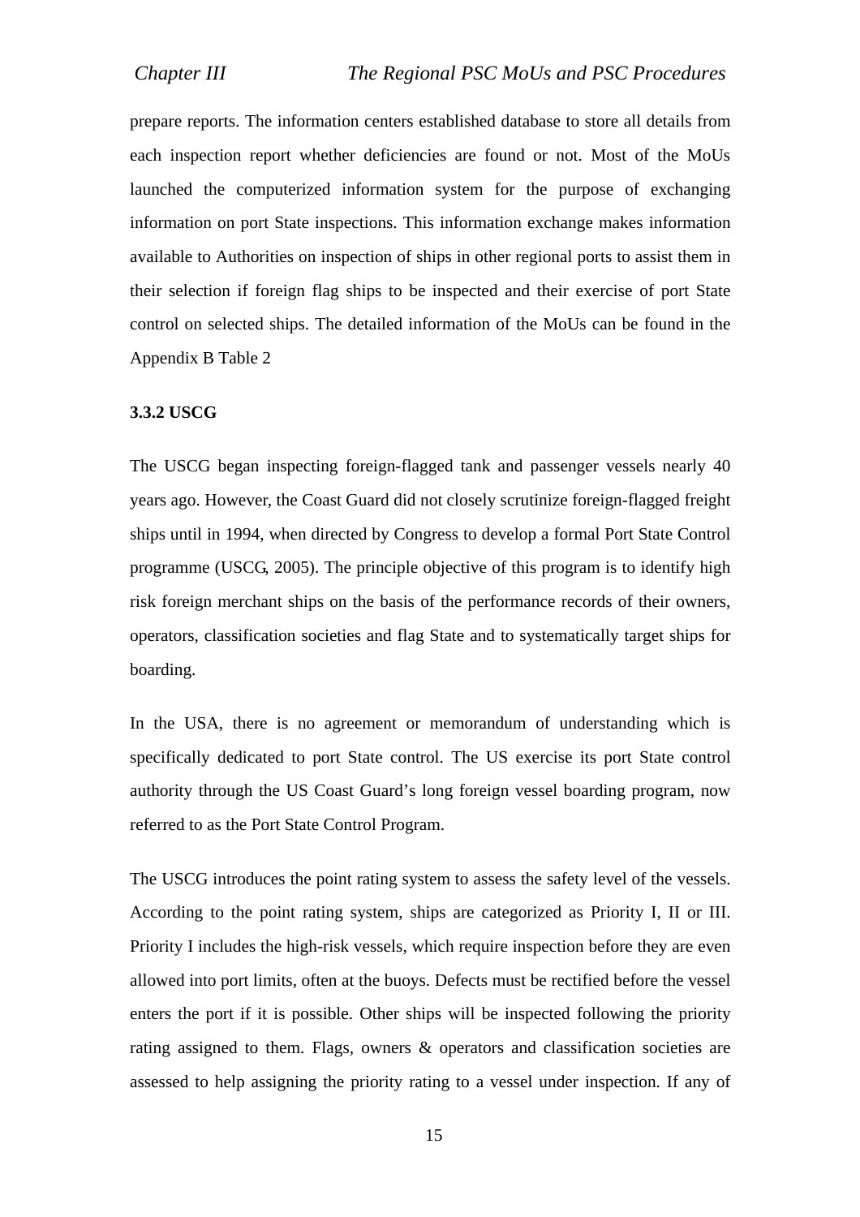prepare reports. The information centers established database to store all details from each inspection report whether deficiencies are found or not. Most of the MoUs launched the computerized information system for the purpose of exchanging information on port State inspections. This information exchange makes information available to Authorities on inspection of ships in other regional ports to assist them in their selection if foreign flag ships to be inspected and their exercise of port State control on selected ships. The detailed information of the MoUs can be found in the Appendix B Table 2

### 3.3.2 USCG

The USCG began inspecting foreign-flagged tank and passenger vessels nearly 40 years ago. However, the Coast Guard did not closely scrutinize foreign-flagged freight ships until in 1994, when directed by Congress to develop a formal Port State Control programme (USCG, 2005). The principle objective of this program is to identify high risk foreign merchant ships on the basis of the performance records of their owners, operators, classification societies and flag State and to systematically target ships for boarding.

In the USA, there is no agreement or memorandum of understanding which is specifically dedicated to port State control. The US exercise its port State control authority through the US Coast Guard's long foreign vessel boarding program, now referred to as the Port State Control Program.

The USCG introduces the point rating system to assess the safety level of the vessels. According to the point rating system, ships are categorized as Priority I, II or III. Priority I includes the high-risk vessels, which require inspection before they are even allowed into port limits, often at the buoys. Defects must be rectified before the vessel enters the port if it is possible. Other ships will be inspected following the priority rating assigned to them. Flags, owners & operators and classification societies are assessed to help assigning the priority rating to a vessel under inspection. If any of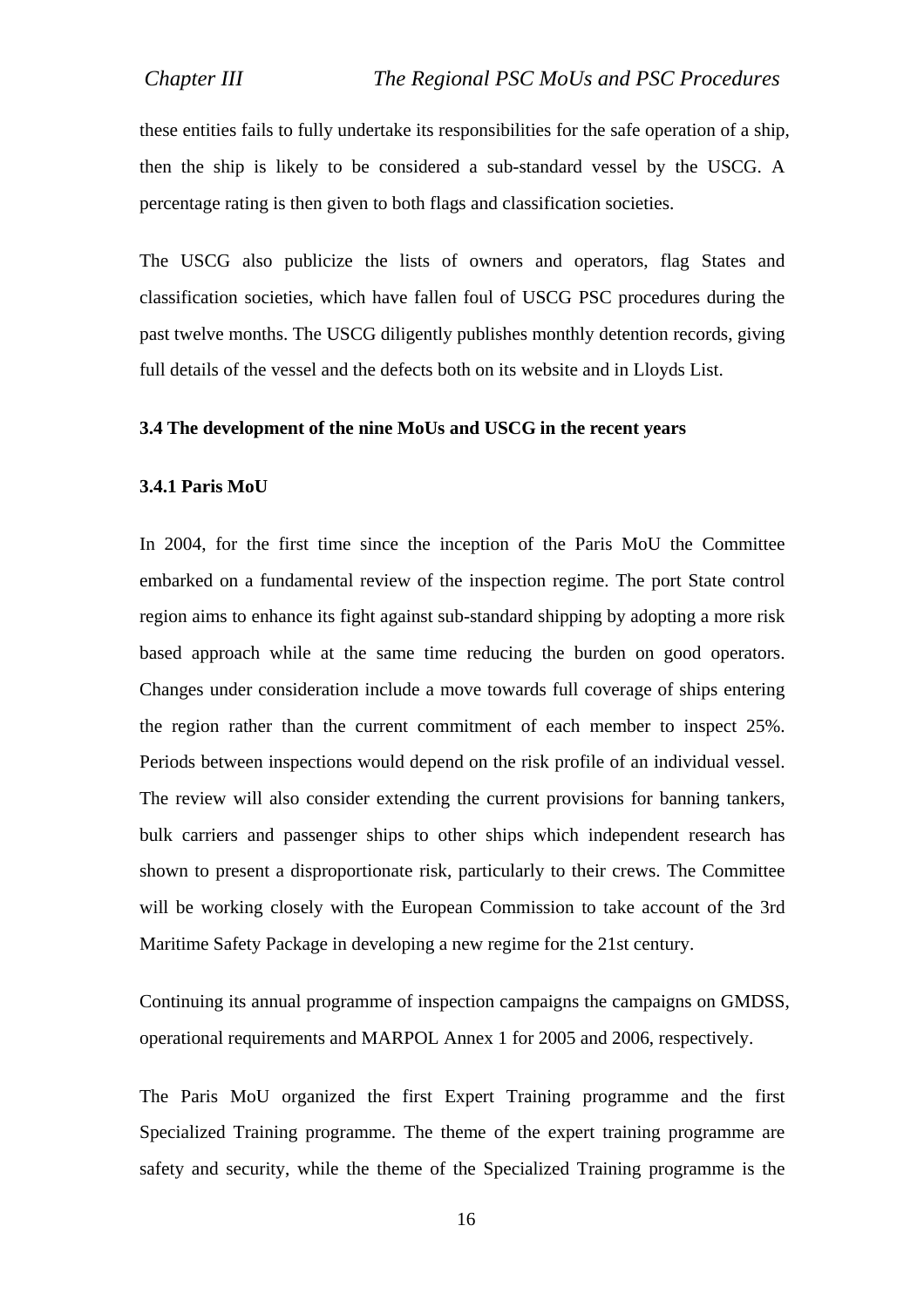these entities fails to fully undertake its responsibilities for the safe operation of a ship, then the ship is likely to be considered a sub-standard vessel by the USCG. A percentage rating is then given to both flags and classification societies.

The USCG also publicize the lists of owners and operators, flag States and classification societies, which have fallen foul of USCG PSC procedures during the past twelve months. The USCG diligently publishes monthly detention records, giving full details of the vessel and the defects both on its website and in Lloyds List.

### 3.4 The development of the nine MoUs and USCG in the recent years

#### 3.4.1 Paris MoU

In 2004, for the first time since the inception of the Paris MoU the Committee embarked on a fundamental review of the inspection regime. The port State control region aims to enhance its fight against sub-standard shipping by adopting a more risk based approach while at the same time reducing the burden on good operators. Changes under consideration include a move towards full coverage of ships entering the region rather than the current commitment of each member to inspect 25%. Periods between inspections would depend on the risk profile of an individual vessel. The review will also consider extending the current provisions for banning tankers, bulk carriers and passenger ships to other ships which independent research has shown to present a disproportionate risk, particularly to their crews. The Committee will be working closely with the European Commission to take account of the 3rd Maritime Safety Package in developing a new regime for the 21st century.

Continuing its annual programme of inspection campaigns the campaigns on GMDSS, operational requirements and MARPOL Annex 1 for 2005 and 2006, respectively.

The Paris MoU organized the first Expert Training programme and the first Specialized Training programme. The theme of the expert training programme are safety and security, while the theme of the Specialized Training programme is the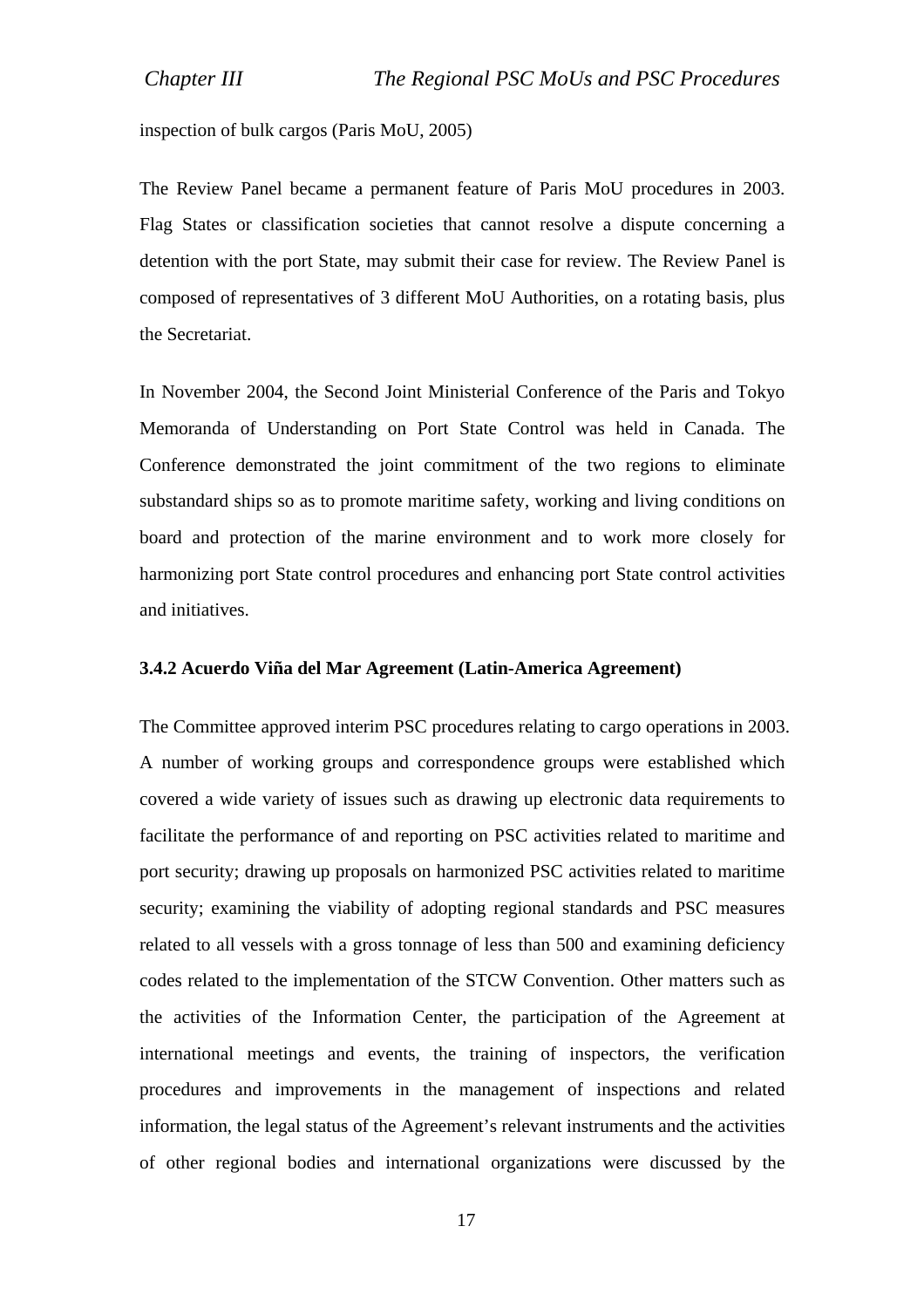inspection of bulk cargos (Paris MoU, 2005)

The Review Panel became a permanent feature of Paris MoU procedures in 2003. Flag States or classification societies that cannot resolve a dispute concerning a detention with the port State, may submit their case for review. The Review Panel is composed of representatives of 3 different MoU Authorities, on a rotating basis, plus the Secretariat.

In November 2004, the Second Joint Ministerial Conference of the Paris and Tokyo Memoranda of Understanding on Port State Control was held in Canada. The Conference demonstrated the joint commitment of the two regions to eliminate substandard ships so as to promote maritime safety, working and living conditions on board and protection of the marine environment and to work more closely for harmonizing port State control procedures and enhancing port State control activities and initiatives.

### 3.4.2 Acuerdo Viña del Mar Agreement (Latin-America Agreement)

The Committee approved interim PSC procedures relating to cargo operations in 2003. A number of working groups and correspondence groups were established which covered a wide variety of issues such as drawing up electronic data requirements to facilitate the performance of and reporting on PSC activities related to maritime and port security; drawing up proposals on harmonized PSC activities related to maritime security; examining the viability of adopting regional standards and PSC measures related to all vessels with a gross tonnage of less than 500 and examining deficiency codes related to the implementation of the STCW Convention. Other matters such as the activities of the Information Center, the participation of the Agreement at international meetings and events, the training of inspectors, the verification procedures and improvements in the management of inspections and related information, the legal status of the Agreement's relevant instruments and the activities of other regional bodies and international organizations were discussed by the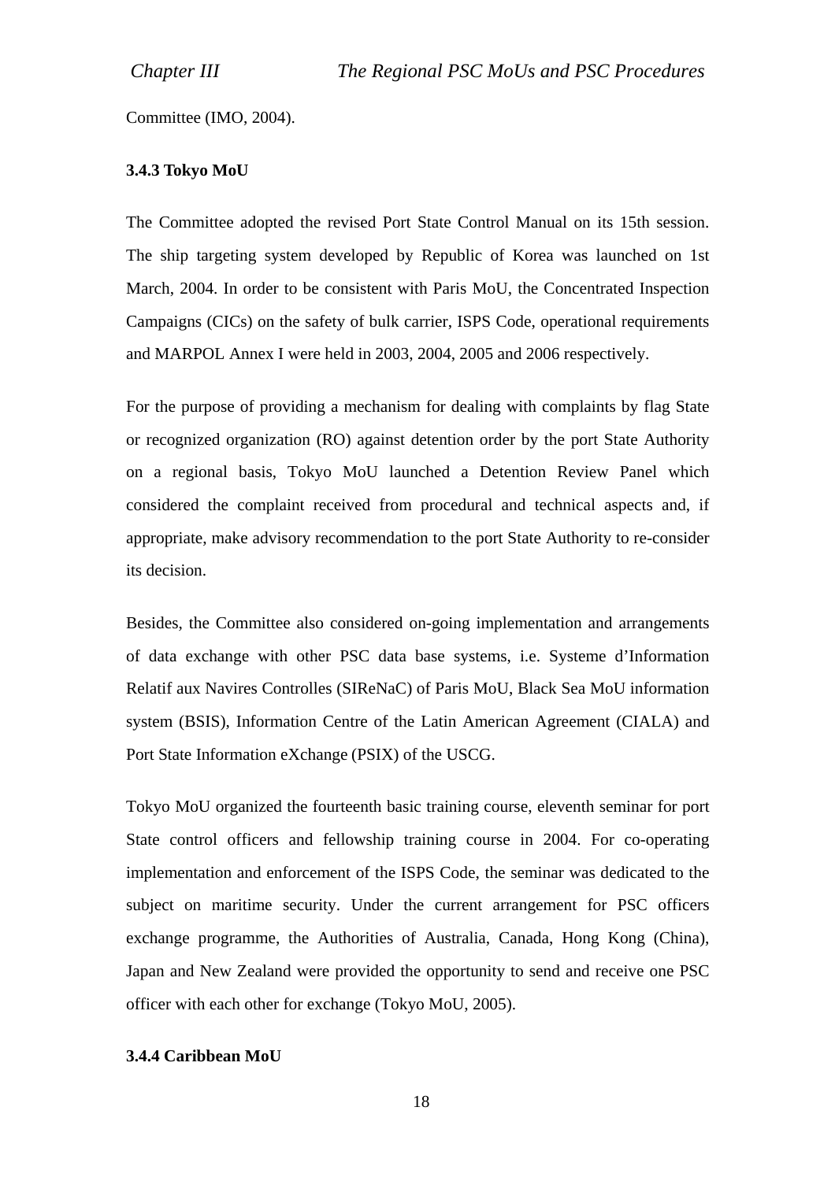Committee (IMO, 2004).

### 3.4.3 Tokyo MoU

The Committee adopted the revised Port State Control Manual on its 15th session. The ship targeting system developed by Republic of Korea was launched on 1st March, 2004. In order to be consistent with Paris MoU, the Concentrated Inspection Campaigns (CICs) on the safety of bulk carrier, ISPS Code, operational requirements and MARPOL Annex I were held in 2003, 2004, 2005 and 2006 respectively.

For the purpose of providing a mechanism for dealing with complaints by flag State or recognized organization (RO) against detention order by the port State Authority on a regional basis, Tokyo MoU launched a Detention Review Panel which considered the complaint received from procedural and technical aspects and, if appropriate, make advisory recommendation to the port State Authority to re-consider its decision.

Besides, the Committee also considered on-going implementation and arrangements of data exchange with other PSC data base systems, i.e. Systeme d'Information Relatif aux Navires Controlles (SIReNaC) of Paris MoU, Black Sea MoU information system (BSIS), Information Centre of the Latin American Agreement (CIALA) and Port State Information eXchange (PSIX) of the USCG.

Tokyo MoU organized the fourteenth basic training course, eleventh seminar for port State control officers and fellowship training course in 2004. For co-operating implementation and enforcement of the ISPS Code, the seminar was dedicated to the subject on maritime security. Under the current arrangement for PSC officers exchange programme, the Authorities of Australia, Canada, Hong Kong (China), Japan and New Zealand were provided the opportunity to send and receive one PSC officer with each other for exchange (Tokyo MoU, 2005).

### 3.4.4 Caribbean MoU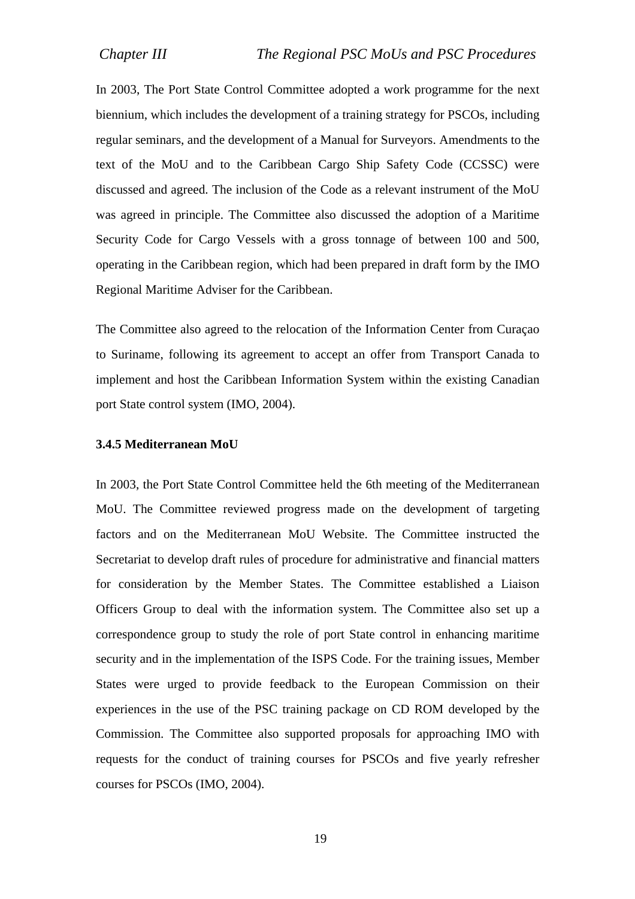In 2003, The Port State Control Committee adopted a work programme for the next biennium, which includes the development of a training strategy for PSCOs, including regular seminars, and the development of a Manual for Surveyors. Amendments to the text of the MoU and to the Caribbean Cargo Ship Safety Code (CCSSC) were discussed and agreed. The inclusion of the Code as a relevant instrument of the MoU was agreed in principle. The Committee also discussed the adoption of a Maritime Security Code for Cargo Vessels with a gross tonnage of between 100 and 500, operating in the Caribbean region, which had been prepared in draft form by the IMO Regional Maritime Adviser for the Caribbean.

The Committee also agreed to the relocation of the Information Center from Curaçao to Suriname, following its agreement to accept an offer from Transport Canada to implement and host the Caribbean Information System within the existing Canadian port State control system (IMO, 2004).

### 3.4.5 Mediterranean MoU

In 2003, the Port State Control Committee held the 6th meeting of the Mediterranean MoU. The Committee reviewed progress made on the development of targeting factors and on the Mediterranean MoU Website. The Committee instructed the Secretariat to develop draft rules of procedure for administrative and financial matters for consideration by the Member States. The Committee established a Liaison Officers Group to deal with the information system. The Committee also set up a correspondence group to study the role of port State control in enhancing maritime security and in the implementation of the ISPS Code. For the training issues, Member States were urged to provide feedback to the European Commission on their experiences in the use of the PSC training package on CD ROM developed by the Commission. The Committee also supported proposals for approaching IMO with requests for the conduct of training courses for PSCOs and five yearly refresher courses for PSCOs (IMO, 2004).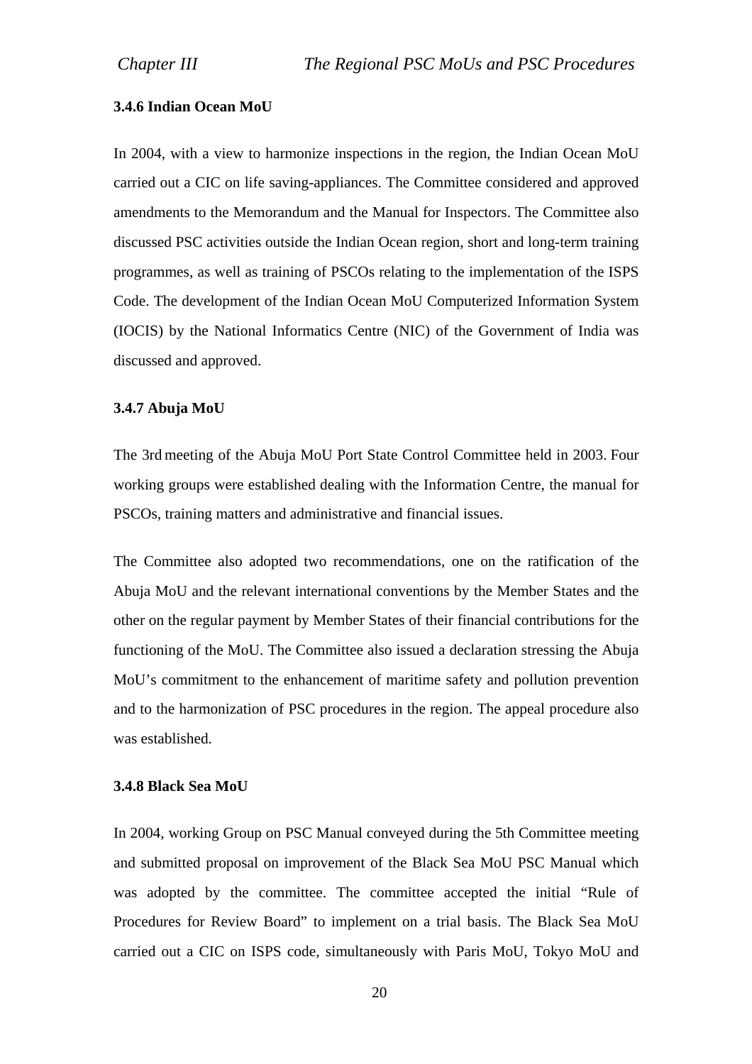### 3.4.6 Indian Ocean MoU

In 2004, with a view to harmonize inspections in the region, the Indian Ocean MoU carried out a CIC on life saving-appliances. The Committee considered and approved amendments to the Memorandum and the Manual for Inspectors. The Committee also discussed PSC activities outside the Indian Ocean region, short and long-term training programmes, as well as training of PSCOs relating to the implementation of the ISPS Code. The development of the Indian Ocean MoU Computerized Information System (IOCIS) by the National Informatics Centre (NIC) of the Government of India was discussed and approved.

### 3.4.7 Abuja MoU

The 3rd meeting of the Abuja MoU Port State Control Committee held in 2003. Four working groups were established dealing with the Information Centre, the manual for PSCOs, training matters and administrative and financial issues.

The Committee also adopted two recommendations, one on the ratification of the Abuja MoU and the relevant international conventions by the Member States and the other on the regular payment by Member States of their financial contributions for the functioning of the MoU. The Committee also issued a declaration stressing the Abuja MoU's commitment to the enhancement of maritime safety and pollution prevention and to the harmonization of PSC procedures in the region. The appeal procedure also was established.

### 3.4.8 Black Sea MoU

In 2004, working Group on PSC Manual conveyed during the 5th Committee meeting and submitted proposal on improvement of the Black Sea MoU PSC Manual which was adopted by the committee. The committee accepted the initial "Rule of Procedures for Review Board" to implement on a trial basis. The Black Sea MoU carried out a CIC on ISPS code, simultaneously with Paris MoU, Tokyo MoU and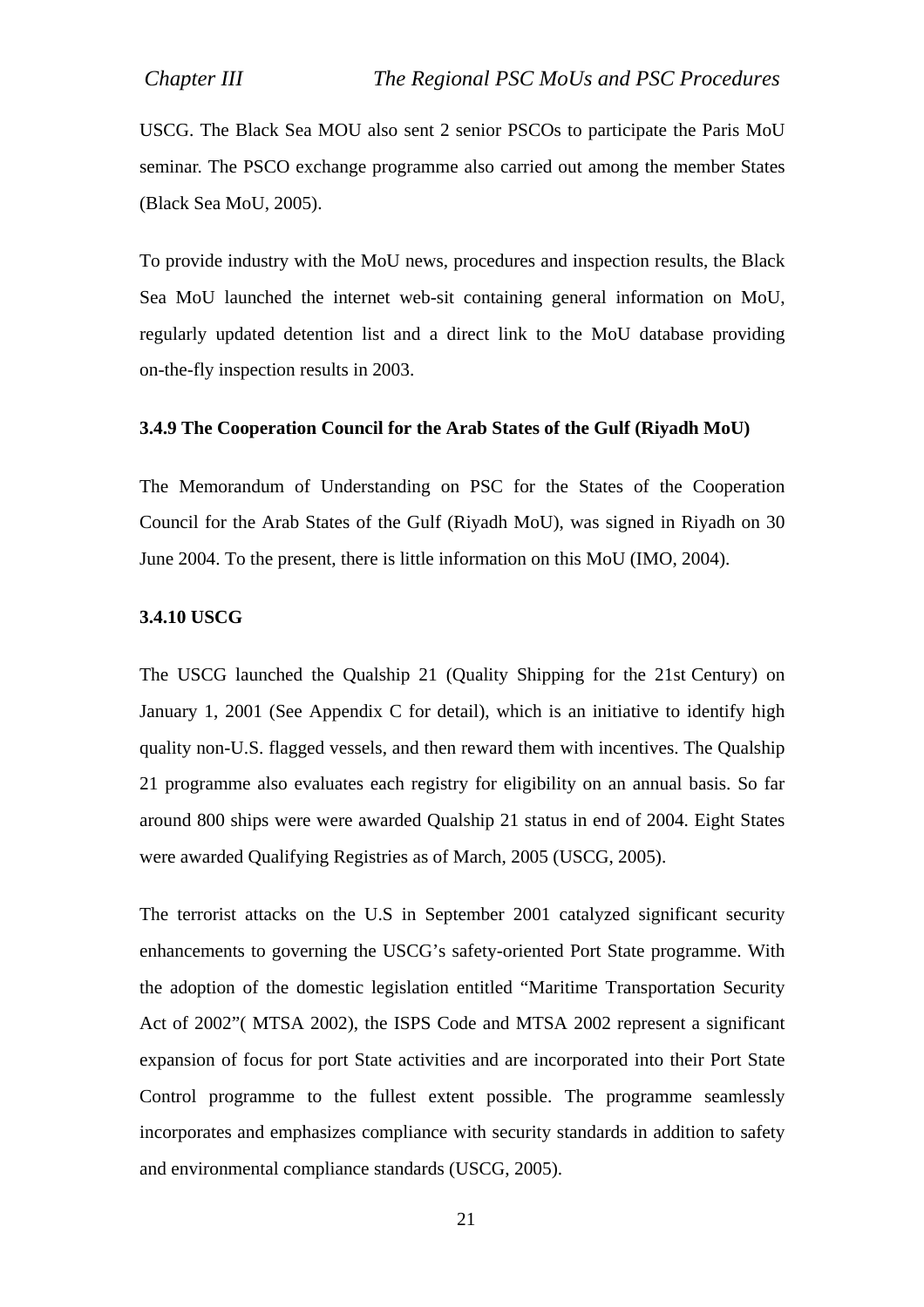USCG. The Black Sea MOU also sent 2 senior PSCOs to participate the Paris MoU seminar. The PSCO exchange programme also carried out among the member States (Black Sea MoU, 2005).

To provide industry with the MoU news, procedures and inspection results, the Black Sea MoU launched the internet web-sit containing general information on MoU, regularly updated detention list and a direct link to the MoU database providing on-the-fly inspection results in 2003.

### 3.4.9 The Cooperation Council for the Arab States of the Gulf (Riyadh MoU)

The Memorandum of Understanding on PSC for the States of the Cooperation Council for the Arab States of the Gulf (Riyadh MoU), was signed in Riyadh on 30 June 2004. To the present, there is little information on this MoU (IMO, 2004).

### 3.4.10 USCG

The USCG launched the Qualship 21 (Quality Shipping for the 21st Century) on January 1, 2001 (See Appendix C for detail), which is an initiative to identify high quality non-U.S. flagged vessels, and then reward them with incentives. The Qualship 21 programme also evaluates each registry for eligibility on an annual basis. So far around 800 ships were were awarded Qualship 21 status in end of 2004. Eight States were awarded Qualifying Registries as of March, 2005 (USCG, 2005).

The terrorist attacks on the U.S in September 2001 catalyzed significant security enhancements to governing the USCG's safety-oriented Port State programme. With the adoption of the domestic legislation entitled "Maritime Transportation Security Act of 2002"( MTSA 2002), the ISPS Code and MTSA 2002 represent a significant expansion of focus for port State activities and are incorporated into their Port State Control programme to the fullest extent possible. The programme seamlessly incorporates and emphasizes compliance with security standards in addition to safety and environmental compliance standards (USCG, 2005).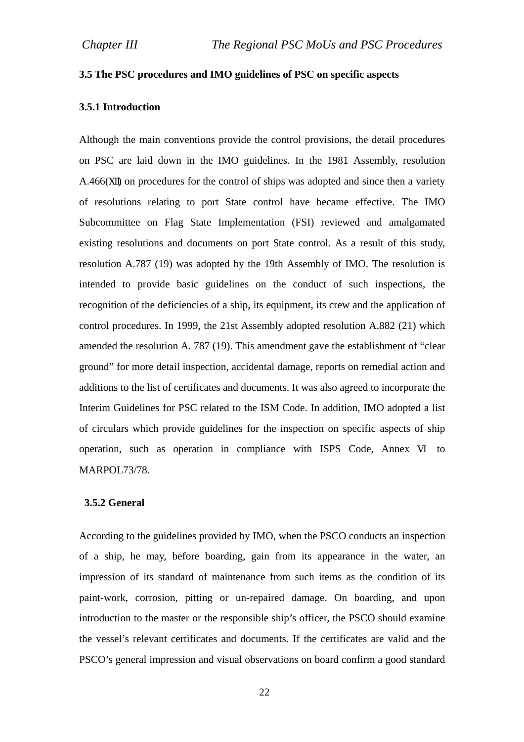### 3.5 The PSC procedures and IMO guidelines of PSC on specific aspects

#### 3.5.1 Introduction

Although the main conventions provide the control provisions, the detail procedures on PSC are laid down in the IMO guidelines. In the 1981 Assembly, resolution A.466(XII) on procedures for the control of ships was adopted and since then a variety of resolutions relating to port State control have became effective. The IMO Subcommittee on Flag State Implementation (FSI) reviewed and amalgamated existing resolutions and documents on port State control. As a result of this study, resolution A.787 (19) was adopted by the 19th Assembly of IMO. The resolution is intended to provide basic guidelines on the conduct of such inspections, the recognition of the deficiencies of a ship, its equipment, its crew and the application of control procedures. In 1999, the 21st Assembly adopted resolution A.882 (21) which amended the resolution A. 787 (19). This amendment gave the establishment of "clear ground" for more detail inspection, accidental damage, reports on remedial action and additions to the list of certificates and documents. It was also agreed to incorporate the Interim Guidelines for PSC related to the ISM Code. In addition, IMO adopted a list of circulars which provide guidelines for the inspection on specific aspects of ship operation, such as operation in compliance with ISPS Code, Annex VI to MARPOL73/78.

#### 3.5.2 General

According to the guidelines provided by IMO, when the PSCO conducts an inspection of a ship, he may, before boarding, gain from its appearance in the water, an impression of its standard of maintenance from such items as the condition of its paint-work, corrosion, pitting or un-repaired damage. On boarding, and upon introduction to the master or the responsible ship's officer, the PSCO should examine the vessel's relevant certificates and documents. If the certificates are valid and the PSCO's general impression and visual observations on board confirm a good standard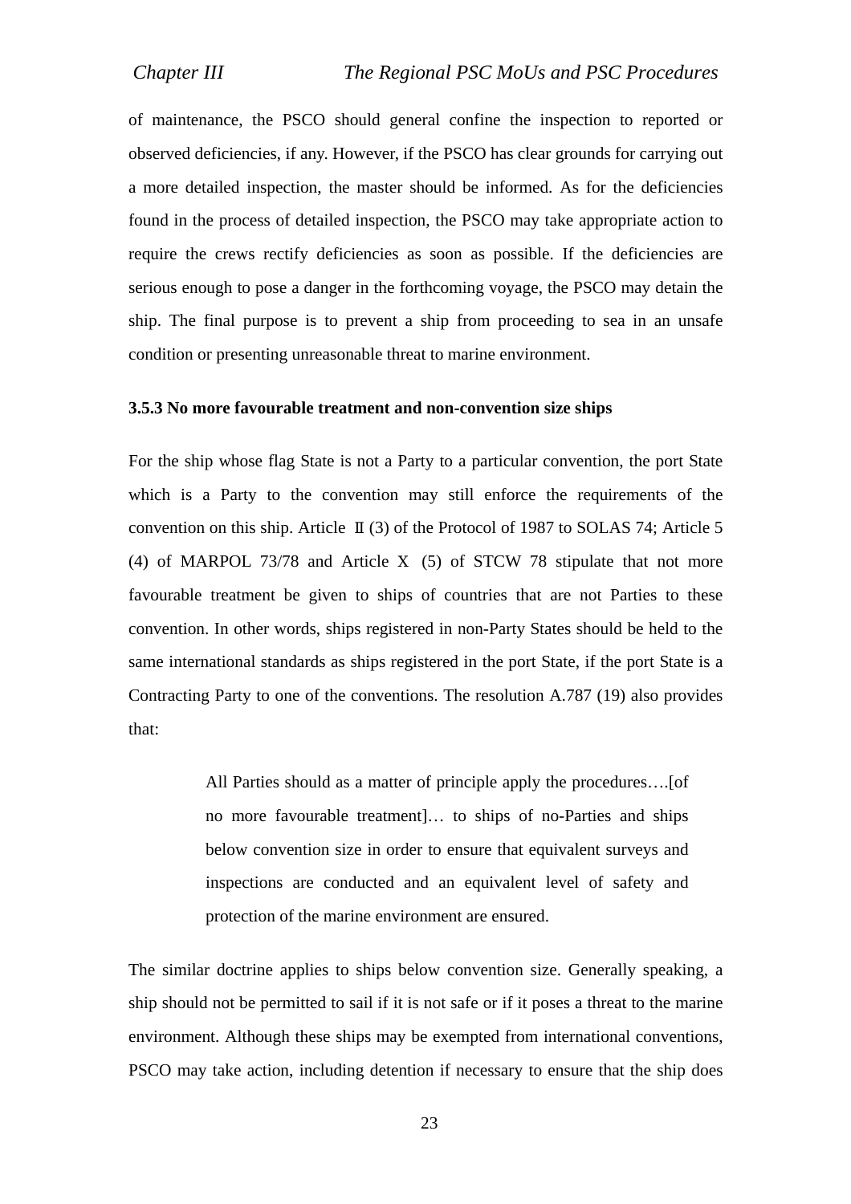of maintenance, the PSCO should general confine the inspection to reported or observed deficiencies, if any. However, if the PSCO has clear grounds for carrying out a more detailed inspection, the master should be informed. As for the deficiencies found in the process of detailed inspection, the PSCO may take appropriate action to require the crews rectify deficiencies as soon as possible. If the deficiencies are serious enough to pose a danger in the forthcoming voyage, the PSCO may detain the ship. The final purpose is to prevent a ship from proceeding to sea in an unsafe condition or presenting unreasonable threat to marine environment.

### 3.5.3 No more favourable treatment and non-convention size ships

For the ship whose flag State is not a Party to a particular convention, the port State which is a Party to the convention may still enforce the requirements of the convention on this ship. Article Ⅱ(3) of the Protocol of 1987 to SOLAS 74; Article 5 (4) of MARPOL 73/78 and Article Ⅹ (5) of STCW 78 stipulate that not more favourable treatment be given to ships of countries that are not Parties to these convention. In other words, ships registered in non-Party States should be held to the same international standards as ships registered in the port State, if the port State is a Contracting Party to one of the conventions. The resolution A.787 (19) also provides that:

> All Parties should as a matter of principle apply the procedures….[of no more favourable treatment]… to ships of no-Parties and ships below convention size in order to ensure that equivalent surveys and inspections are conducted and an equivalent level of safety and protection of the marine environment are ensured.

The similar doctrine applies to ships below convention size. Generally speaking, a ship should not be permitted to sail if it is not safe or if it poses a threat to the marine environment. Although these ships may be exempted from international conventions, PSCO may take action, including detention if necessary to ensure that the ship does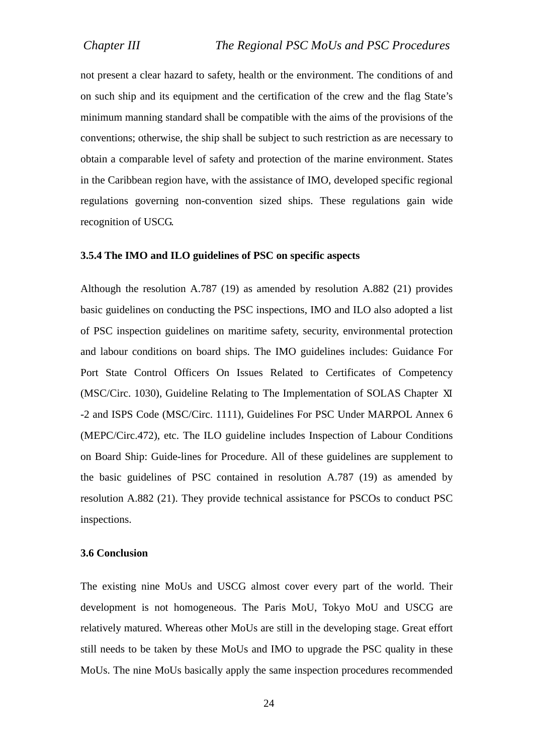not present a clear hazard to safety, health or the environment. The conditions of and on such ship and its equipment and the certification of the crew and the flag State's minimum manning standard shall be compatible with the aims of the provisions of the conventions; otherwise, the ship shall be subject to such restriction as are necessary to obtain a comparable level of safety and protection of the marine environment. States in the Caribbean region have, with the assistance of IMO, developed specific regional regulations governing non-convention sized ships. These regulations gain wide recognition of USCG.

### 3.5.4 The IMO and ILO guidelines of PSC on specific aspects

Although the resolution A.787 (19) as amended by resolution A.882 (21) provides basic guidelines on conducting the PSC inspections, IMO and ILO also adopted a list of PSC inspection guidelines on maritime safety, security, environmental protection and labour conditions on board ships. The IMO guidelines includes: Guidance For Port State Control Officers On Issues Related to Certificates of Competency (MSC/Circ. 1030), Guideline Relating to The Implementation of SOLAS Chapter Ⅺ-2 and ISPS Code (MSC/Circ. 1111), Guidelines For PSC Under MARPOL Annex 6 (MEPC/Circ.472), etc. The ILO guideline includes Inspection of Labour Conditions on Board Ship: Guide-lines for Procedure. All of these guidelines are supplement to the basic guidelines of PSC contained in resolution A.787 (19) as amended by resolution A.882 (21). They provide technical assistance for PSCOs to conduct PSC inspections.

### 3.6 Conclusion

The existing nine MoUs and USCG almost cover every part of the world. Their development is not homogeneous. The Paris MoU, Tokyo MoU and USCG are relatively matured. Whereas other MoUs are still in the developing stage. Great effort still needs to be taken by these MoUs and IMO to upgrade the PSC quality in these MoUs. The nine MoUs basically apply the same inspection procedures recommended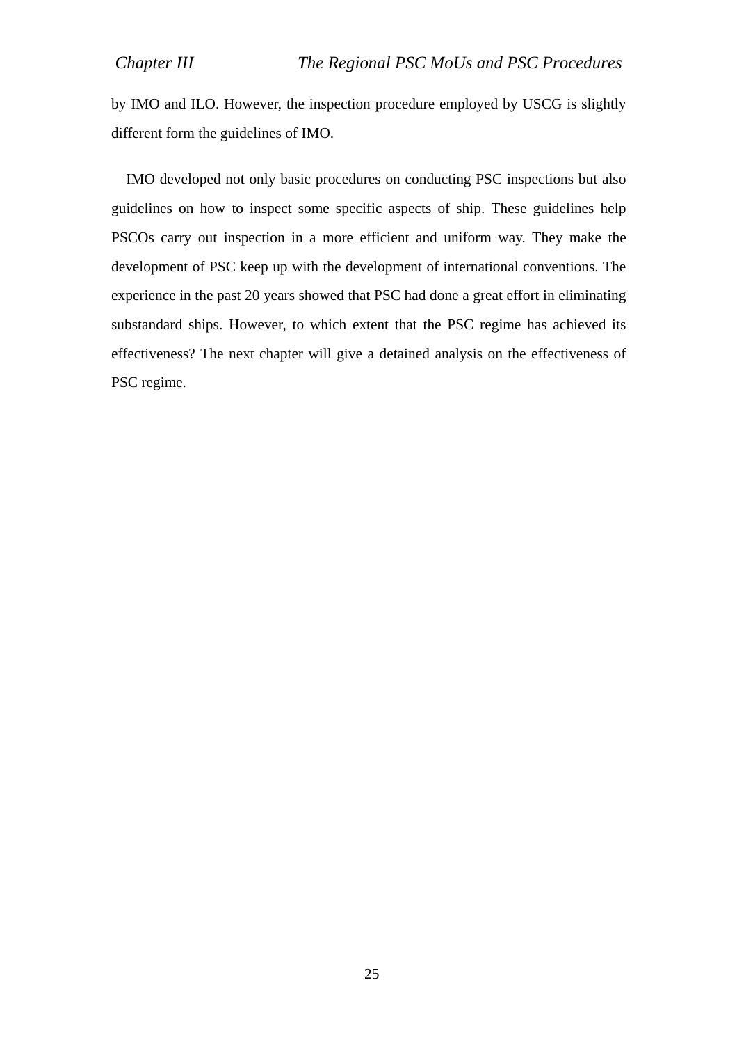by IMO and ILO. However, the inspection procedure employed by USCG is slightly different form the guidelines of IMO.

IMO developed not only basic procedures on conducting PSC inspections but also guidelines on how to inspect some specific aspects of ship. These guidelines help PSCOs carry out inspection in a more efficient and uniform way. They make the development of PSC keep up with the development of international conventions. The experience in the past 20 years showed that PSC had done a great effort in eliminating substandard ships. However, to which extent that the PSC regime has achieved its effectiveness? The next chapter will give a detained analysis on the effectiveness of PSC regime.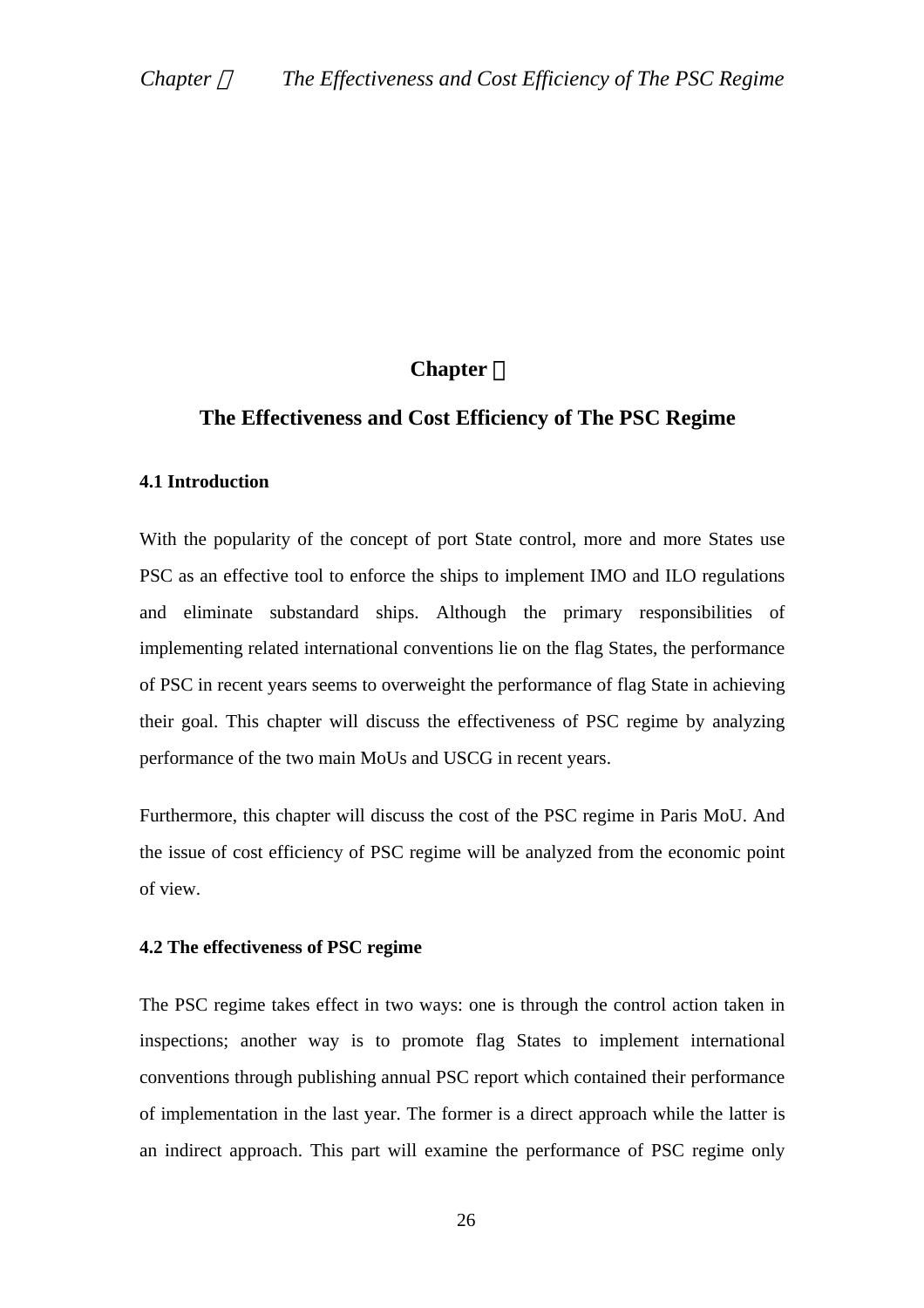# Chapter Ⅳ

## The Effectiveness and Cost Efficiency of The PSC Regime

### 4.1 Introduction

With the popularity of the concept of port State control, more and more States use PSC as an effective tool to enforce the ships to implement IMO and ILO regulations and eliminate substandard ships. Although the primary responsibilities of implementing related international conventions lie on the flag States, the performance of PSC in recent years seems to overweight the performance of flag State in achieving their goal. This chapter will discuss the effectiveness of PSC regime by analyzing performance of the two main MoUs and USCG in recent years.

Furthermore, this chapter will discuss the cost of the PSC regime in Paris MoU. And the issue of cost efficiency of PSC regime will be analyzed from the economic point of view.

### 4.2 The effectiveness of PSC regime

The PSC regime takes effect in two ways: one is through the control action taken in inspections; another way is to promote flag States to implement international conventions through publishing annual PSC report which contained their performance of implementation in the last year. The former is a direct approach while the latter is an indirect approach. This part will examine the performance of PSC regime only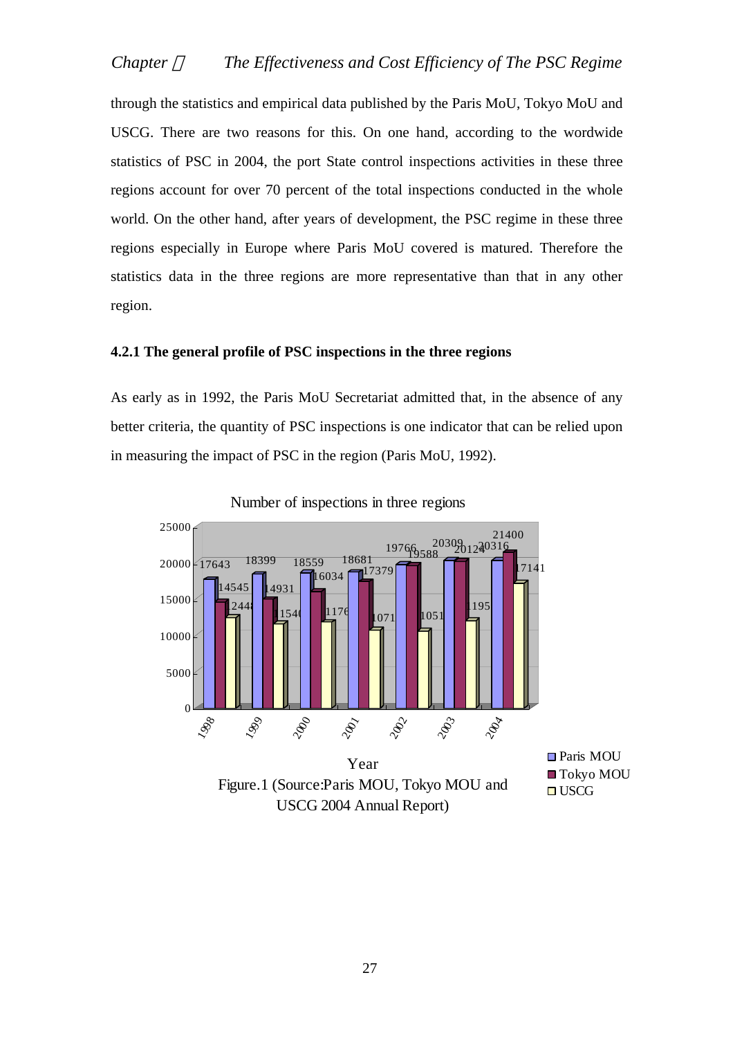through the statistics and empirical data published by the Paris MoU, Tokyo MoU and USCG. There are two reasons for this. On one hand, according to the wordwide statistics of PSC in 2004, the port State control inspections activities in these three regions account for over 70 percent of the total inspections conducted in the whole world. On the other hand, after years of development, the PSC regime in these three regions especially in Europe where Paris MoU covered is matured. Therefore the statistics data in the three regions are more representative than that in any other region.

### 4.2.1 The general profile of PSC inspections in the three regions

As early as in 1992, the Paris MoU Secretariat admitted that, in the absence of any better criteria, the quantity of PSC inspections is one indicator that can be relied upon in measuring the impact of PSC in the region (Paris MoU, 1992).

Number of inspections in three regions

Figure.1 (Source:Paris MOU, Tokyo MOU and USCG 2004 Annual Report)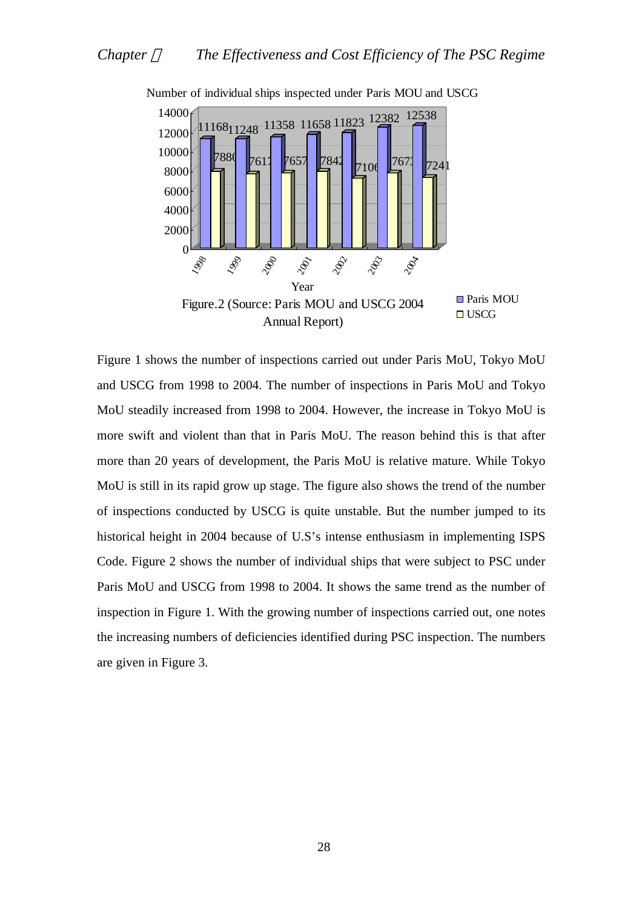Number of individual ships inspected under Paris MOU and USCG

| Year | Paris MOU | USCG |
|---|---|---|
| 1998 | 11168 | 7880 |
| 1999 | 11248 | 7617 |
| 2000 | 11358 | 7657 |
| 2001 | 11658 | 7842 |
| 2002 | 11823 | 7106 |
| 2003 | 12382 | 7673 |
| 2004 | 12538 | 7241 |

Figure.2 (Source: Paris MOU and USCG 2004 Annual Report)

Figure 1 shows the number of inspections carried out under Paris MoU, Tokyo MoU and USCG from 1998 to 2004. The number of inspections in Paris MoU and Tokyo MoU steadily increased from 1998 to 2004. However, the increase in Tokyo MoU is more swift and violent than that in Paris MoU. The reason behind this is that after more than 20 years of development, the Paris MoU is relative mature. While Tokyo MoU is still in its rapid grow up stage. The figure also shows the trend of the number of inspections conducted by USCG is quite unstable. But the number jumped to its historical height in 2004 because of U.S's intense enthusiasm in implementing ISPS Code. Figure 2 shows the number of individual ships that were subject to PSC under Paris MoU and USCG from 1998 to 2004. It shows the same trend as the number of inspection in Figure 1. With the growing number of inspections carried out, one notes the increasing numbers of deficiencies identified during PSC inspection. The numbers are given in Figure 3.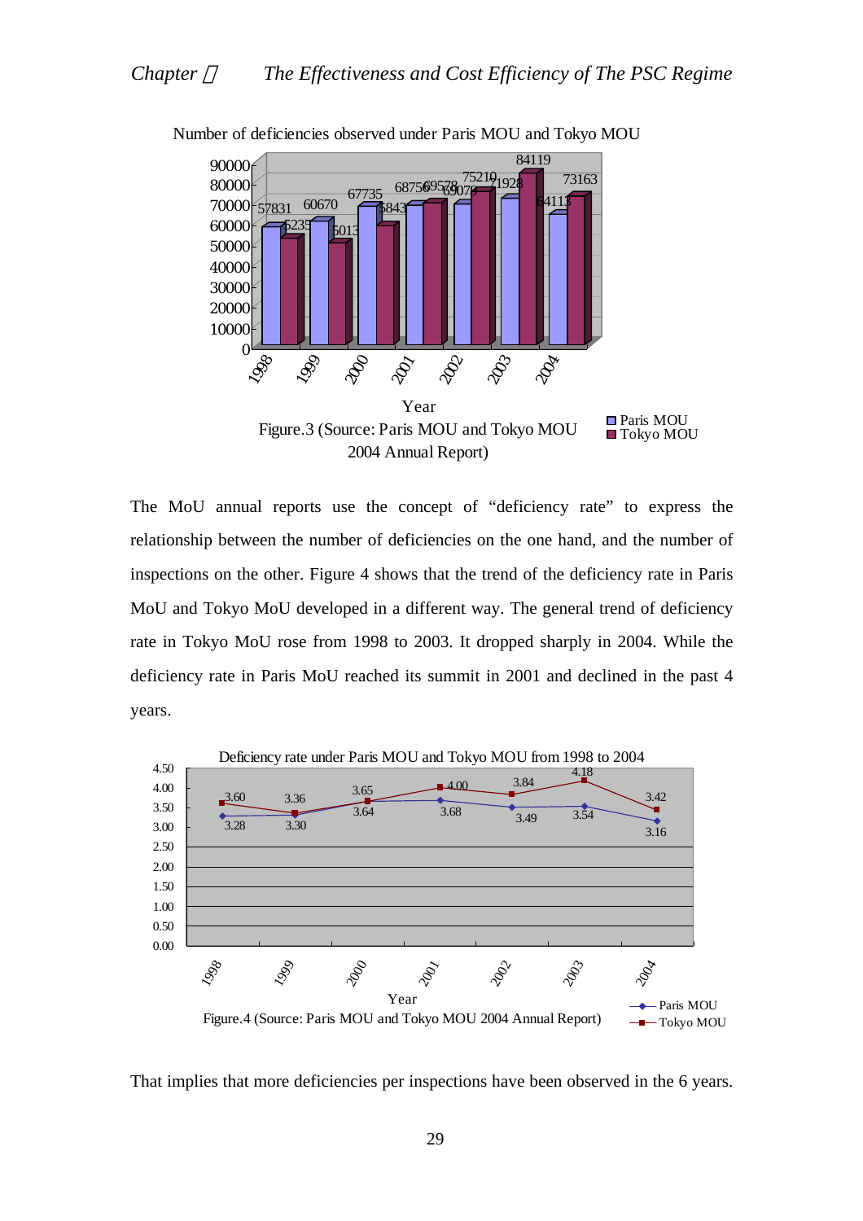Number of deficiencies observed under Paris MOU and Tokyo MOU

| Year | Paris MOU | Tokyo MOU |
|---|---|---|
| 1998 | 57831 | 5235 |
| 1999 | 60670 | 5013 |
| 2000 | 67735 | 5843 |
| 2001 | 68756 | 69578 |
| 2002 | 69079 | 75210 |
| 2003 | 71928 | 84119 |
| 2004 | 64113 | 73163 |

Figure.3 (Source: Paris MOU and Tokyo MOU 2004 Annual Report)

The MoU annual reports use the concept of "deficiency rate" to express the relationship between the number of deficiencies on the one hand, and the number of inspections on the other. Figure 4 shows that the trend of the deficiency rate in Paris MoU and Tokyo MoU developed in a different way. The general trend of deficiency rate in Tokyo MoU rose from 1998 to 2003. It dropped sharply in 2004. While the deficiency rate in Paris MoU reached its summit in 2001 and declined in the past 4 years.

Deficiency rate under Paris MOU and Tokyo MOU from 1998 to 2004

| Year | Paris MOU | Tokyo MOU |
|---|---|---|
| 1998 | 3.28 | 3.60 |
| 1999 | 3.30 | 3.36 |
| 2000 | 3.64 | 3.65 |
| 2001 | 3.68 | 4.00 |
| 2002 | 3.49 | 3.84 |
| 2003 | 3.54 | 4.18 |
| 2004 | 3.16 | 3.42 |

Figure.4 (Source: Paris MOU and Tokyo MOU 2004 Annual Report)

That implies that more deficiencies per inspections have been observed in the 6 years.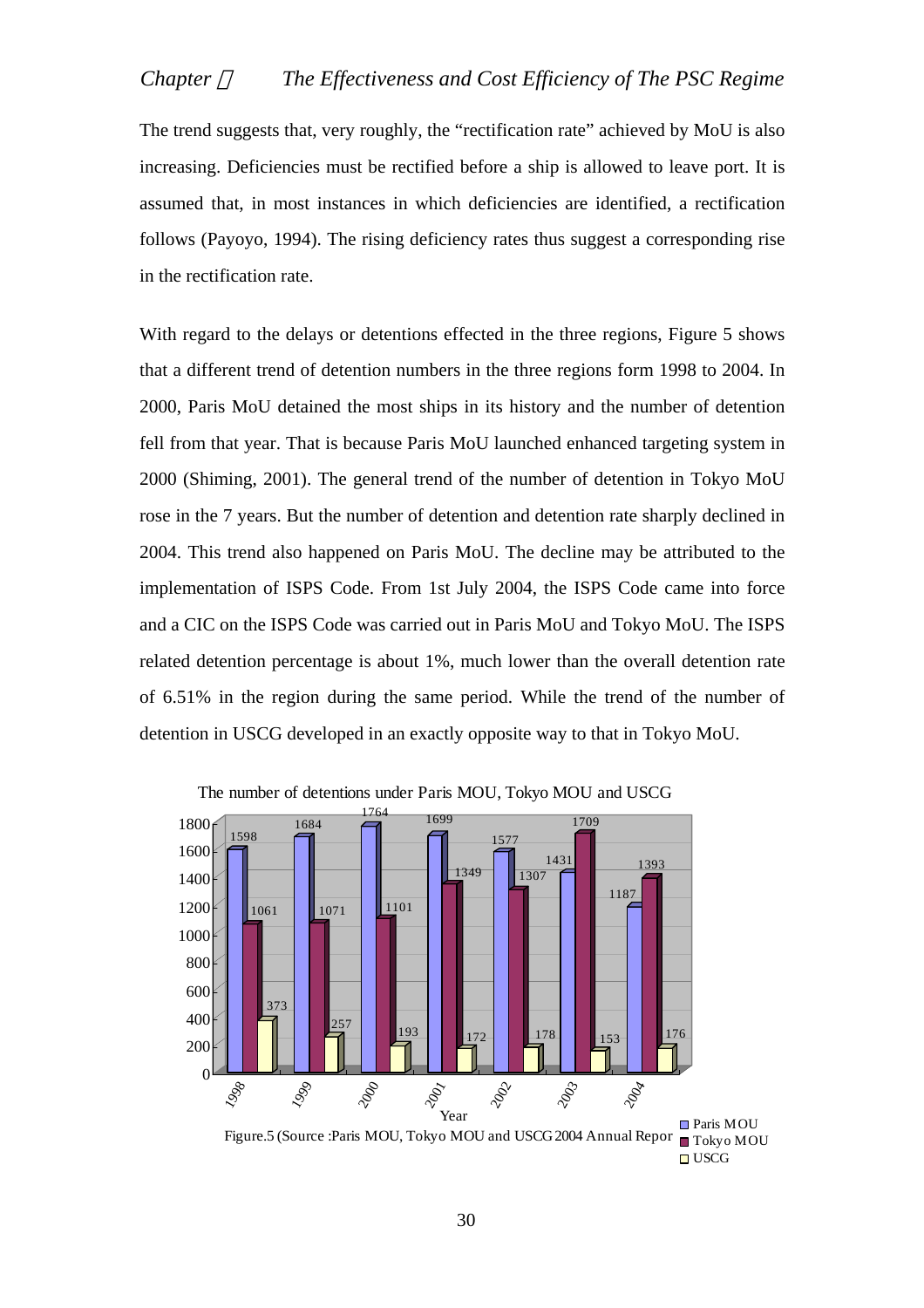The trend suggests that, very roughly, the "rectification rate" achieved by MoU is also increasing. Deficiencies must be rectified before a ship is allowed to leave port. It is assumed that, in most instances in which deficiencies are identified, a rectification follows (Payoyo, 1994). The rising deficiency rates thus suggest a corresponding rise in the rectification rate.

With regard to the delays or detentions effected in the three regions, Figure 5 shows that a different trend of detention numbers in the three regions form 1998 to 2004. In 2000, Paris MoU detained the most ships in its history and the number of detention fell from that year. That is because Paris MoU launched enhanced targeting system in 2000 (Shiming, 2001). The general trend of the number of detention in Tokyo MoU rose in the 7 years. But the number of detention and detention rate sharply declined in 2004. This trend also happened on Paris MoU. The decline may be attributed to the implementation of ISPS Code. From 1st July 2004, the ISPS Code came into force and a CIC on the ISPS Code was carried out in Paris MoU and Tokyo MoU. The ISPS related detention percentage is about 1%, much lower than the overall detention rate of 6.51% in the region during the same period. While the trend of the number of detention in USCG developed in an exactly opposite way to that in Tokyo MoU.

The number of detentions under Paris MOU, Tokyo MOU and USCG

| Year | Paris MOU | Tokyo MOU | USCG |
|---|---|---|---|
| 1998 | 1598 | 1061 | 373 |
| 1999 | 1684 | 1071 | 257 |
| 2000 | 1764 | 1101 | 193 |
| 2001 | 1699 | 1349 | 172 |
| 2002 | 1577 | 1307 | 178 |
| 2003 | 1431 | 1709 | 153 |
| 2004 | 1187 | 1393 | 176 |

Figure.5 (Source :Paris MOU, Tokyo MOU and USCG 2004 Annual Repor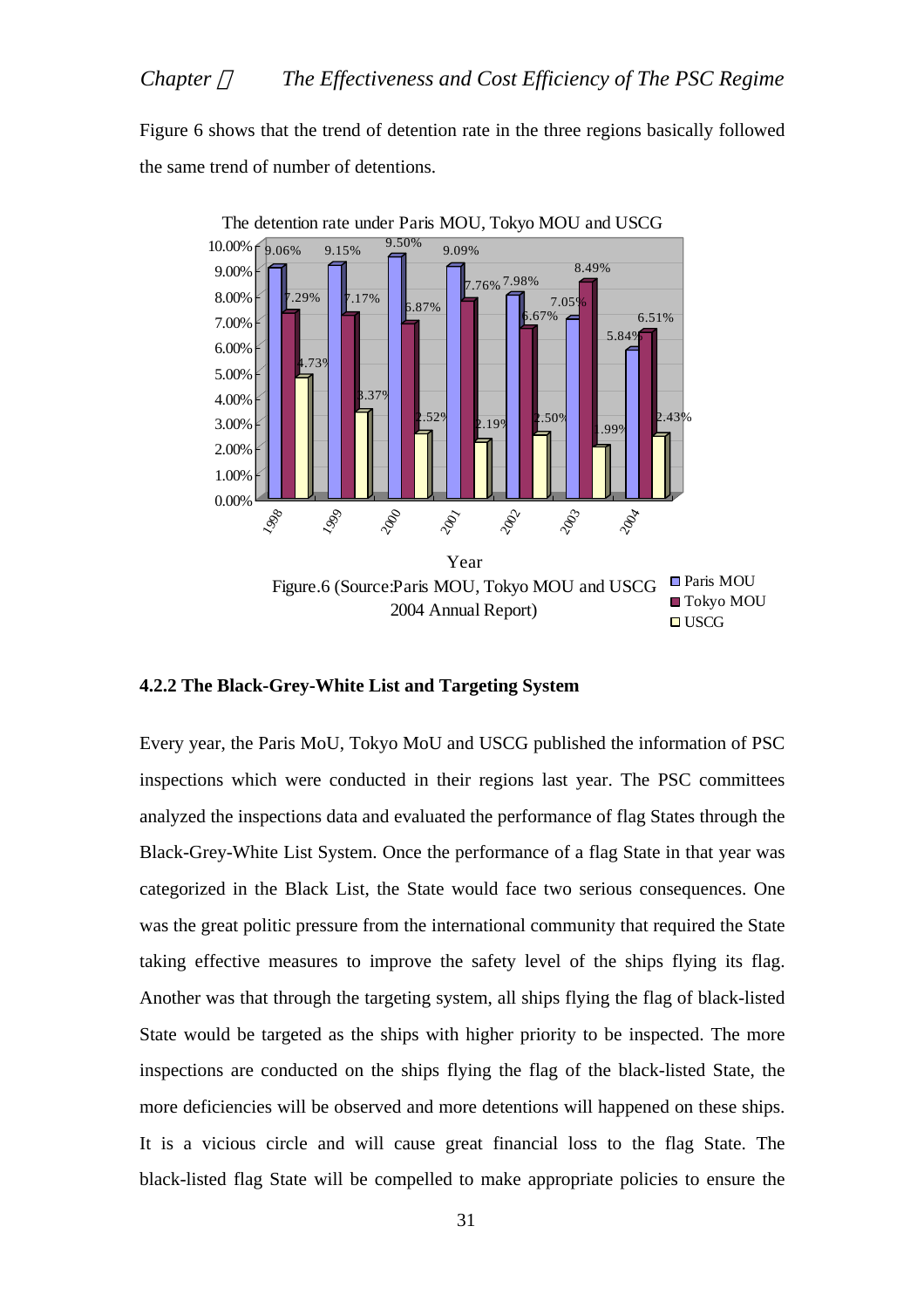Figure 6 shows that the trend of detention rate in the three regions basically followed the same trend of number of detentions.

The detention rate under Paris MOU, Tokyo MOU and USCG

| Year | Paris MOU | Tokyo MOU | USCG |
|---|---|---|---|
| 1998 | 9.06% | 7.29% | 4.73% |
| 1999 | 9.15% | 7.17% | 3.37% |
| 2000 | 9.50% | 6.87% | 2.52% |
| 2001 | 9.09% | 7.76% | 2.19% |
| 2002 | 7.98% | 6.67% | 2.50% |
| 2003 | 7.05% | 8.49% | 1.99% |
| 2004 | 5.84% | 6.51% | 2.43% |

Figure.6 (Source:Paris MOU, Tokyo MOU and USCG 2004 Annual Report)

### 4.2.2 The Black-Grey-White List and Targeting System

Every year, the Paris MoU, Tokyo MoU and USCG published the information of PSC inspections which were conducted in their regions last year. The PSC committees analyzed the inspections data and evaluated the performance of flag States through the Black-Grey-White List System. Once the performance of a flag State in that year was categorized in the Black List, the State would face two serious consequences. One was the great politic pressure from the international community that required the State taking effective measures to improve the safety level of the ships flying its flag. Another was that through the targeting system, all ships flying the flag of black-listed State would be targeted as the ships with higher priority to be inspected. The more inspections are conducted on the ships flying the flag of the black-listed State, the more deficiencies will be observed and more detentions will happened on these ships. It is a vicious circle and will cause great financial loss to the flag State. The black-listed flag State will be compelled to make appropriate policies to ensure the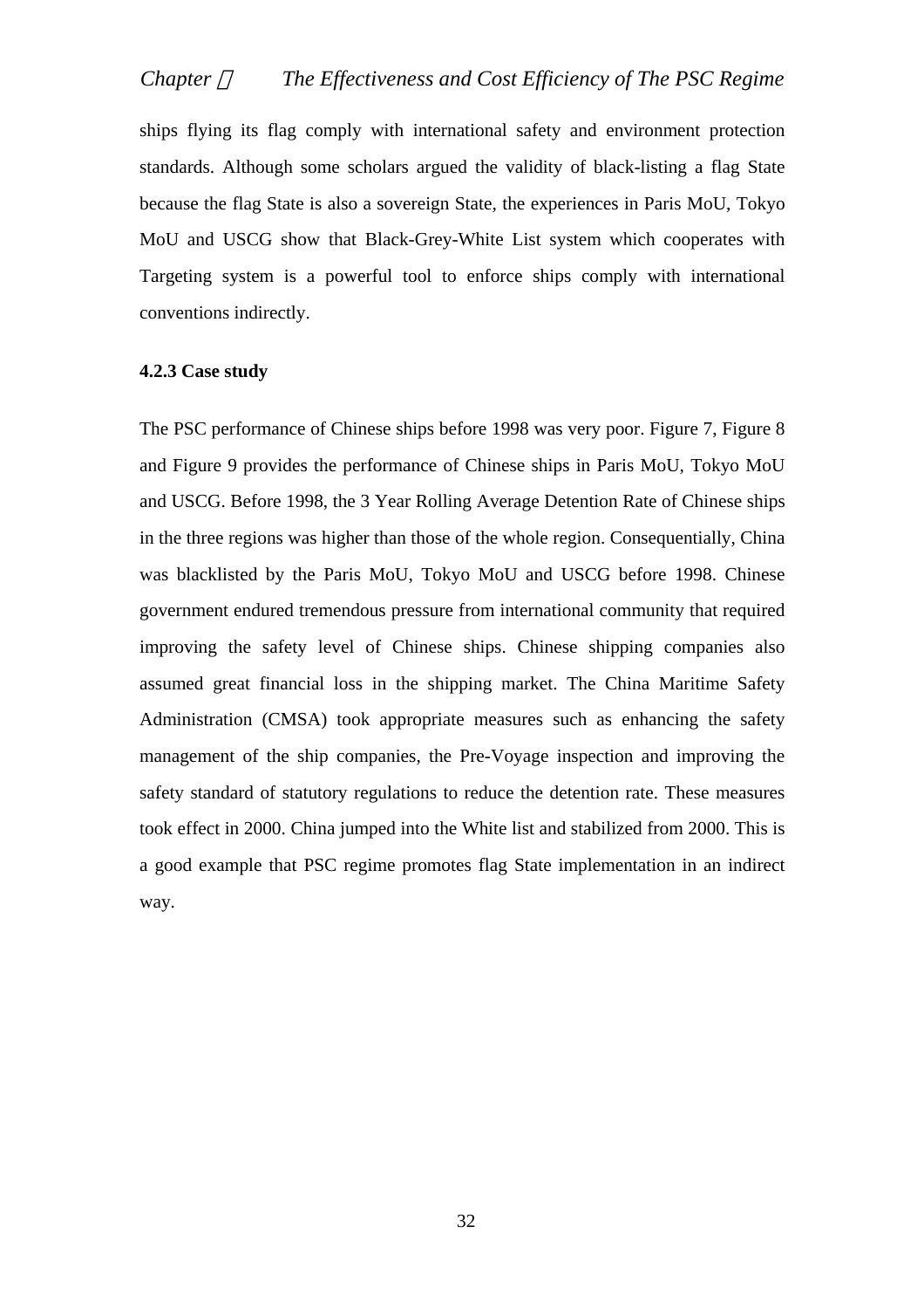ships flying its flag comply with international safety and environment protection standards. Although some scholars argued the validity of black-listing a flag State because the flag State is also a sovereign State, the experiences in Paris MoU, Tokyo MoU and USCG show that Black-Grey-White List system which cooperates with Targeting system is a powerful tool to enforce ships comply with international conventions indirectly.

### 4.2.3 Case study

The PSC performance of Chinese ships before 1998 was very poor. Figure 7, Figure 8 and Figure 9 provides the performance of Chinese ships in Paris MoU, Tokyo MoU and USCG. Before 1998, the 3 Year Rolling Average Detention Rate of Chinese ships in the three regions was higher than those of the whole region. Consequentially, China was blacklisted by the Paris MoU, Tokyo MoU and USCG before 1998. Chinese government endured tremendous pressure from international community that required improving the safety level of Chinese ships. Chinese shipping companies also assumed great financial loss in the shipping market. The China Maritime Safety Administration (CMSA) took appropriate measures such as enhancing the safety management of the ship companies, the Pre-Voyage inspection and improving the safety standard of statutory regulations to reduce the detention rate. These measures took effect in 2000. China jumped into the White list and stabilized from 2000. This is a good example that PSC regime promotes flag State implementation in an indirect way.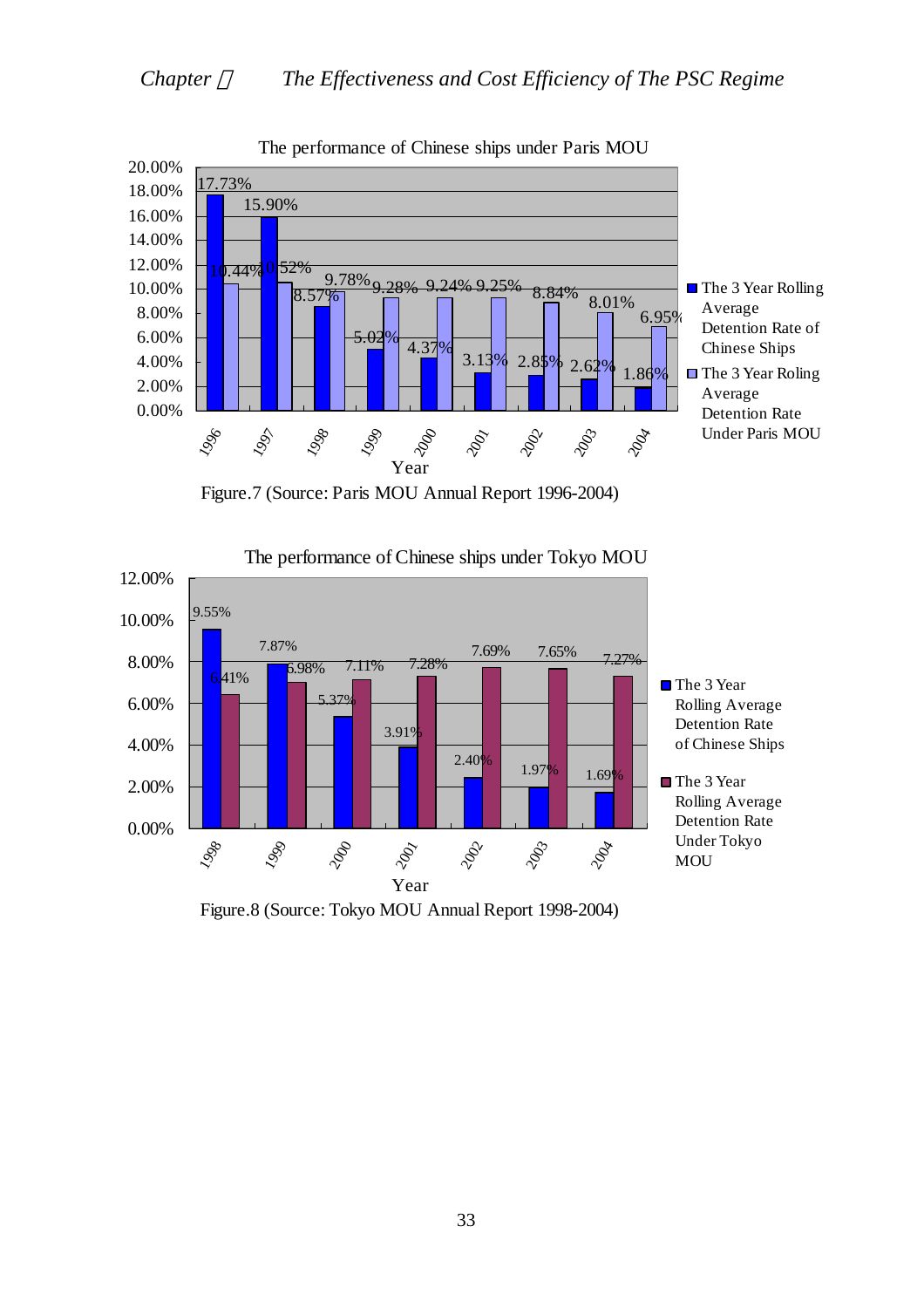**The performance of Chinese ships under Paris MOU**

| Year | The 3 Year Rolling Average Detention Rate of Chinese Ships | The 3 Year Roling Average Detention Rate Under Paris MOU |
|---|---|---|
| 1996 | 17.73% | 10.44% |
| 1997 | 15.90% | 10.52% |
| 1998 | 8.57% | 9.78% |
| 1999 | 5.02% | 9.28% |
| 2000 | 4.37% | 9.24% |
| 2001 | 3.13% | 9.25% |
| 2002 | 2.85% | 8.84% |
| 2003 | 2.62% | 8.01% |
| 2004 | 1.86% | 6.95% |

Figure.7 (Source: Paris MOU Annual Report 1996-2004)

**The performance of Chinese ships under Tokyo MOU**

| Year | The 3 Year Rolling Average Detention Rate of Chinese Ships | The 3 Year Rolling Average Detention Rate Under Tokyo MOU |
|---|---|---|
| 1998 | 9.55% | 6.41% |
| 1999 | 7.87% | 6.98% |
| 2000 | 5.37% | 7.11% |
| 2001 | 3.91% | 7.28% |
| 2002 | 2.40% | 7.69% |
| 2003 | 1.97% | 7.65% |
| 2004 | 1.69% | 7.27% |

Figure.8 (Source: Tokyo MOU Annual Report 1998-2004)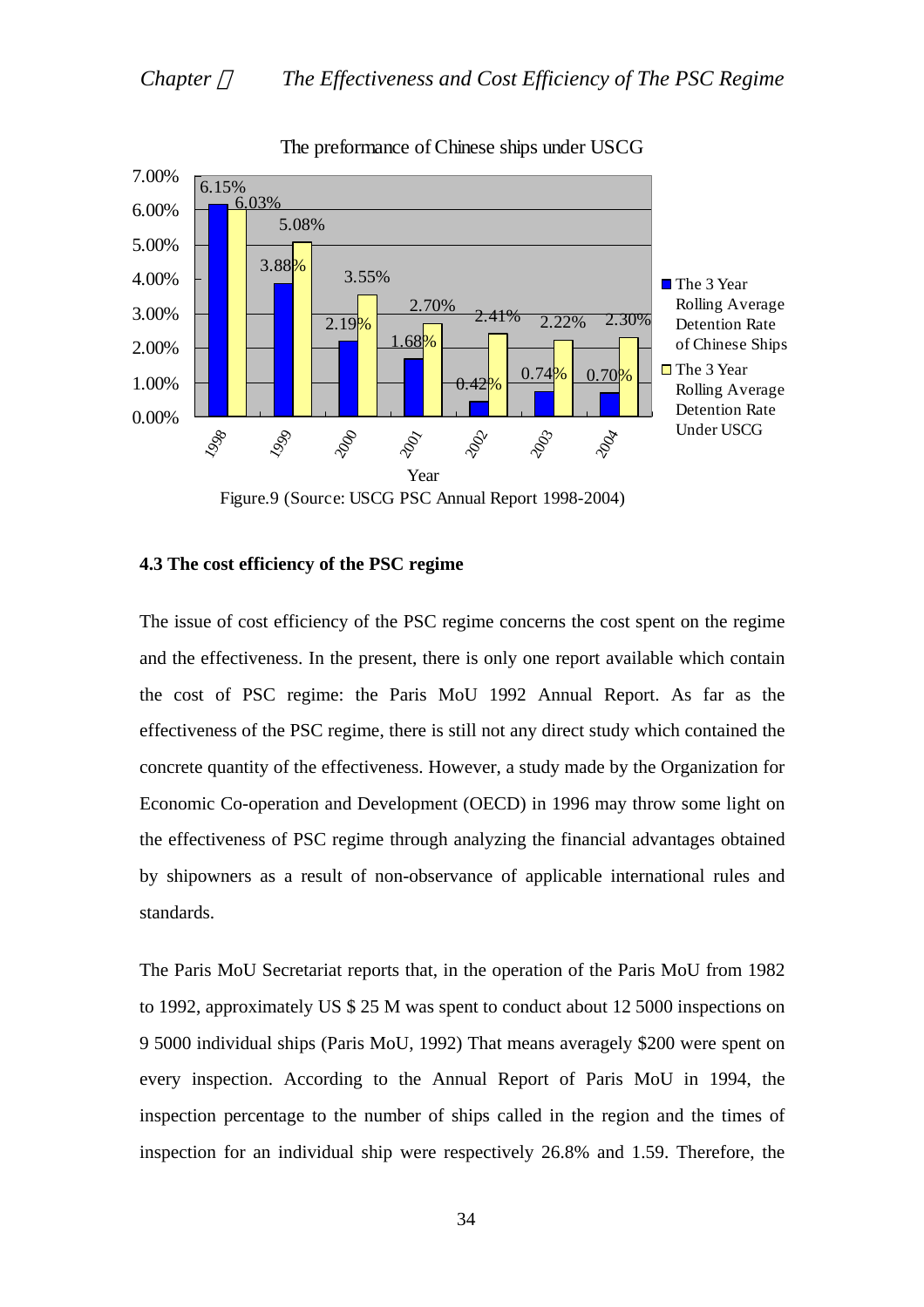The preformance of Chinese ships under USCG

| Year | The 3 Year Rolling Average Detention Rate of Chinese Ships | The 3 Year Rolling Average Detention Rate Under USCG |
|---|---|---|
| 1998 | 6.15% | 6.03% |
| 1999 | 3.88% | 5.08% |
| 2000 | 2.19% | 3.55% |
| 2001 | 1.68% | 2.70% |
| 2002 | 0.42% | 2.41% |
| 2003 | 0.74% | 2.22% |
| 2004 | 0.70% | 2.30% |

Figure.9 (Source: USCG PSC Annual Report 1998-2004)

### 4.3 The cost efficiency of the PSC regime

The issue of cost efficiency of the PSC regime concerns the cost spent on the regime and the effectiveness. In the present, there is only one report available which contain the cost of PSC regime: the Paris MoU 1992 Annual Report. As far as the effectiveness of the PSC regime, there is still not any direct study which contained the concrete quantity of the effectiveness. However, a study made by the Organization for Economic Co-operation and Development (OECD) in 1996 may throw some light on the effectiveness of PSC regime through analyzing the financial advantages obtained by shipowners as a result of non-observance of applicable international rules and standards.

The Paris MoU Secretariat reports that, in the operation of the Paris MoU from 1982 to 1992, approximately US $ 25 M was spent to conduct about 12 5000 inspections on 9 5000 individual ships (Paris MoU, 1992) That means averagely $200 were spent on every inspection. According to the Annual Report of Paris MoU in 1994, the inspection percentage to the number of ships called in the region and the times of inspection for an individual ship were respectively 26.8% and 1.59. Therefore, the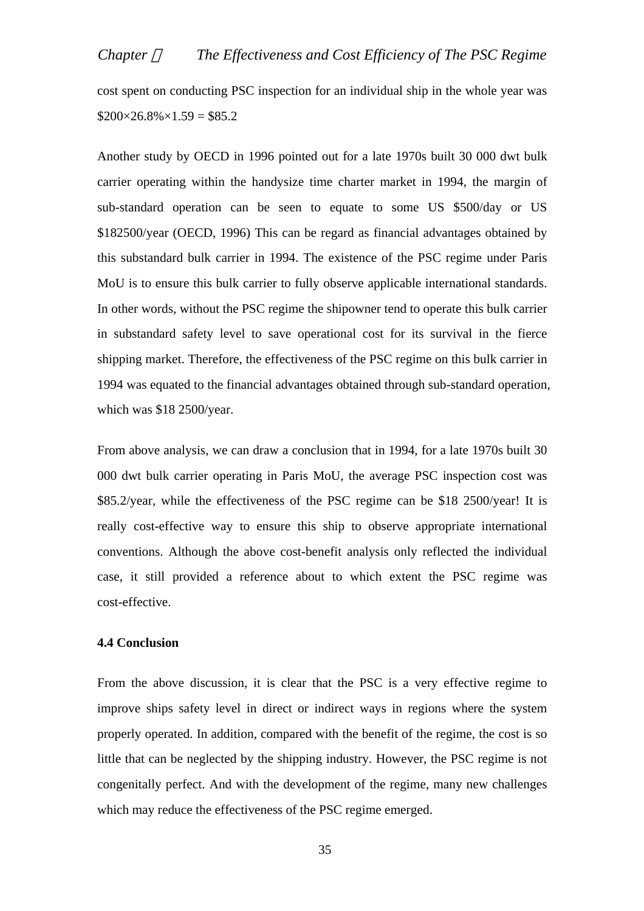cost spent on conducting PSC inspection for an individual ship in the whole year was $\$200 \times 26.8\% \times 1.59 = \$85.2$

Another study by OECD in 1996 pointed out for a late 1970s built 30 000 dwt bulk carrier operating within the handysize time charter market in 1994, the margin of sub-standard operation can be seen to equate to some US \$500/day or US \$182500/year (OECD, 1996) This can be regard as financial advantages obtained by this substandard bulk carrier in 1994. The existence of the PSC regime under Paris MoU is to ensure this bulk carrier to fully observe applicable international standards. In other words, without the PSC regime the shipowner tend to operate this bulk carrier in substandard safety level to save operational cost for its survival in the fierce shipping market. Therefore, the effectiveness of the PSC regime on this bulk carrier in 1994 was equated to the financial advantages obtained through sub-standard operation, which was \$18 2500/year.

From above analysis, we can draw a conclusion that in 1994, for a late 1970s built 30 000 dwt bulk carrier operating in Paris MoU, the average PSC inspection cost was \$85.2/year, while the effectiveness of the PSC regime can be \$18 2500/year! It is really cost-effective way to ensure this ship to observe appropriate international conventions. Although the above cost-benefit analysis only reflected the individual case, it still provided a reference about to which extent the PSC regime was cost-effective.

**4.4 Conclusion**

From the above discussion, it is clear that the PSC is a very effective regime to improve ships safety level in direct or indirect ways in regions where the system properly operated. In addition, compared with the benefit of the regime, the cost is so little that can be neglected by the shipping industry. However, the PSC regime is not congenitally perfect. And with the development of the regime, many new challenges which may reduce the effectiveness of the PSC regime emerged.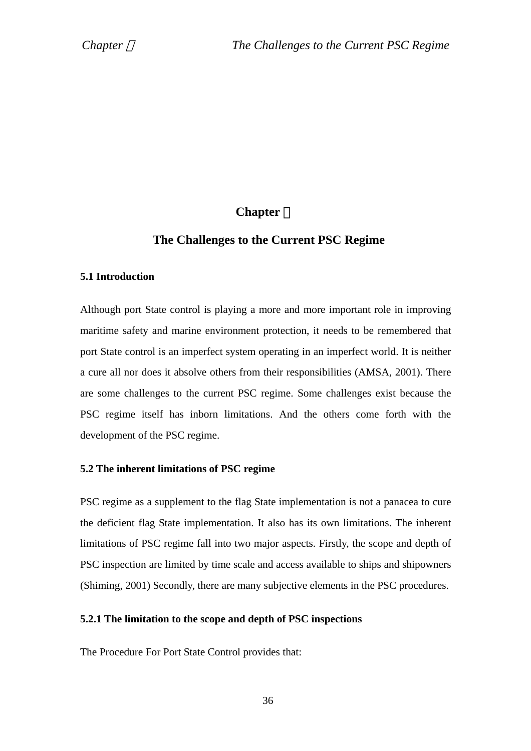# Chapter 5

# The Challenges to the Current PSC Regime

## 5.1 Introduction

Although port State control is playing a more and more important role in improving maritime safety and marine environment protection, it needs to be remembered that port State control is an imperfect system operating in an imperfect world. It is neither a cure all nor does it absolve others from their responsibilities (AMSA, 2001). There are some challenges to the current PSC regime. Some challenges exist because the PSC regime itself has inborn limitations. And the others come forth with the development of the PSC regime.

## 5.2 The inherent limitations of PSC regime

PSC regime as a supplement to the flag State implementation is not a panacea to cure the deficient flag State implementation. It also has its own limitations. The inherent limitations of PSC regime fall into two major aspects. Firstly, the scope and depth of PSC inspection are limited by time scale and access available to ships and shipowners (Shiming, 2001) Secondly, there are many subjective elements in the PSC procedures.

### 5.2.1 The limitation to the scope and depth of PSC inspections

The Procedure For Port State Control provides that: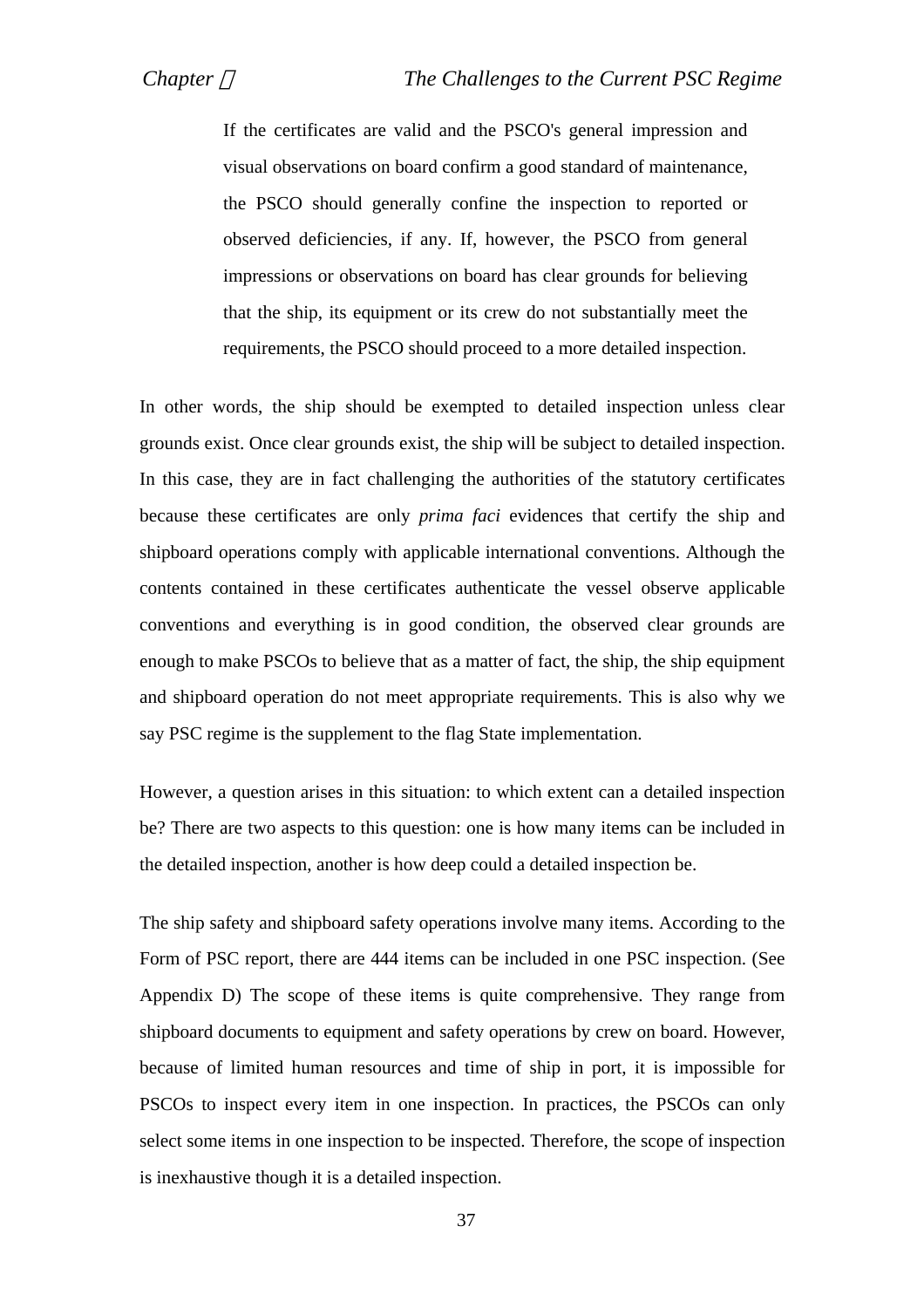> If the certificates are valid and the PSCO's general impression and visual observations on board confirm a good standard of maintenance, the PSCO should generally confine the inspection to reported or observed deficiencies, if any. If, however, the PSCO from general impressions or observations on board has clear grounds for believing that the ship, its equipment or its crew do not substantially meet the requirements, the PSCO should proceed to a more detailed inspection.

In other words, the ship should be exempted to detailed inspection unless clear grounds exist. Once clear grounds exist, the ship will be subject to detailed inspection. In this case, they are in fact challenging the authorities of the statutory certificates because these certificates are only *prima faci* evidences that certify the ship and shipboard operations comply with applicable international conventions. Although the contents contained in these certificates authenticate the vessel observe applicable conventions and everything is in good condition, the observed clear grounds are enough to make PSCOs to believe that as a matter of fact, the ship, the ship equipment and shipboard operation do not meet appropriate requirements. This is also why we say PSC regime is the supplement to the flag State implementation.

However, a question arises in this situation: to which extent can a detailed inspection be? There are two aspects to this question: one is how many items can be included in the detailed inspection, another is how deep could a detailed inspection be.

The ship safety and shipboard safety operations involve many items. According to the Form of PSC report, there are 444 items can be included in one PSC inspection. (See Appendix D) The scope of these items is quite comprehensive. They range from shipboard documents to equipment and safety operations by crew on board. However, because of limited human resources and time of ship in port, it is impossible for PSCOs to inspect every item in one inspection. In practices, the PSCOs can only select some items in one inspection to be inspected. Therefore, the scope of inspection is inexhaustive though it is a detailed inspection.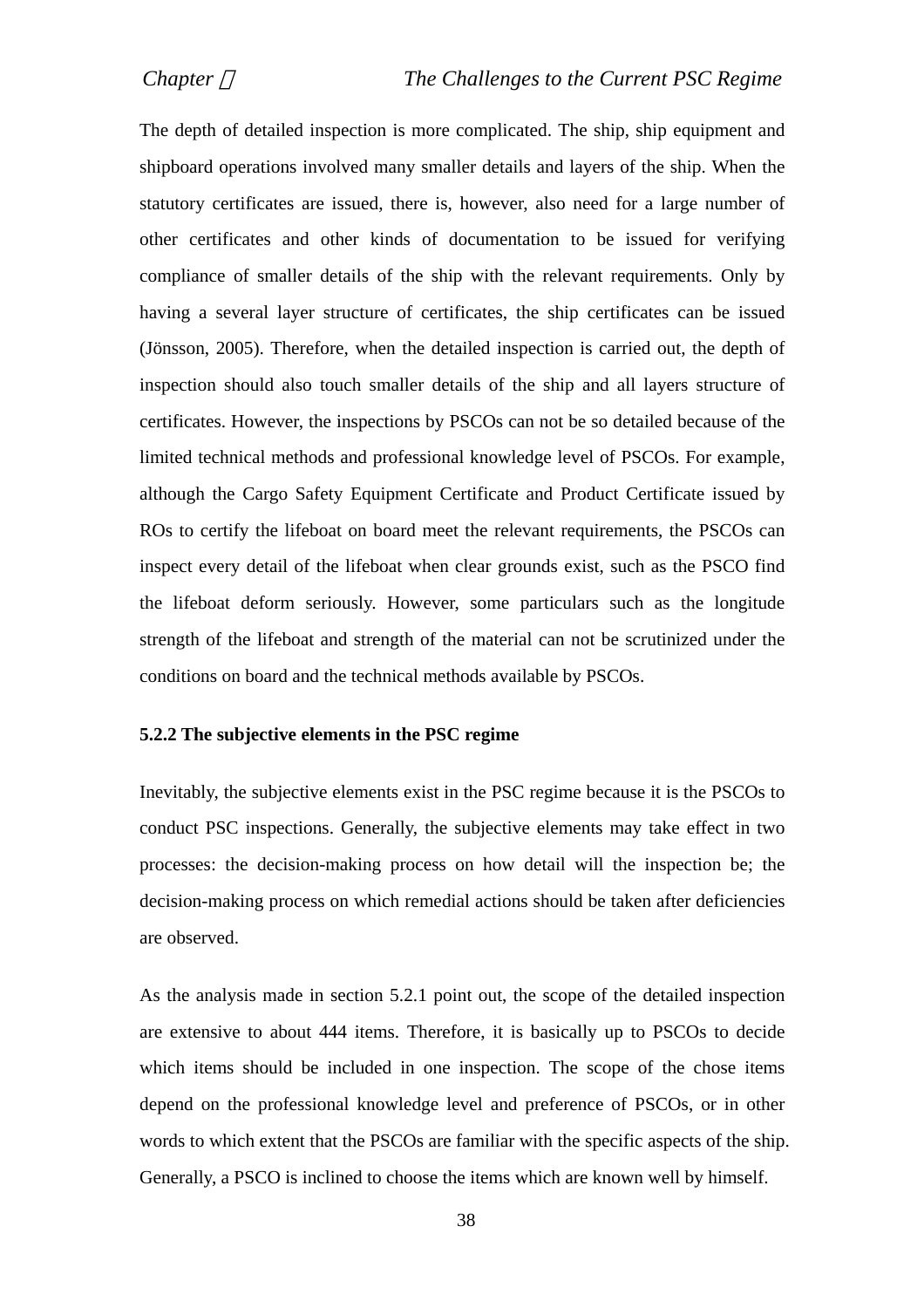The depth of detailed inspection is more complicated. The ship, ship equipment and shipboard operations involved many smaller details and layers of the ship. When the statutory certificates are issued, there is, however, also need for a large number of other certificates and other kinds of documentation to be issued for verifying compliance of smaller details of the ship with the relevant requirements. Only by having a several layer structure of certificates, the ship certificates can be issued (Jönsson, 2005). Therefore, when the detailed inspection is carried out, the depth of inspection should also touch smaller details of the ship and all layers structure of certificates. However, the inspections by PSCOs can not be so detailed because of the limited technical methods and professional knowledge level of PSCOs. For example, although the Cargo Safety Equipment Certificate and Product Certificate issued by ROs to certify the lifeboat on board meet the relevant requirements, the PSCOs can inspect every detail of the lifeboat when clear grounds exist, such as the PSCO find the lifeboat deform seriously. However, some particulars such as the longitude strength of the lifeboat and strength of the material can not be scrutinized under the conditions on board and the technical methods available by PSCOs.

### 5.2.2 The subjective elements in the PSC regime

Inevitably, the subjective elements exist in the PSC regime because it is the PSCOs to conduct PSC inspections. Generally, the subjective elements may take effect in two processes: the decision-making process on how detail will the inspection be; the decision-making process on which remedial actions should be taken after deficiencies are observed.

As the analysis made in section 5.2.1 point out, the scope of the detailed inspection are extensive to about 444 items. Therefore, it is basically up to PSCOs to decide which items should be included in one inspection. The scope of the chose items depend on the professional knowledge level and preference of PSCOs, or in other words to which extent that the PSCOs are familiar with the specific aspects of the ship. Generally, a PSCO is inclined to choose the items which are known well by himself.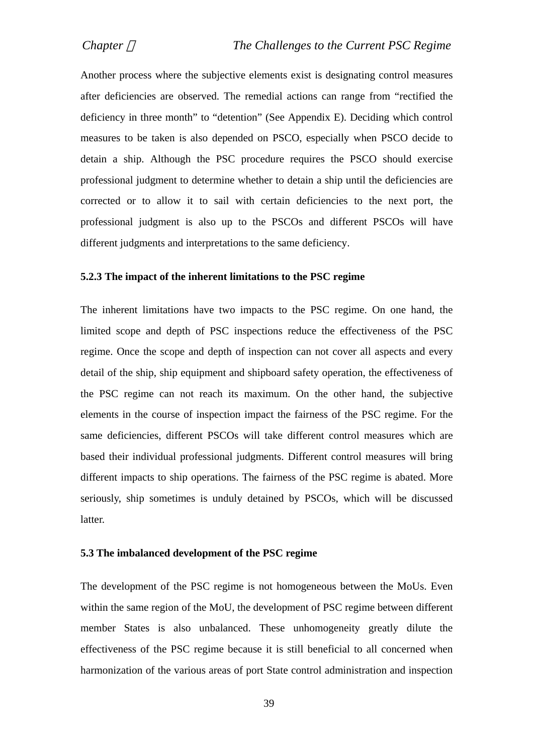Another process where the subjective elements exist is designating control measures after deficiencies are observed. The remedial actions can range from “rectified the deficiency in three month” to “detention” (See Appendix E). Deciding which control measures to be taken is also depended on PSCO, especially when PSCO decide to detain a ship. Although the PSC procedure requires the PSCO should exercise professional judgment to determine whether to detain a ship until the deficiencies are corrected or to allow it to sail with certain deficiencies to the next port, the professional judgment is also up to the PSCOs and different PSCOs will have different judgments and interpretations to the same deficiency.

### 5.2.3 The impact of the inherent limitations to the PSC regime

The inherent limitations have two impacts to the PSC regime. On one hand, the limited scope and depth of PSC inspections reduce the effectiveness of the PSC regime. Once the scope and depth of inspection can not cover all aspects and every detail of the ship, ship equipment and shipboard safety operation, the effectiveness of the PSC regime can not reach its maximum. On the other hand, the subjective elements in the course of inspection impact the fairness of the PSC regime. For the same deficiencies, different PSCOs will take different control measures which are based their individual professional judgments. Different control measures will bring different impacts to ship operations. The fairness of the PSC regime is abated. More seriously, ship sometimes is unduly detained by PSCOs, which will be discussed latter.

## 5.3 The imbalanced development of the PSC regime

The development of the PSC regime is not homogeneous between the MoUs. Even within the same region of the MoU, the development of PSC regime between different member States is also unbalanced. These unhomogeneity greatly dilute the effectiveness of the PSC regime because it is still beneficial to all concerned when harmonization of the various areas of port State control administration and inspection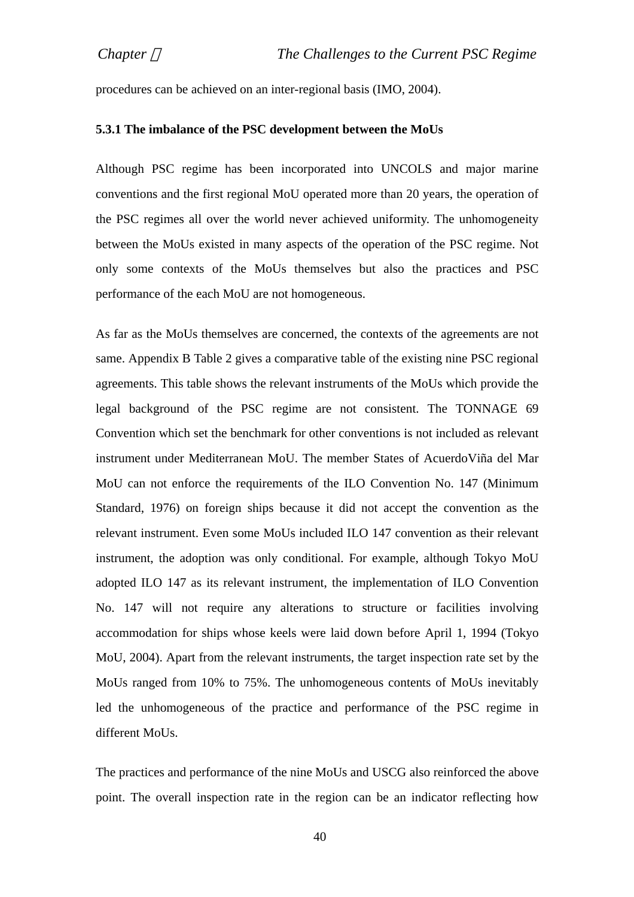procedures can be achieved on an inter-regional basis (IMO, 2004).

### 5.3.1 The imbalance of the PSC development between the MoUs

Although PSC regime has been incorporated into UNCOLS and major marine conventions and the first regional MoU operated more than 20 years, the operation of the PSC regimes all over the world never achieved uniformity. The unhomogeneity between the MoUs existed in many aspects of the operation of the PSC regime. Not only some contexts of the MoUs themselves but also the practices and PSC performance of the each MoU are not homogeneous.

As far as the MoUs themselves are concerned, the contexts of the agreements are not same. Appendix B Table 2 gives a comparative table of the existing nine PSC regional agreements. This table shows the relevant instruments of the MoUs which provide the legal background of the PSC regime are not consistent. The TONNAGE 69 Convention which set the benchmark for other conventions is not included as relevant instrument under Mediterranean MoU. The member States of AcuerdoViña del Mar MoU can not enforce the requirements of the ILO Convention No. 147 (Minimum Standard, 1976) on foreign ships because it did not accept the convention as the relevant instrument. Even some MoUs included ILO 147 convention as their relevant instrument, the adoption was only conditional. For example, although Tokyo MoU adopted ILO 147 as its relevant instrument, the implementation of ILO Convention No. 147 will not require any alterations to structure or facilities involving accommodation for ships whose keels were laid down before April 1, 1994 (Tokyo MoU, 2004). Apart from the relevant instruments, the target inspection rate set by the MoUs ranged from 10% to 75%. The unhomogeneous contents of MoUs inevitably led the unhomogeneous of the practice and performance of the PSC regime in different MoUs.

The practices and performance of the nine MoUs and USCG also reinforced the above point. The overall inspection rate in the region can be an indicator reflecting how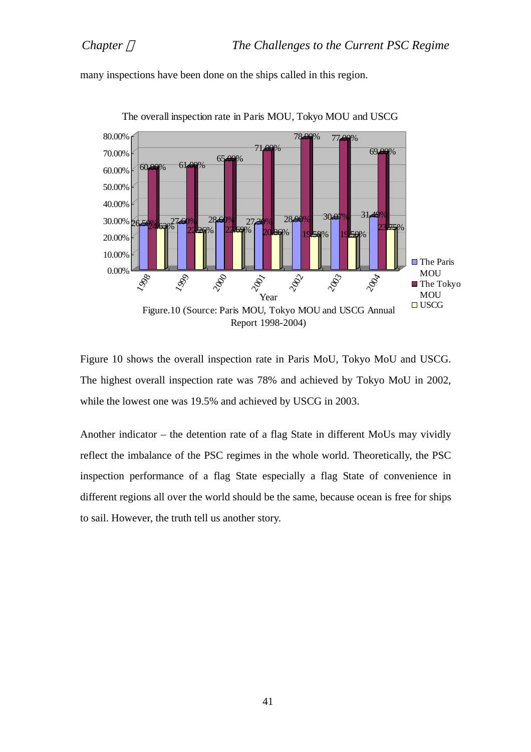many inspections have been done on the ships called in this region.

The overall inspection rate in Paris MOU, Tokyo MOU and USCG

| Year | The Paris MOU | The Tokyo MOU | USCG |
|---|---|---|---|
| 1998 | 26.50% | 60.00% | 24.63% |
| 1999 | 27.60% | 61.00% | 22.26% |
| 2000 | 28.60% | 65.00% | 22.69% |
| 2001 | 27.30% | 71.00% | 20.86% |
| 2002 | 28.90% | 78.00% | 19.58% |
| 2003 | 30.07% | 77.00% | 19.50% |
| 2004 | 31.40% | 69.00% | 23.75% |

Figure.10 (Source: Paris MOU, Tokyo MOU and USCG Annual Report 1998-2004)

Figure 10 shows the overall inspection rate in Paris MoU, Tokyo MoU and USCG. The highest overall inspection rate was 78% and achieved by Tokyo MoU in 2002, while the lowest one was 19.5% and achieved by USCG in 2003.

Another indicator – the detention rate of a flag State in different MoUs may vividly reflect the imbalance of the PSC regimes in the whole world. Theoretically, the PSC inspection performance of a flag State especially a flag State of convenience in different regions all over the world should be the same, because ocean is free for ships to sail. However, the truth tell us another story.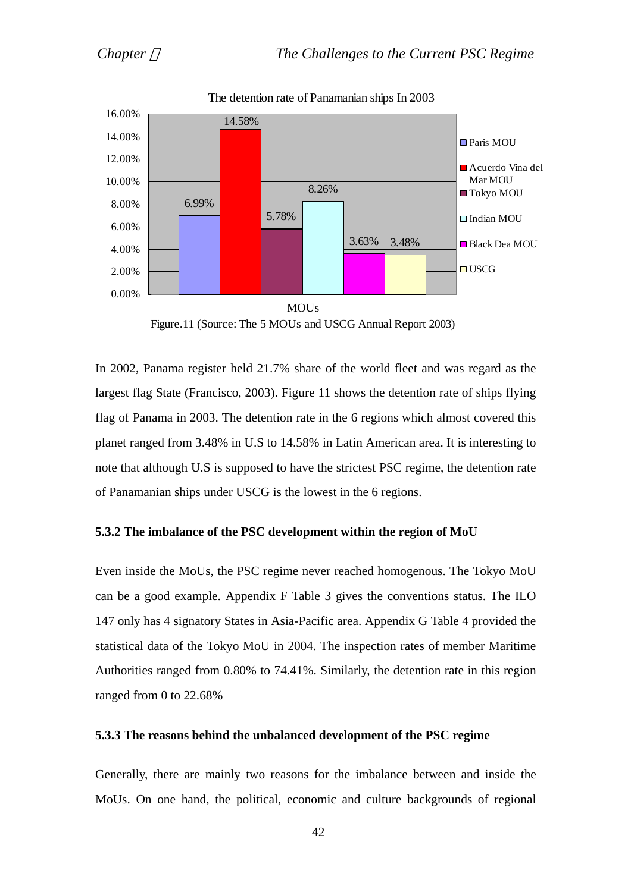The detention rate of Panamanian ships In 2003

| MOU | Detention rate |
|---|---|
| Paris MOU | 6.99% |
| Acuerdo Vina del Mar MOU | 14.58% |
| Tokyo MOU | 5.78% |
| Indian MOU | 8.26% |
| Black Dea MOU | 3.63% |
| USCG | 3.48% |

Figure.11 (Source: The 5 MOUs and USCG Annual Report 2003)

In 2002, Panama register held 21.7% share of the world fleet and was regard as the largest flag State (Francisco, 2003). Figure 11 shows the detention rate of ships flying flag of Panama in 2003. The detention rate in the 6 regions which almost covered this planet ranged from 3.48% in U.S to 14.58% in Latin American area. It is interesting to note that although U.S is supposed to have the strictest PSC regime, the detention rate of Panamanian ships under USCG is the lowest in the 6 regions.

### 5.3.2 The imbalance of the PSC development within the region of MoU

Even inside the MoUs, the PSC regime never reached homogenous. The Tokyo MoU can be a good example. Appendix F Table 3 gives the conventions status. The ILO 147 only has 4 signatory States in Asia-Pacific area. Appendix G Table 4 provided the statistical data of the Tokyo MoU in 2004. The inspection rates of member Maritime Authorities ranged from 0.80% to 74.41%. Similarly, the detention rate in this region ranged from 0 to 22.68%

### 5.3.3 The reasons behind the unbalanced development of the PSC regime

Generally, there are mainly two reasons for the imbalance between and inside the MoUs. On one hand, the political, economic and culture backgrounds of regional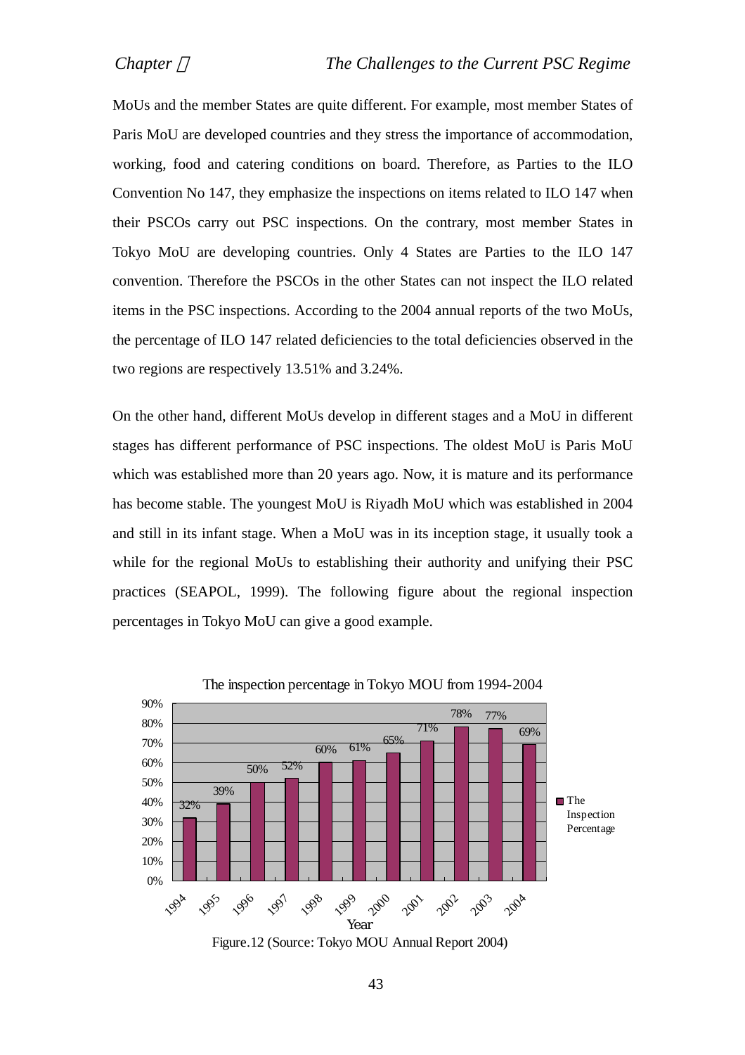MoUs and the member States are quite different. For example, most member States of Paris MoU are developed countries and they stress the importance of accommodation, working, food and catering conditions on board. Therefore, as Parties to the ILO Convention No 147, they emphasize the inspections on items related to ILO 147 when their PSCOs carry out PSC inspections. On the contrary, most member States in Tokyo MoU are developing countries. Only 4 States are Parties to the ILO 147 convention. Therefore the PSCOs in the other States can not inspect the ILO related items in the PSC inspections. According to the 2004 annual reports of the two MoUs, the percentage of ILO 147 related deficiencies to the total deficiencies observed in the two regions are respectively 13.51% and 3.24%.

On the other hand, different MoUs develop in different stages and a MoU in different stages has different performance of PSC inspections. The oldest MoU is Paris MoU which was established more than 20 years ago. Now, it is mature and its performance has become stable. The youngest MoU is Riyadh MoU which was established in 2004 and still in its infant stage. When a MoU was in its inception stage, it usually took a while for the regional MoUs to establishing their authority and unifying their PSC practices (SEAPOL, 1999). The following figure about the regional inspection percentages in Tokyo MoU can give a good example.

The inspection percentage in Tokyo MOU from 1994-2004

| Year | The Inspection Percentage |
|---|---|
| 1994 | 32% |
| 1995 | 39% |
| 1996 | 50% |
| 1997 | 52% |
| 1998 | 60% |
| 1999 | 61% |
| 2000 | 65% |
| 2001 | 71% |
| 2002 | 78% |
| 2003 | 77% |
| 2004 | 69% |

Figure.12 (Source: Tokyo MOU Annual Report 2004)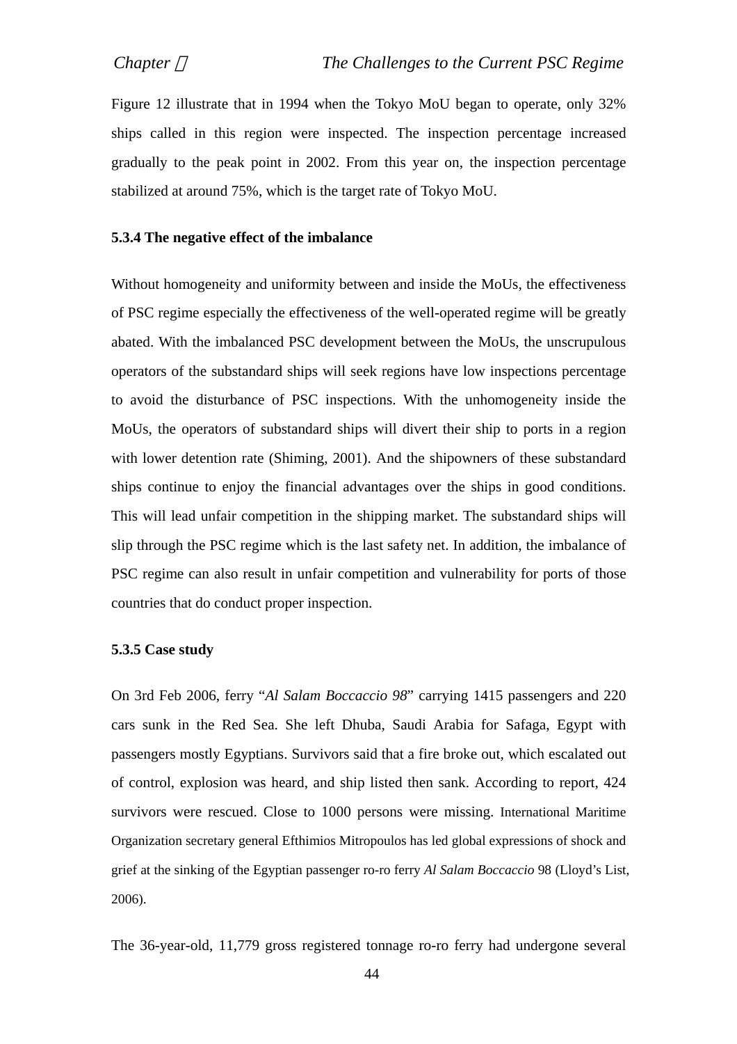Figure 12 illustrate that in 1994 when the Tokyo MoU began to operate, only 32% ships called in this region were inspected. The inspection percentage increased gradually to the peak point in 2002. From this year on, the inspection percentage stabilized at around 75%, which is the target rate of Tokyo MoU.

### 5.3.4 The negative effect of the imbalance

Without homogeneity and uniformity between and inside the MoUs, the effectiveness of PSC regime especially the effectiveness of the well-operated regime will be greatly abated. With the imbalanced PSC development between the MoUs, the unscrupulous operators of the substandard ships will seek regions have low inspections percentage to avoid the disturbance of PSC inspections. With the unhomogeneity inside the MoUs, the operators of substandard ships will divert their ship to ports in a region with lower detention rate (Shiming, 2001). And the shipowners of these substandard ships continue to enjoy the financial advantages over the ships in good conditions. This will lead unfair competition in the shipping market. The substandard ships will slip through the PSC regime which is the last safety net. In addition, the imbalance of PSC regime can also result in unfair competition and vulnerability for ports of those countries that do conduct proper inspection.

### 5.3.5 Case study

On 3rd Feb 2006, ferry "*Al Salam Boccaccio 98*" carrying 1415 passengers and 220 cars sunk in the Red Sea. She left Dhuba, Saudi Arabia for Safaga, Egypt with passengers mostly Egyptians. Survivors said that a fire broke out, which escalated out of control, explosion was heard, and ship listed then sank. According to report, 424 survivors were rescued. Close to 1000 persons were missing. International Maritime Organization secretary general Efthimios Mitropoulos has led global expressions of shock and grief at the sinking of the Egyptian passenger ro-ro ferry *Al Salam Boccaccio* 98 (Lloyd's List, 2006).

The 36-year-old, 11,779 gross registered tonnage ro-ro ferry had undergone several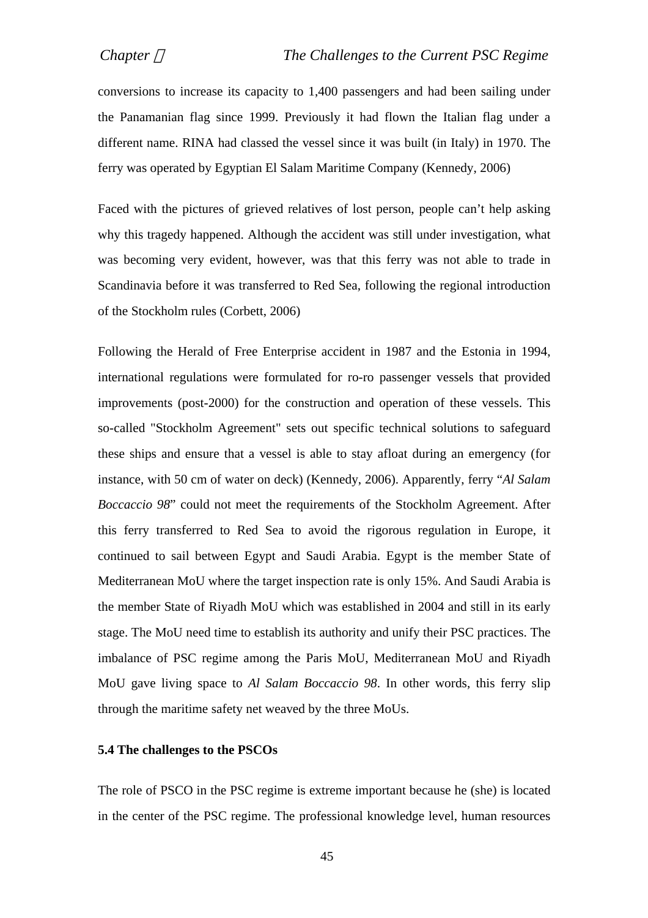conversions to increase its capacity to 1,400 passengers and had been sailing under the Panamanian flag since 1999. Previously it had flown the Italian flag under a different name. RINA had classed the vessel since it was built (in Italy) in 1970. The ferry was operated by Egyptian El Salam Maritime Company (Kennedy, 2006)

Faced with the pictures of grieved relatives of lost person, people can't help asking why this tragedy happened. Although the accident was still under investigation, what was becoming very evident, however, was that this ferry was not able to trade in Scandinavia before it was transferred to Red Sea, following the regional introduction of the Stockholm rules (Corbett, 2006)

Following the Herald of Free Enterprise accident in 1987 and the Estonia in 1994, international regulations were formulated for ro-ro passenger vessels that provided improvements (post-2000) for the construction and operation of these vessels. This so-called "Stockholm Agreement" sets out specific technical solutions to safeguard these ships and ensure that a vessel is able to stay afloat during an emergency (for instance, with 50 cm of water on deck) (Kennedy, 2006). Apparently, ferry "*Al Salam Boccaccio 98*" could not meet the requirements of the Stockholm Agreement. After this ferry transferred to Red Sea to avoid the rigorous regulation in Europe, it continued to sail between Egypt and Saudi Arabia. Egypt is the member State of Mediterranean MoU where the target inspection rate is only 15%. And Saudi Arabia is the member State of Riyadh MoU which was established in 2004 and still in its early stage. The MoU need time to establish its authority and unify their PSC practices. The imbalance of PSC regime among the Paris MoU, Mediterranean MoU and Riyadh MoU gave living space to *Al Salam Boccaccio 98*. In other words, this ferry slip through the maritime safety net weaved by the three MoUs.

**5.4 The challenges to the PSCOs**

The role of PSCO in the PSC regime is extreme important because he (she) is located in the center of the PSC regime. The professional knowledge level, human resources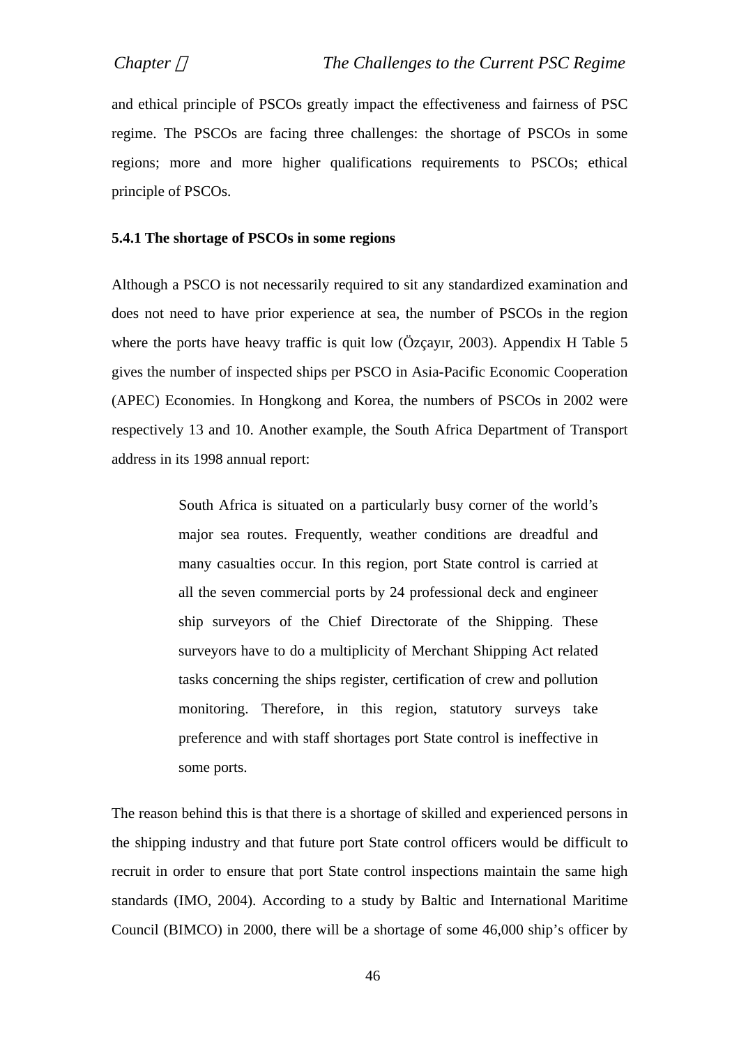and ethical principle of PSCOs greatly impact the effectiveness and fairness of PSC regime. The PSCOs are facing three challenges: the shortage of PSCOs in some regions; more and more higher qualifications requirements to PSCOs; ethical principle of PSCOs.

### 5.4.1 The shortage of PSCOs in some regions

Although a PSCO is not necessarily required to sit any standardized examination and does not need to have prior experience at sea, the number of PSCOs in the region where the ports have heavy traffic is quit low (Özçayır, 2003). Appendix H Table 5 gives the number of inspected ships per PSCO in Asia-Pacific Economic Cooperation (APEC) Economies. In Hongkong and Korea, the numbers of PSCOs in 2002 were respectively 13 and 10. Another example, the South Africa Department of Transport address in its 1998 annual report:

> South Africa is situated on a particularly busy corner of the world's major sea routes. Frequently, weather conditions are dreadful and many casualties occur. In this region, port State control is carried at all the seven commercial ports by 24 professional deck and engineer ship surveyors of the Chief Directorate of the Shipping. These surveyors have to do a multiplicity of Merchant Shipping Act related tasks concerning the ships register, certification of crew and pollution monitoring. Therefore, in this region, statutory surveys take preference and with staff shortages port State control is ineffective in some ports.

The reason behind this is that there is a shortage of skilled and experienced persons in the shipping industry and that future port State control officers would be difficult to recruit in order to ensure that port State control inspections maintain the same high standards (IMO, 2004). According to a study by Baltic and International Maritime Council (BIMCO) in 2000, there will be a shortage of some 46,000 ship's officer by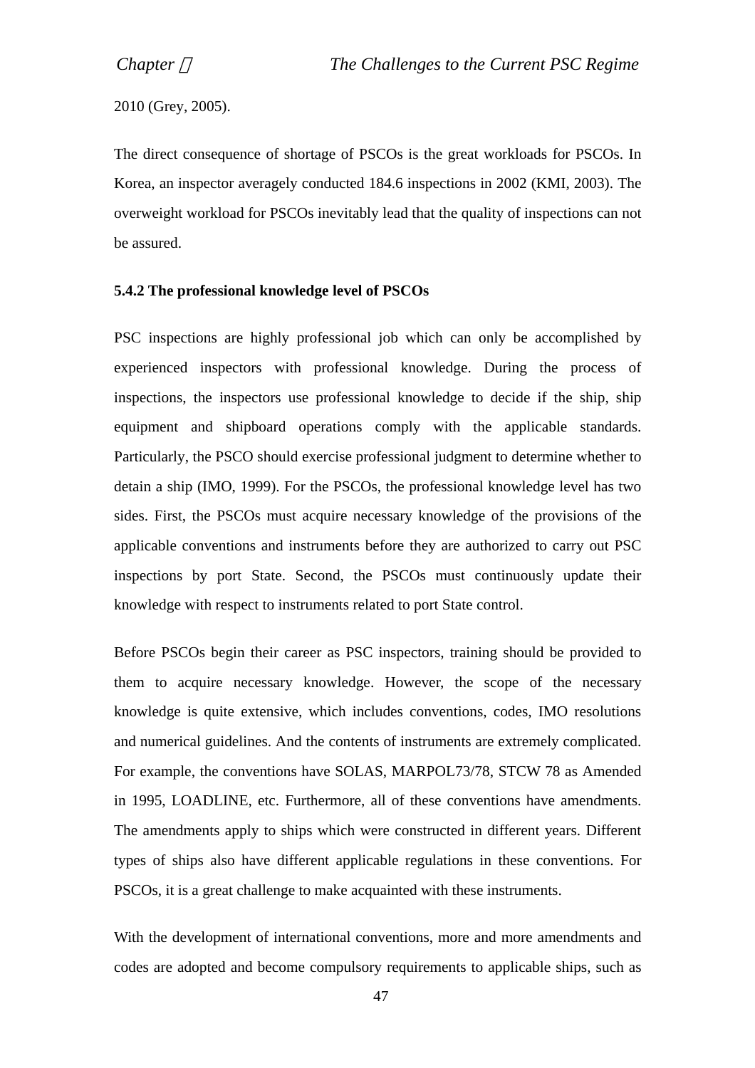2010 (Grey, 2005).

The direct consequence of shortage of PSCOs is the great workloads for PSCOs. In Korea, an inspector averagely conducted 184.6 inspections in 2002 (KMI, 2003). The overweight workload for PSCOs inevitably lead that the quality of inspections can not be assured.

### 5.4.2 The professional knowledge level of PSCOs

PSC inspections are highly professional job which can only be accomplished by experienced inspectors with professional knowledge. During the process of inspections, the inspectors use professional knowledge to decide if the ship, ship equipment and shipboard operations comply with the applicable standards. Particularly, the PSCO should exercise professional judgment to determine whether to detain a ship (IMO, 1999). For the PSCOs, the professional knowledge level has two sides. First, the PSCOs must acquire necessary knowledge of the provisions of the applicable conventions and instruments before they are authorized to carry out PSC inspections by port State. Second, the PSCOs must continuously update their knowledge with respect to instruments related to port State control.

Before PSCOs begin their career as PSC inspectors, training should be provided to them to acquire necessary knowledge. However, the scope of the necessary knowledge is quite extensive, which includes conventions, codes, IMO resolutions and numerical guidelines. And the contents of instruments are extremely complicated. For example, the conventions have SOLAS, MARPOL73/78, STCW 78 as Amended in 1995, LOADLINE, etc. Furthermore, all of these conventions have amendments. The amendments apply to ships which were constructed in different years. Different types of ships also have different applicable regulations in these conventions. For PSCOs, it is a great challenge to make acquainted with these instruments.

With the development of international conventions, more and more amendments and codes are adopted and become compulsory requirements to applicable ships, such as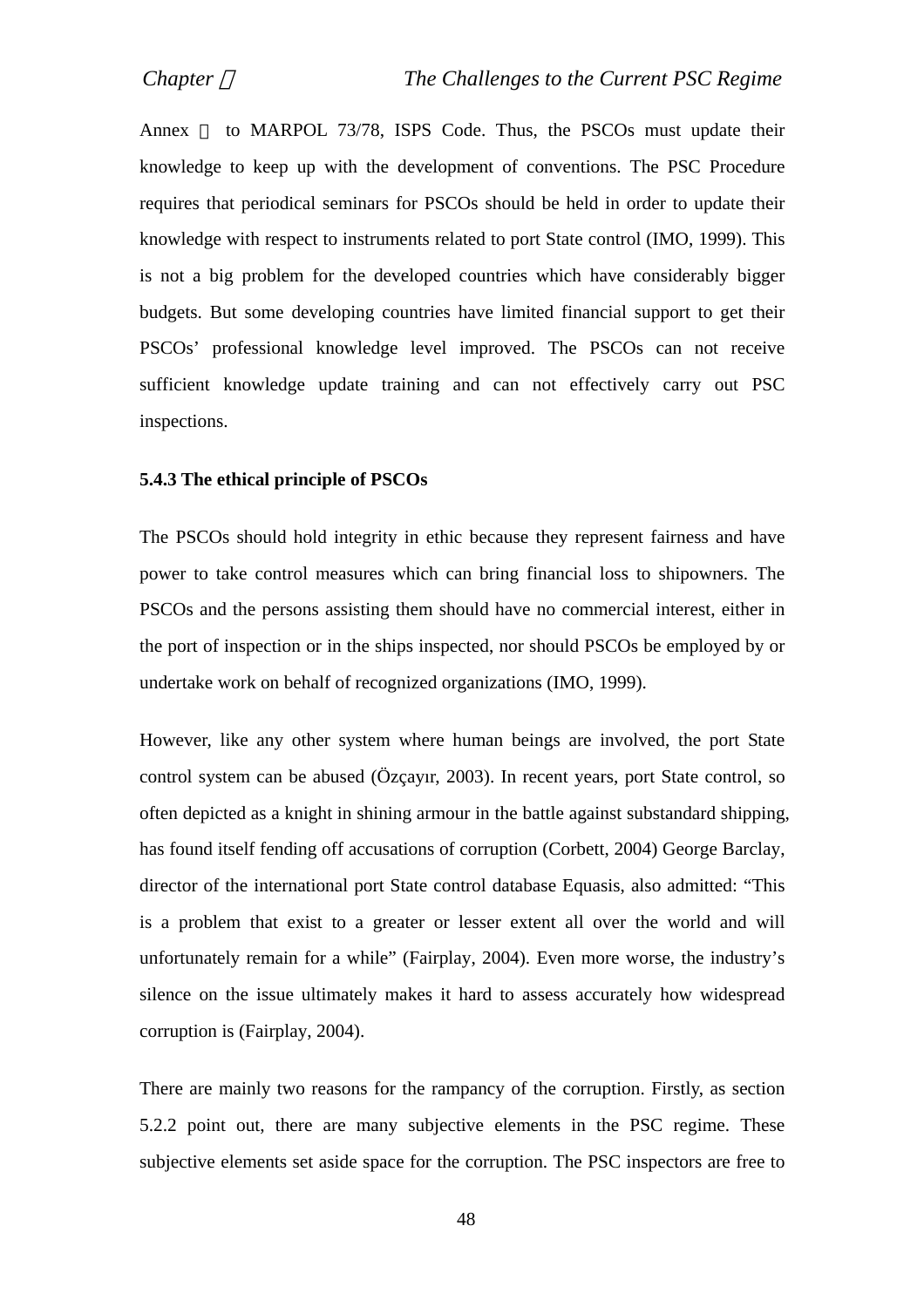Annex Ⅵ to MARPOL 73/78, ISPS Code. Thus, the PSCOs must update their knowledge to keep up with the development of conventions. The PSC Procedure requires that periodical seminars for PSCOs should be held in order to update their knowledge with respect to instruments related to port State control (IMO, 1999). This is not a big problem for the developed countries which have considerably bigger budgets. But some developing countries have limited financial support to get their PSCOs' professional knowledge level improved. The PSCOs can not receive sufficient knowledge update training and can not effectively carry out PSC inspections.

### 5.4.3 The ethical principle of PSCOs

The PSCOs should hold integrity in ethic because they represent fairness and have power to take control measures which can bring financial loss to shipowners. The PSCOs and the persons assisting them should have no commercial interest, either in the port of inspection or in the ships inspected, nor should PSCOs be employed by or undertake work on behalf of recognized organizations (IMO, 1999).

However, like any other system where human beings are involved, the port State control system can be abused (Özçayır, 2003). In recent years, port State control, so often depicted as a knight in shining armour in the battle against substandard shipping, has found itself fending off accusations of corruption (Corbett, 2004) George Barclay, director of the international port State control database Equasis, also admitted: "This is a problem that exist to a greater or lesser extent all over the world and will unfortunately remain for a while" (Fairplay, 2004). Even more worse, the industry's silence on the issue ultimately makes it hard to assess accurately how widespread corruption is (Fairplay, 2004).

There are mainly two reasons for the rampancy of the corruption. Firstly, as section 5.2.2 point out, there are many subjective elements in the PSC regime. These subjective elements set aside space for the corruption. The PSC inspectors are free to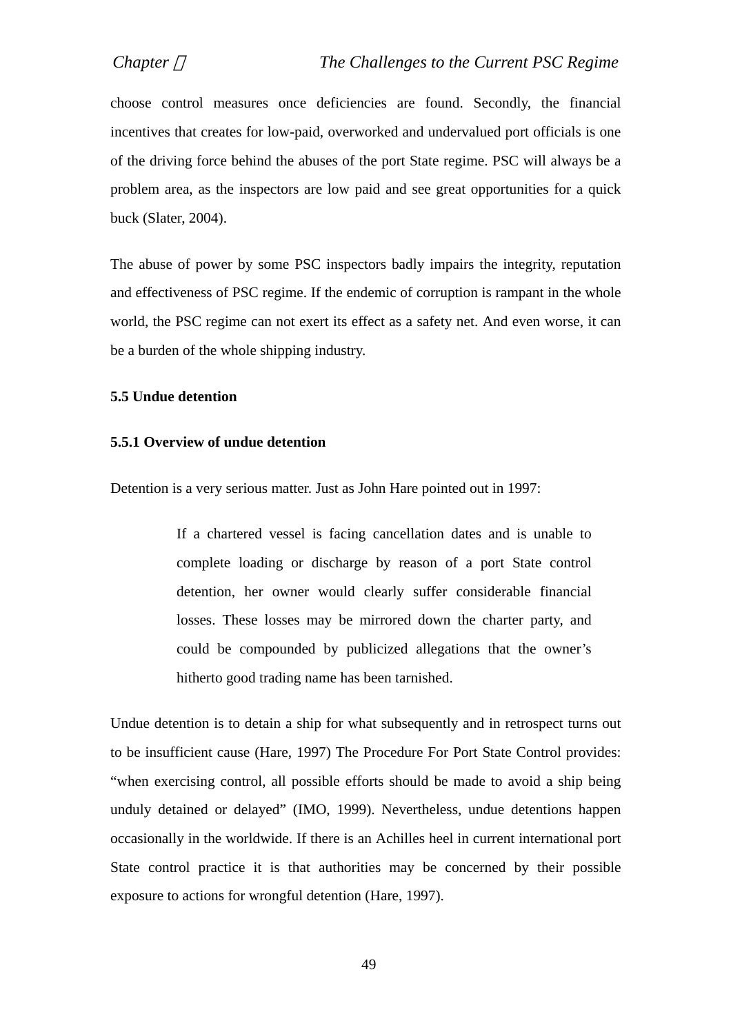choose control measures once deficiencies are found. Secondly, the financial incentives that creates for low-paid, overworked and undervalued port officials is one of the driving force behind the abuses of the port State regime. PSC will always be a problem area, as the inspectors are low paid and see great opportunities for a quick buck (Slater, 2004).

The abuse of power by some PSC inspectors badly impairs the integrity, reputation and effectiveness of PSC regime. If the endemic of corruption is rampant in the whole world, the PSC regime can not exert its effect as a safety net. And even worse, it can be a burden of the whole shipping industry.

### 5.5 Undue detention

#### 5.5.1 Overview of undue detention

Detention is a very serious matter. Just as John Hare pointed out in 1997:

> If a chartered vessel is facing cancellation dates and is unable to complete loading or discharge by reason of a port State control detention, her owner would clearly suffer considerable financial losses. These losses may be mirrored down the charter party, and could be compounded by publicized allegations that the owner's hitherto good trading name has been tarnished.

Undue detention is to detain a ship for what subsequently and in retrospect turns out to be insufficient cause (Hare, 1997) The Procedure For Port State Control provides: "when exercising control, all possible efforts should be made to avoid a ship being unduly detained or delayed" (IMO, 1999). Nevertheless, undue detentions happen occasionally in the worldwide. If there is an Achilles heel in current international port State control practice it is that authorities may be concerned by their possible exposure to actions for wrongful detention (Hare, 1997).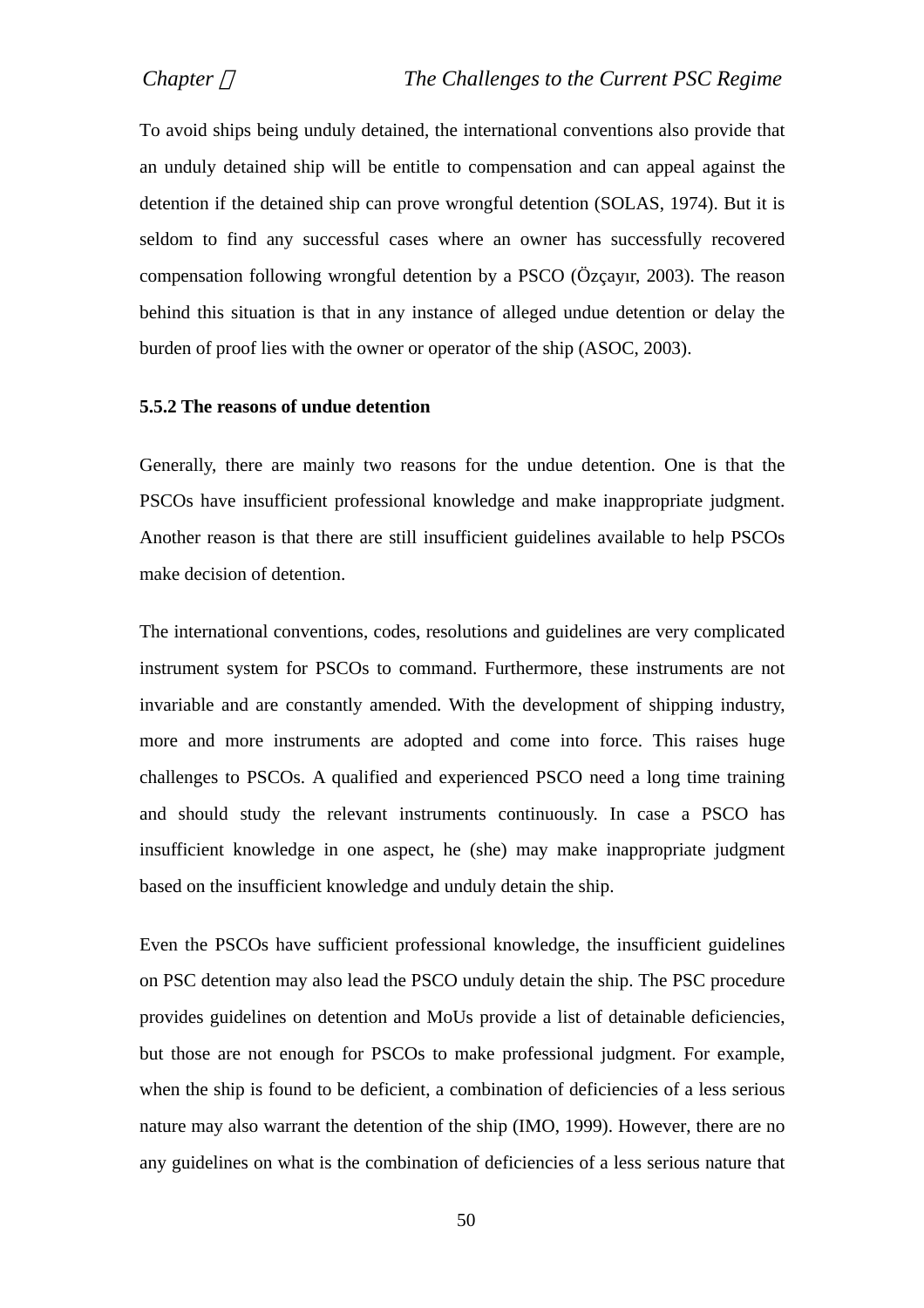To avoid ships being unduly detained, the international conventions also provide that an unduly detained ship will be entitle to compensation and can appeal against the detention if the detained ship can prove wrongful detention (SOLAS, 1974). But it is seldom to find any successful cases where an owner has successfully recovered compensation following wrongful detention by a PSCO (Özçayır, 2003). The reason behind this situation is that in any instance of alleged undue detention or delay the burden of proof lies with the owner or operator of the ship (ASOC, 2003).

### 5.5.2 The reasons of undue detention

Generally, there are mainly two reasons for the undue detention. One is that the PSCOs have insufficient professional knowledge and make inappropriate judgment. Another reason is that there are still insufficient guidelines available to help PSCOs make decision of detention.

The international conventions, codes, resolutions and guidelines are very complicated instrument system for PSCOs to command. Furthermore, these instruments are not invariable and are constantly amended. With the development of shipping industry, more and more instruments are adopted and come into force. This raises huge challenges to PSCOs. A qualified and experienced PSCO need a long time training and should study the relevant instruments continuously. In case a PSCO has insufficient knowledge in one aspect, he (she) may make inappropriate judgment based on the insufficient knowledge and unduly detain the ship.

Even the PSCOs have sufficient professional knowledge, the insufficient guidelines on PSC detention may also lead the PSCO unduly detain the ship. The PSC procedure provides guidelines on detention and MoUs provide a list of detainable deficiencies, but those are not enough for PSCOs to make professional judgment. For example, when the ship is found to be deficient, a combination of deficiencies of a less serious nature may also warrant the detention of the ship (IMO, 1999). However, there are no any guidelines on what is the combination of deficiencies of a less serious nature that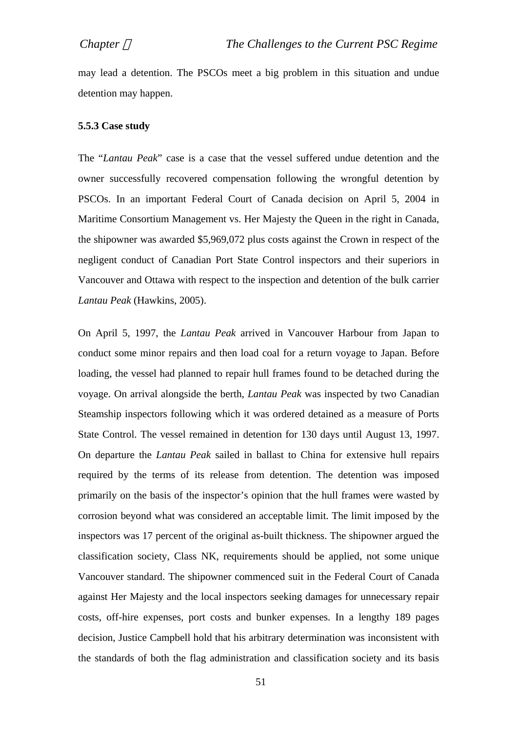may lead a detention. The PSCOs meet a big problem in this situation and undue detention may happen.

### 5.5.3 Case study

The "*Lantau Peak*" case is a case that the vessel suffered undue detention and the owner successfully recovered compensation following the wrongful detention by PSCOs. In an important Federal Court of Canada decision on April 5, 2004 in Maritime Consortium Management vs. Her Majesty the Queen in the right in Canada, the shipowner was awarded $5,969,072 plus costs against the Crown in respect of the negligent conduct of Canadian Port State Control inspectors and their superiors in Vancouver and Ottawa with respect to the inspection and detention of the bulk carrier *Lantau Peak* (Hawkins, 2005).

On April 5, 1997, the *Lantau Peak* arrived in Vancouver Harbour from Japan to conduct some minor repairs and then load coal for a return voyage to Japan. Before loading, the vessel had planned to repair hull frames found to be detached during the voyage. On arrival alongside the berth, *Lantau Peak* was inspected by two Canadian Steamship inspectors following which it was ordered detained as a measure of Ports State Control. The vessel remained in detention for 130 days until August 13, 1997. On departure the *Lantau Peak* sailed in ballast to China for extensive hull repairs required by the terms of its release from detention. The detention was imposed primarily on the basis of the inspector's opinion that the hull frames were wasted by corrosion beyond what was considered an acceptable limit. The limit imposed by the inspectors was 17 percent of the original as-built thickness. The shipowner argued the classification society, Class NK, requirements should be applied, not some unique Vancouver standard. The shipowner commenced suit in the Federal Court of Canada against Her Majesty and the local inspectors seeking damages for unnecessary repair costs, off-hire expenses, port costs and bunker expenses. In a lengthy 189 pages decision, Justice Campbell hold that his arbitrary determination was inconsistent with the standards of both the flag administration and classification society and its basis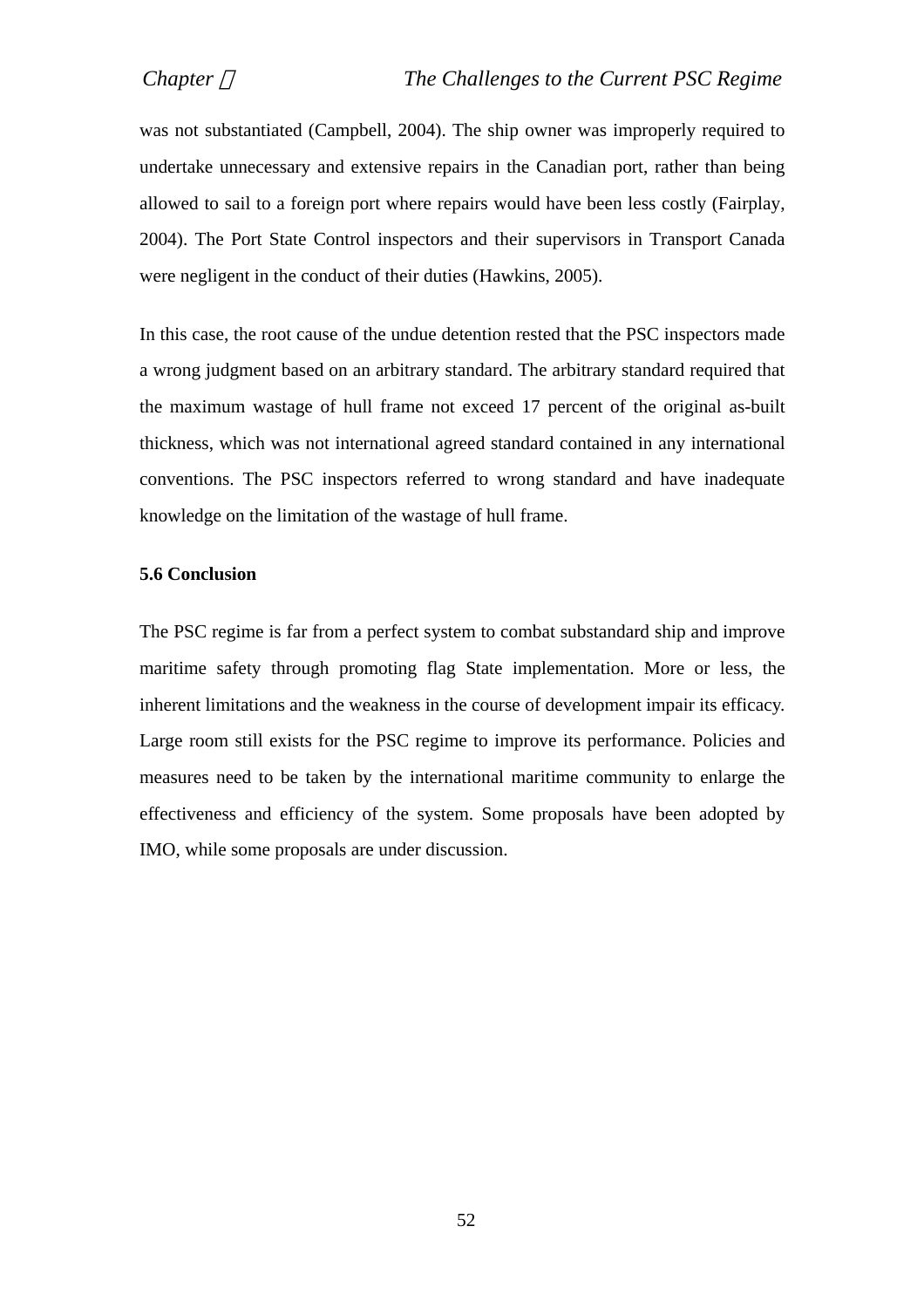was not substantiated (Campbell, 2004). The ship owner was improperly required to undertake unnecessary and extensive repairs in the Canadian port, rather than being allowed to sail to a foreign port where repairs would have been less costly (Fairplay, 2004). The Port State Control inspectors and their supervisors in Transport Canada were negligent in the conduct of their duties (Hawkins, 2005).

In this case, the root cause of the undue detention rested that the PSC inspectors made a wrong judgment based on an arbitrary standard. The arbitrary standard required that the maximum wastage of hull frame not exceed 17 percent of the original as-built thickness, which was not international agreed standard contained in any international conventions. The PSC inspectors referred to wrong standard and have inadequate knowledge on the limitation of the wastage of hull frame.

### 5.6 Conclusion

The PSC regime is far from a perfect system to combat substandard ship and improve maritime safety through promoting flag State implementation. More or less, the inherent limitations and the weakness in the course of development impair its efficacy. Large room still exists for the PSC regime to improve its performance. Policies and measures need to be taken by the international maritime community to enlarge the effectiveness and efficiency of the system. Some proposals have been adopted by IMO, while some proposals are under discussion.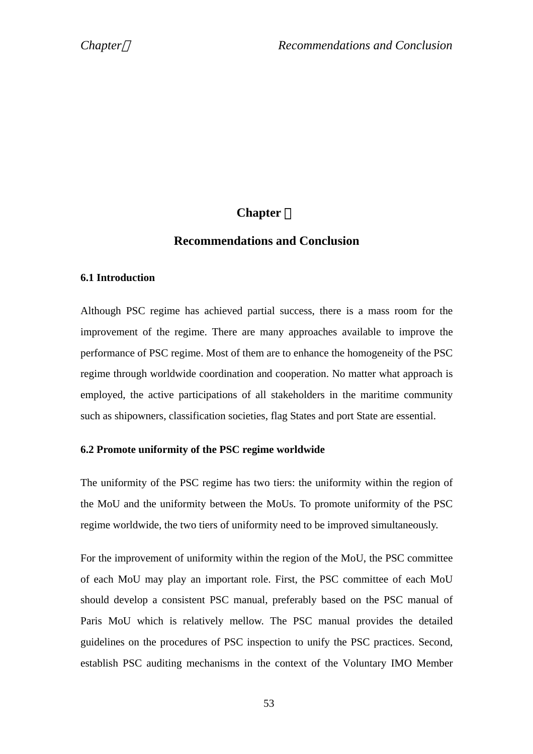# Chapter 六

## Recommendations and Conclusion

### 6.1 Introduction

Although PSC regime has achieved partial success, there is a mass room for the improvement of the regime. There are many approaches available to improve the performance of PSC regime. Most of them are to enhance the homogeneity of the PSC regime through worldwide coordination and cooperation. No matter what approach is employed, the active participations of all stakeholders in the maritime community such as shipowners, classification societies, flag States and port State are essential.

### 6.2 Promote uniformity of the PSC regime worldwide

The uniformity of the PSC regime has two tiers: the uniformity within the region of the MoU and the uniformity between the MoUs. To promote uniformity of the PSC regime worldwide, the two tiers of uniformity need to be improved simultaneously.

For the improvement of uniformity within the region of the MoU, the PSC committee of each MoU may play an important role. First, the PSC committee of each MoU should develop a consistent PSC manual, preferably based on the PSC manual of Paris MoU which is relatively mellow. The PSC manual provides the detailed guidelines on the procedures of PSC inspection to unify the PSC practices. Second, establish PSC auditing mechanisms in the context of the Voluntary IMO Member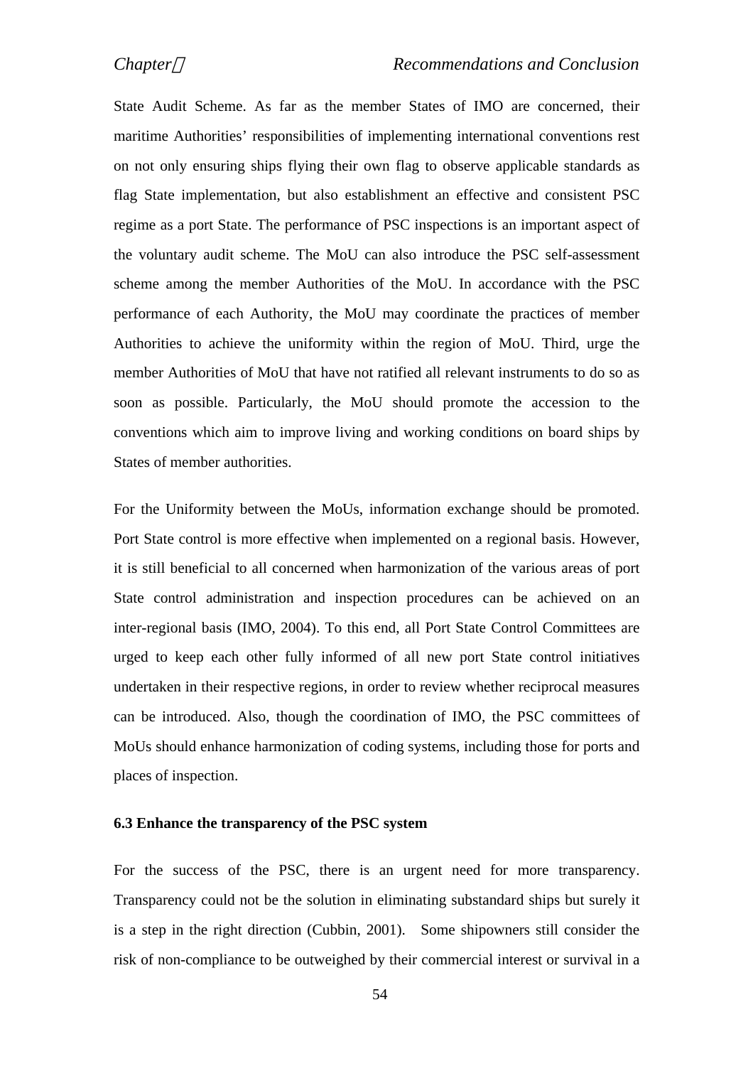State Audit Scheme. As far as the member States of IMO are concerned, their maritime Authorities' responsibilities of implementing international conventions rest on not only ensuring ships flying their own flag to observe applicable standards as flag State implementation, but also establishment an effective and consistent PSC regime as a port State. The performance of PSC inspections is an important aspect of the voluntary audit scheme. The MoU can also introduce the PSC self-assessment scheme among the member Authorities of the MoU. In accordance with the PSC performance of each Authority, the MoU may coordinate the practices of member Authorities to achieve the uniformity within the region of MoU. Third, urge the member Authorities of MoU that have not ratified all relevant instruments to do so as soon as possible. Particularly, the MoU should promote the accession to the conventions which aim to improve living and working conditions on board ships by States of member authorities.

For the Uniformity between the MoUs, information exchange should be promoted. Port State control is more effective when implemented on a regional basis. However, it is still beneficial to all concerned when harmonization of the various areas of port State control administration and inspection procedures can be achieved on an inter-regional basis (IMO, 2004). To this end, all Port State Control Committees are urged to keep each other fully informed of all new port State control initiatives undertaken in their respective regions, in order to review whether reciprocal measures can be introduced. Also, though the coordination of IMO, the PSC committees of MoUs should enhance harmonization of coding systems, including those for ports and places of inspection.

### 6.3 Enhance the transparency of the PSC system

For the success of the PSC, there is an urgent need for more transparency. Transparency could not be the solution in eliminating substandard ships but surely it is a step in the right direction (Cubbin, 2001). Some shipowners still consider the risk of non-compliance to be outweighed by their commercial interest or survival in a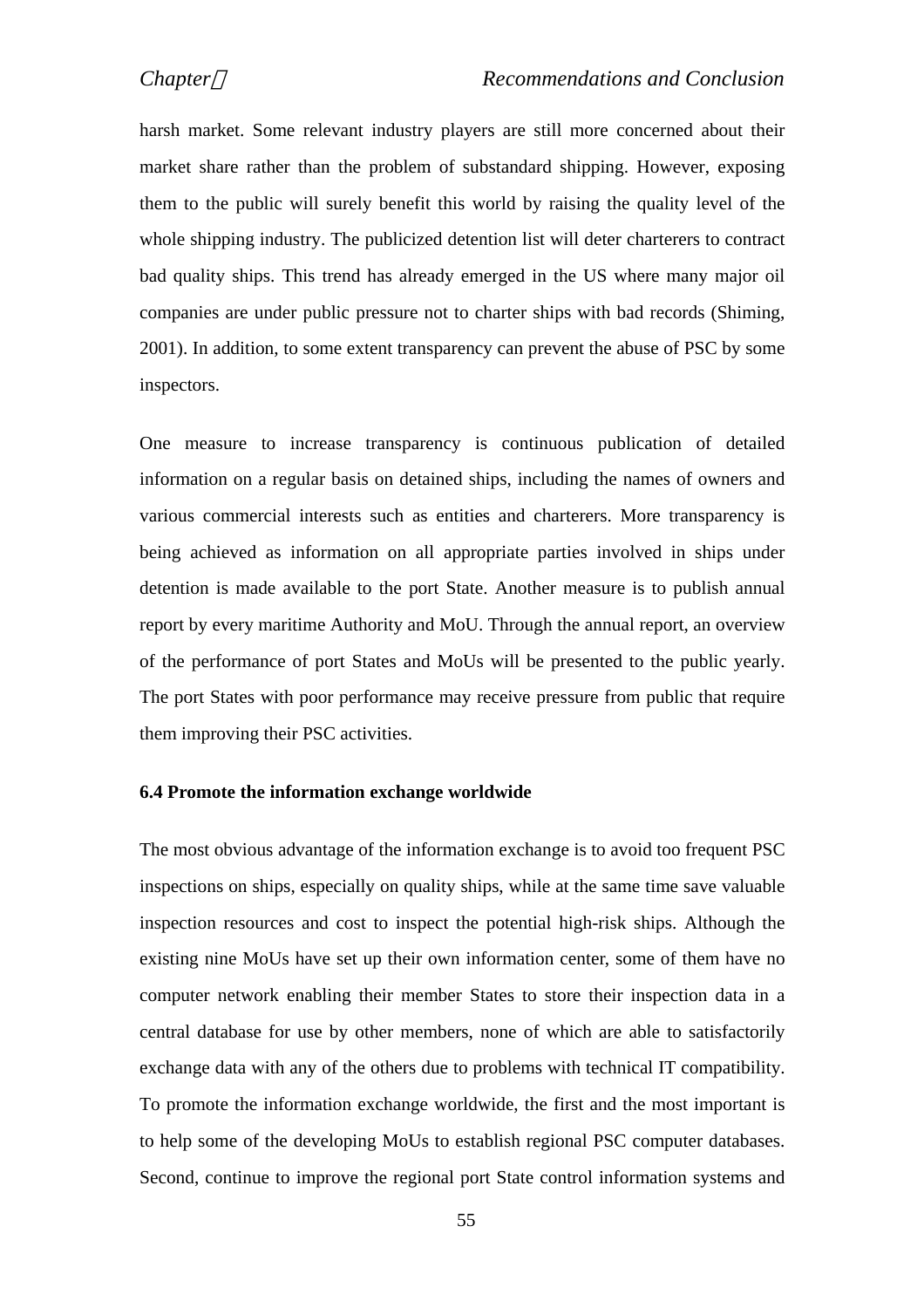harsh market. Some relevant industry players are still more concerned about their market share rather than the problem of substandard shipping. However, exposing them to the public will surely benefit this world by raising the quality level of the whole shipping industry. The publicized detention list will deter charterers to contract bad quality ships. This trend has already emerged in the US where many major oil companies are under public pressure not to charter ships with bad records (Shiming, 2001). In addition, to some extent transparency can prevent the abuse of PSC by some inspectors.

One measure to increase transparency is continuous publication of detailed information on a regular basis on detained ships, including the names of owners and various commercial interests such as entities and charterers. More transparency is being achieved as information on all appropriate parties involved in ships under detention is made available to the port State. Another measure is to publish annual report by every maritime Authority and MoU. Through the annual report, an overview of the performance of port States and MoUs will be presented to the public yearly. The port States with poor performance may receive pressure from public that require them improving their PSC activities.

### 6.4 Promote the information exchange worldwide

The most obvious advantage of the information exchange is to avoid too frequent PSC inspections on ships, especially on quality ships, while at the same time save valuable inspection resources and cost to inspect the potential high-risk ships. Although the existing nine MoUs have set up their own information center, some of them have no computer network enabling their member States to store their inspection data in a central database for use by other members, none of which are able to satisfactorily exchange data with any of the others due to problems with technical IT compatibility. To promote the information exchange worldwide, the first and the most important is to help some of the developing MoUs to establish regional PSC computer databases. Second, continue to improve the regional port State control information systems and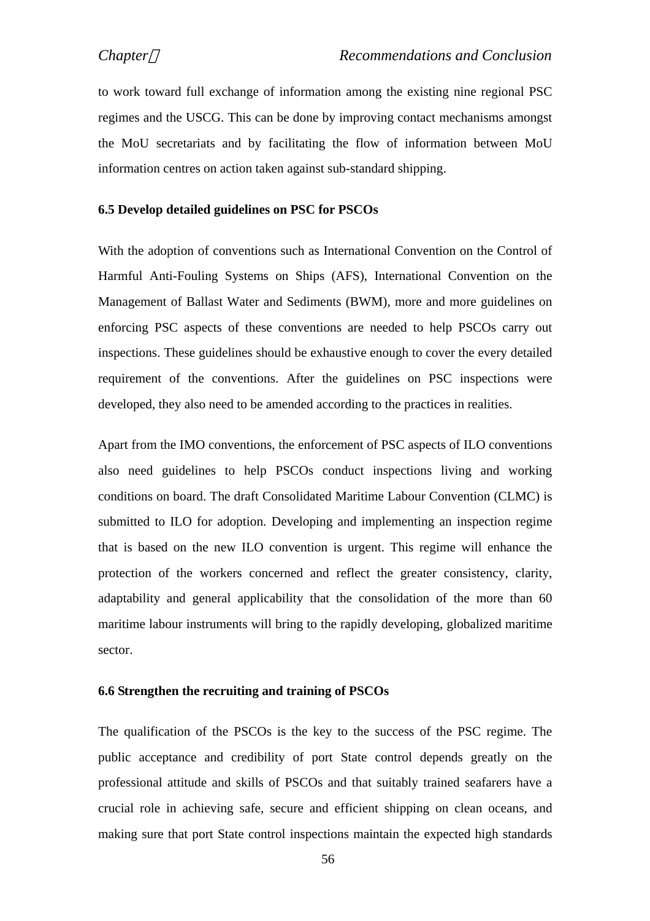to work toward full exchange of information among the existing nine regional PSC regimes and the USCG. This can be done by improving contact mechanisms amongst the MoU secretariats and by facilitating the flow of information between MoU information centres on action taken against sub-standard shipping.

### 6.5 Develop detailed guidelines on PSC for PSCOs

With the adoption of conventions such as International Convention on the Control of Harmful Anti-Fouling Systems on Ships (AFS), International Convention on the Management of Ballast Water and Sediments (BWM), more and more guidelines on enforcing PSC aspects of these conventions are needed to help PSCOs carry out inspections. These guidelines should be exhaustive enough to cover the every detailed requirement of the conventions. After the guidelines on PSC inspections were developed, they also need to be amended according to the practices in realities.

Apart from the IMO conventions, the enforcement of PSC aspects of ILO conventions also need guidelines to help PSCOs conduct inspections living and working conditions on board. The draft Consolidated Maritime Labour Convention (CLMC) is submitted to ILO for adoption. Developing and implementing an inspection regime that is based on the new ILO convention is urgent. This regime will enhance the protection of the workers concerned and reflect the greater consistency, clarity, adaptability and general applicability that the consolidation of the more than 60 maritime labour instruments will bring to the rapidly developing, globalized maritime sector.

### 6.6 Strengthen the recruiting and training of PSCOs

The qualification of the PSCOs is the key to the success of the PSC regime. The public acceptance and credibility of port State control depends greatly on the professional attitude and skills of PSCOs and that suitably trained seafarers have a crucial role in achieving safe, secure and efficient shipping on clean oceans, and making sure that port State control inspections maintain the expected high standards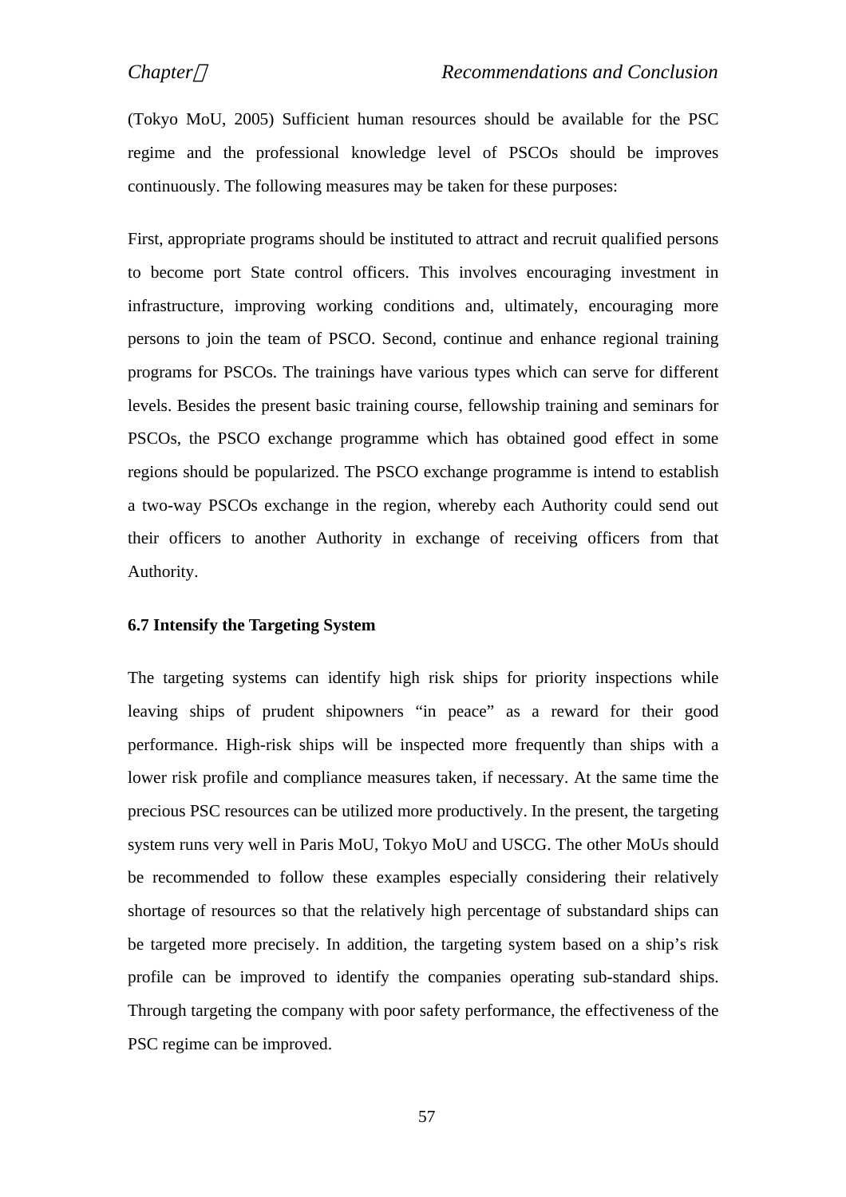(Tokyo MoU, 2005) Sufficient human resources should be available for the PSC regime and the professional knowledge level of PSCOs should be improves continuously. The following measures may be taken for these purposes:

First, appropriate programs should be instituted to attract and recruit qualified persons to become port State control officers. This involves encouraging investment in infrastructure, improving working conditions and, ultimately, encouraging more persons to join the team of PSCO. Second, continue and enhance regional training programs for PSCOs. The trainings have various types which can serve for different levels. Besides the present basic training course, fellowship training and seminars for PSCOs, the PSCO exchange programme which has obtained good effect in some regions should be popularized. The PSCO exchange programme is intend to establish a two-way PSCOs exchange in the region, whereby each Authority could send out their officers to another Authority in exchange of receiving officers from that Authority.

### 6.7 Intensify the Targeting System

The targeting systems can identify high risk ships for priority inspections while leaving ships of prudent shipowners "in peace" as a reward for their good performance. High-risk ships will be inspected more frequently than ships with a lower risk profile and compliance measures taken, if necessary. At the same time the precious PSC resources can be utilized more productively. In the present, the targeting system runs very well in Paris MoU, Tokyo MoU and USCG. The other MoUs should be recommended to follow these examples especially considering their relatively shortage of resources so that the relatively high percentage of substandard ships can be targeted more precisely. In addition, the targeting system based on a ship's risk profile can be improved to identify the companies operating sub-standard ships. Through targeting the company with poor safety performance, the effectiveness of the PSC regime can be improved.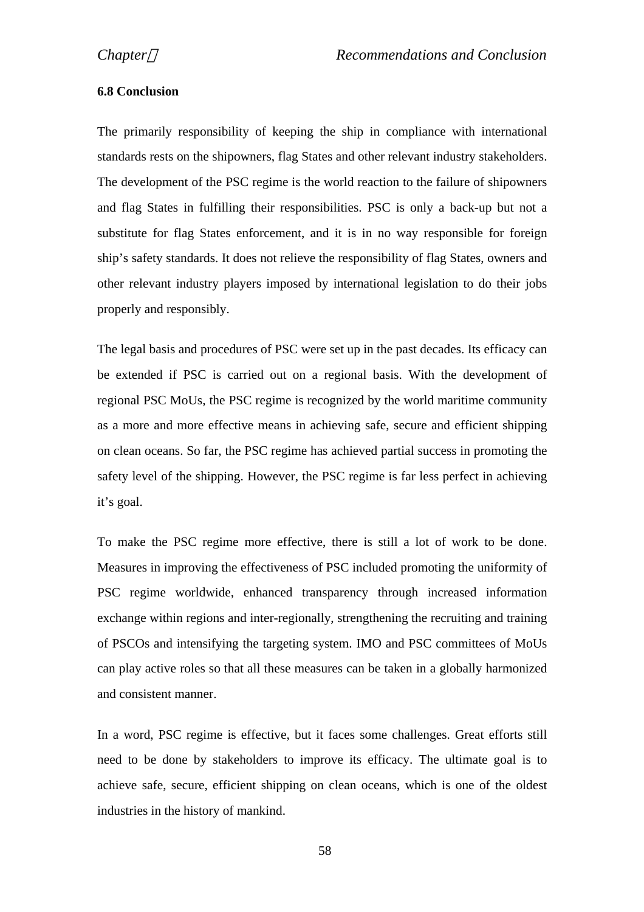### 6.8 Conclusion

The primarily responsibility of keeping the ship in compliance with international standards rests on the shipowners, flag States and other relevant industry stakeholders. The development of the PSC regime is the world reaction to the failure of shipowners and flag States in fulfilling their responsibilities. PSC is only a back-up but not a substitute for flag States enforcement, and it is in no way responsible for foreign ship's safety standards. It does not relieve the responsibility of flag States, owners and other relevant industry players imposed by international legislation to do their jobs properly and responsibly.

The legal basis and procedures of PSC were set up in the past decades. Its efficacy can be extended if PSC is carried out on a regional basis. With the development of regional PSC MoUs, the PSC regime is recognized by the world maritime community as a more and more effective means in achieving safe, secure and efficient shipping on clean oceans. So far, the PSC regime has achieved partial success in promoting the safety level of the shipping. However, the PSC regime is far less perfect in achieving it's goal.

To make the PSC regime more effective, there is still a lot of work to be done. Measures in improving the effectiveness of PSC included promoting the uniformity of PSC regime worldwide, enhanced transparency through increased information exchange within regions and inter-regionally, strengthening the recruiting and training of PSCOs and intensifying the targeting system. IMO and PSC committees of MoUs can play active roles so that all these measures can be taken in a globally harmonized and consistent manner.

In a word, PSC regime is effective, but it faces some challenges. Great efforts still need to be done by stakeholders to improve its efficacy. The ultimate goal is to achieve safe, secure, efficient shipping on clean oceans, which is one of the oldest industries in the history of mankind.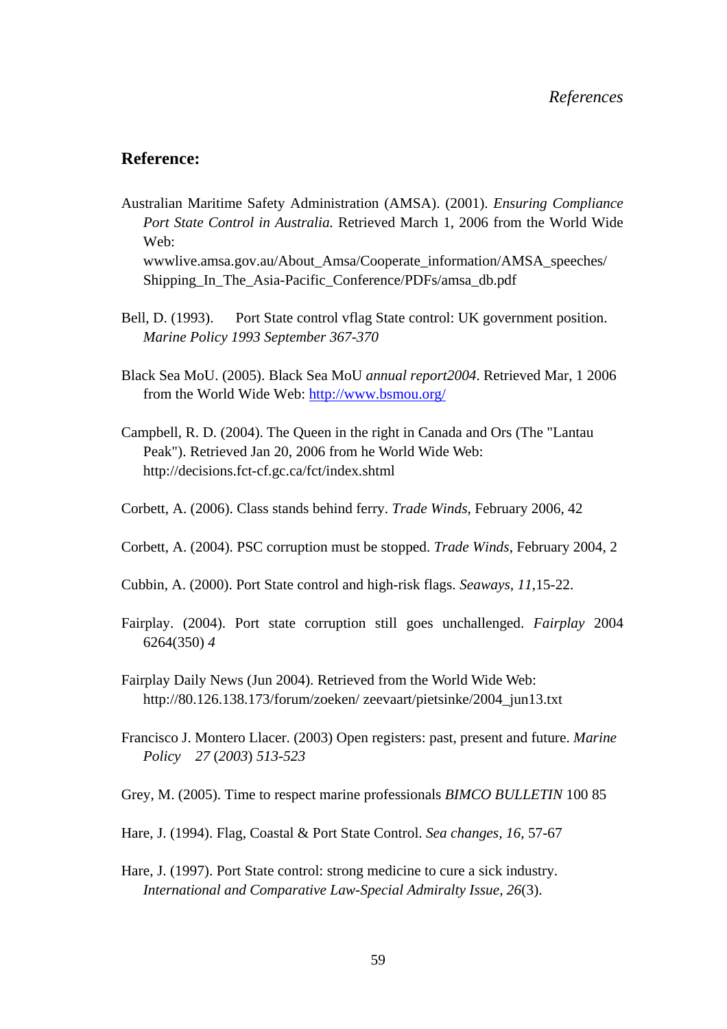## Reference:

Australian Maritime Safety Administration (AMSA). (2001). *Ensuring Compliance Port State Control in Australia.* Retrieved March 1, 2006 from the World Wide Web: wwwlive.amsa.gov.au/About_Amsa/Cooperate_information/AMSA_speeches/Shipping_In_The_Asia-Pacific_Conference/PDFs/amsa_db.pdf

Bell, D. (1993). Port State control vflag State control: UK government position. *Marine Policy 1993 September 367-370*

Black Sea MoU. (2005). Black Sea MoU *annual report2004*. Retrieved Mar, 1 2006 from the World Wide Web: [http://www.bsmou.org/](http://www.bsmou.org/)

Campbell, R. D. (2004). The Queen in the right in Canada and Ors (The "Lantau Peak"). Retrieved Jan 20, 2006 from he World Wide Web: http://decisions.fct-cf.gc.ca/fct/index.shtml

Corbett, A. (2006). Class stands behind ferry. *Trade Winds*, February 2006, 42

Corbett, A. (2004). PSC corruption must be stopped. *Trade Winds*, February 2004, 2

Cubbin, A. (2000). Port State control and high-risk flags. *Seaways, 11*,15-22.

Fairplay. (2004). Port state corruption still goes unchallenged. *Fairplay* 2004 6264(350) *4*

Fairplay Daily News (Jun 2004). Retrieved from the World Wide Web: http://80.126.138.173/forum/zoeken/ zeevaart/pietsinke/2004_jun13.txt

Francisco J. Montero Llacer. (2003) Open registers: past, present and future. *Marine Policy 27* (*2003*) *513-523*

Grey, M. (2005). Time to respect marine professionals *BIMCO BULLETIN* 100 85

Hare, J. (1994). Flag, Coastal & Port State Control. *Sea changes, 16*, 57-67

Hare, J. (1997). Port State control: strong medicine to cure a sick industry. *International and Comparative Law-Special Admiralty Issue, 26*(3).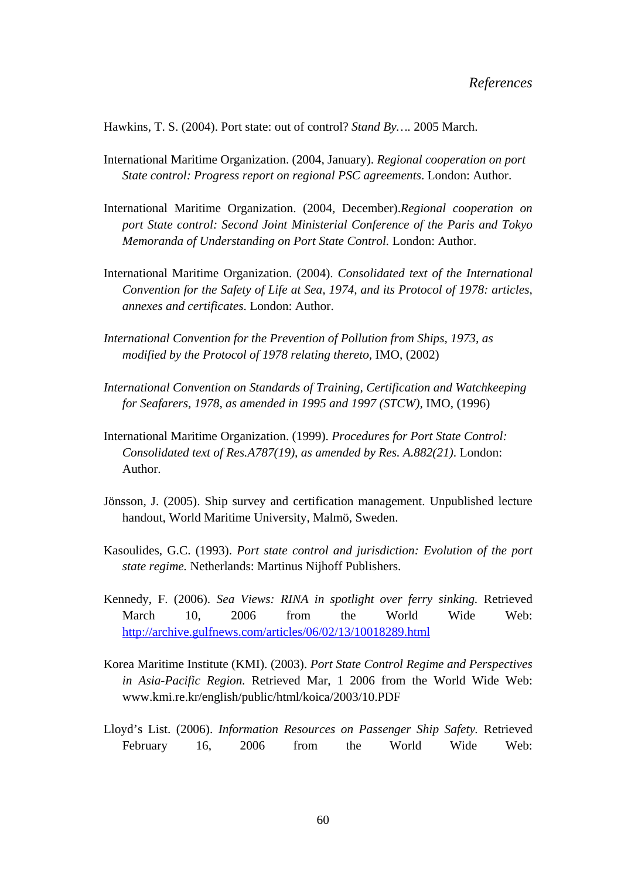Hawkins, T. S. (2004). Port state: out of control? *Stand By….* 2005 March.

International Maritime Organization. (2004, January). *Regional cooperation on port State control: Progress report on regional PSC agreements*. London: Author.

International Maritime Organization. (2004, December).*Regional cooperation on port State control: Second Joint Ministerial Conference of the Paris and Tokyo Memoranda of Understanding on Port State Control.* London: Author.

International Maritime Organization. (2004). *Consolidated text of the International Convention for the Safety of Life at Sea, 1974, and its Protocol of 1978: articles, annexes and certificates*. London: Author.

*International Convention for the Prevention of Pollution from Ships, 1973, as modified by the Protocol of 1978 relating thereto*, IMO, (2002)

*International Convention on Standards of Training, Certification and Watchkeeping for Seafarers, 1978, as amended in 1995 and 1997 (STCW),* IMO, (1996)

International Maritime Organization. (1999). *Procedures for Port State Control: Consolidated text of Res.A787(19), as amended by Res. A.882(21)*. London: Author.

Jönsson, J. (2005). Ship survey and certification management. Unpublished lecture handout, World Maritime University, Malmö, Sweden.

Kasoulides, G.C. (1993). *Port state control and jurisdiction: Evolution of the port state regime.* Netherlands: Martinus Nijhoff Publishers.

Kennedy, F. (2006). *Sea Views: RINA in spotlight over ferry sinking.* Retrieved March 10, 2006 from the World Wide Web: http://archive.gulfnews.com/articles/06/02/13/10018289.html

Korea Maritime Institute (KMI). (2003). *Port State Control Regime and Perspectives in Asia-Pacific Region.* Retrieved Mar, 1 2006 from the World Wide Web: www.kmi.re.kr/english/public/html/koica/2003/10.PDF

Lloyd's List. (2006). *Information Resources on Passenger Ship Safety.* Retrieved February 16, 2006 from the World Wide Web: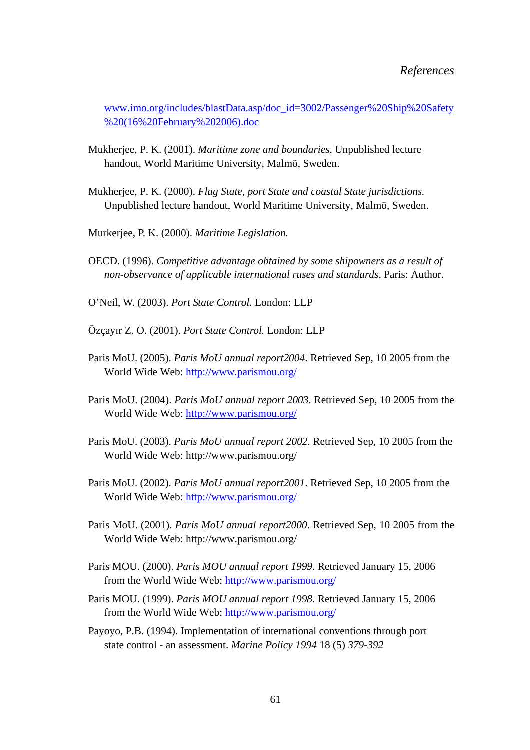www.imo.org/includes/blastData.asp/doc_id=3002/Passenger%20Ship%20Safety%20(16%20February%202006).doc

Mukherjee, P. K. (2001). *Maritime zone and boundaries*. Unpublished lecture handout, World Maritime University, Malmö, Sweden.

Mukherjee, P. K. (2000). *Flag State, port State and coastal State jurisdictions.* Unpublished lecture handout, World Maritime University, Malmö, Sweden.

Murkerjee, P. K. (2000). *Maritime Legislation.*

OECD. (1996). *Competitive advantage obtained by some shipowners as a result of non-observance of applicable international ruses and standards*. Paris: Author.

O'Neil, W. (2003). *Port State Control.* London: LLP

Özçayır Z. O. (2001). *Port State Control.* London: LLP

Paris MoU. (2005). *Paris MoU annual report2004*. Retrieved Sep, 10 2005 from the World Wide Web: http://www.parismou.org/

Paris MoU. (2004). *Paris MoU annual report 2003*. Retrieved Sep, 10 2005 from the World Wide Web: http://www.parismou.org/

Paris MoU. (2003). *Paris MoU annual report 2002*. Retrieved Sep, 10 2005 from the World Wide Web: http://www.parismou.org/

Paris MoU. (2002). *Paris MoU annual report2001*. Retrieved Sep, 10 2005 from the World Wide Web: http://www.parismou.org/

Paris MoU. (2001). *Paris MoU annual report2000*. Retrieved Sep, 10 2005 from the World Wide Web: http://www.parismou.org/

Paris MOU. (2000). *Paris MOU annual report 1999*. Retrieved January 15, 2006 from the World Wide Web: http://www.parismou.org/

Paris MOU. (1999). *Paris MOU annual report 1998*. Retrieved January 15, 2006 from the World Wide Web: http://www.parismou.org/

Payoyo, P.B. (1994). Implementation of international conventions through port state control - an assessment. *Marine Policy 1994* 18 (5) *379-392*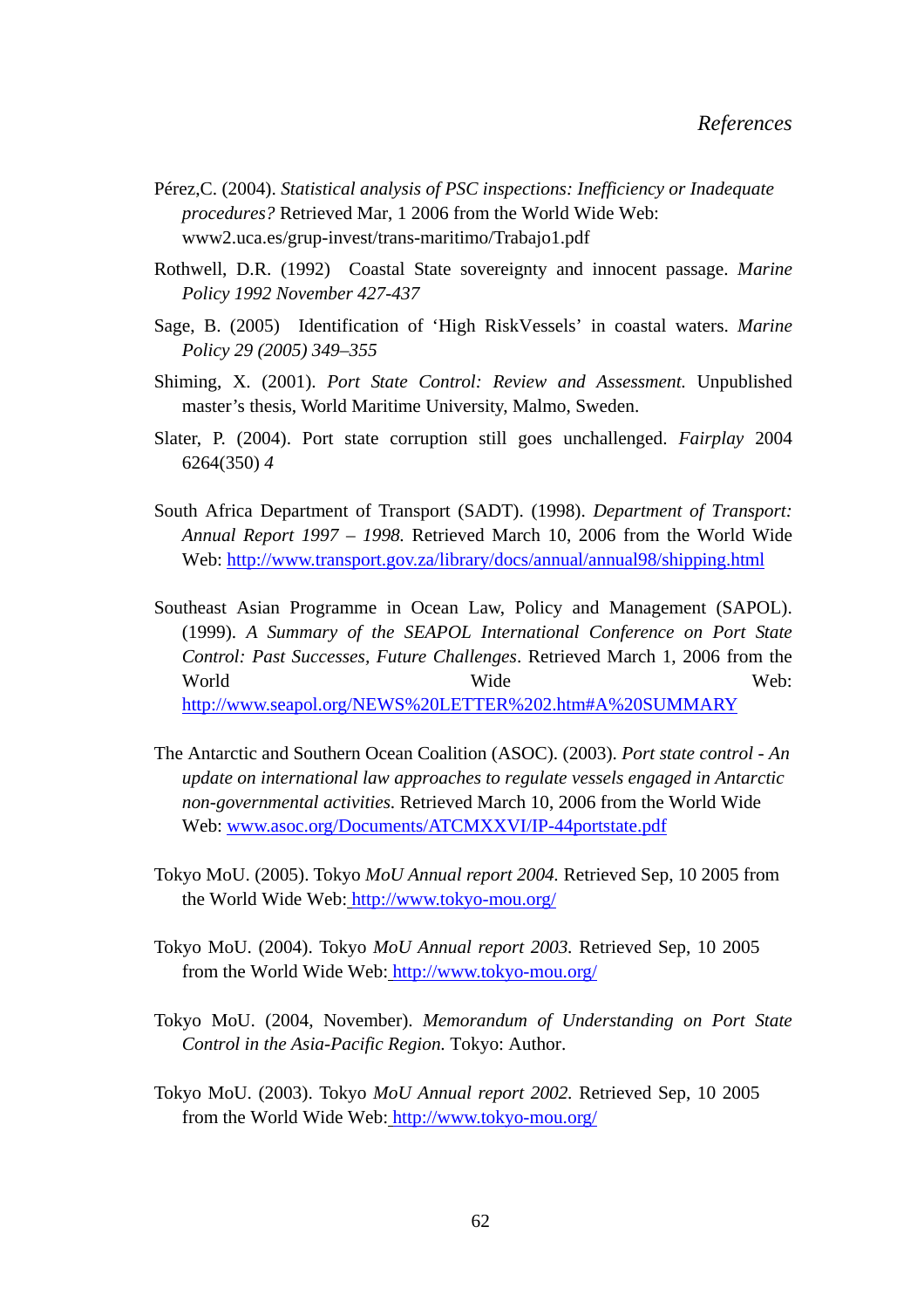Pérez,C. (2004). *Statistical analysis of PSC inspections: Inefficiency or Inadequate procedures?* Retrieved Mar, 1 2006 from the World Wide Web: www2.uca.es/grup-invest/trans-maritimo/Trabajo1.pdf

Rothwell, D.R. (1992) Coastal State sovereignty and innocent passage. *Marine Policy 1992 November 427-437*

Sage, B. (2005) Identification of 'High RiskVessels' in coastal waters. *Marine Policy 29 (2005) 349–355*

Shiming, X. (2001). *Port State Control: Review and Assessment.* Unpublished master's thesis, World Maritime University, Malmo, Sweden.

Slater, P. (2004). Port state corruption still goes unchallenged. *Fairplay* 2004 6264(350) *4*

South Africa Department of Transport (SADT). (1998). *Department of Transport: Annual Report 1997 – 1998.* Retrieved March 10, 2006 from the World Wide Web: http://www.transport.gov.za/library/docs/annual/annual98/shipping.html

Southeast Asian Programme in Ocean Law, Policy and Management (SAPOL). (1999). *A Summary of the SEAPOL International Conference on Port State Control: Past Successes, Future Challenges*. Retrieved March 1, 2006 from the World Wide Web: http://www.seapol.org/NEWS%20LETTER%202.htm#A%20SUMMARY

The Antarctic and Southern Ocean Coalition (ASOC). (2003). *Port state control - An update on international law approaches to regulate vessels engaged in Antarctic non-governmental activities.* Retrieved March 10, 2006 from the World Wide Web: www.asoc.org/Documents/ATCMXXVI/IP-44portstate.pdf

Tokyo MoU. (2005). Tokyo *MoU Annual report 2004.* Retrieved Sep, 10 2005 from the World Wide Web: http://www.tokyo-mou.org/

Tokyo MoU. (2004). Tokyo *MoU Annual report 2003.* Retrieved Sep, 10 2005 from the World Wide Web: http://www.tokyo-mou.org/

Tokyo MoU. (2004, November). *Memorandum of Understanding on Port State Control in the Asia-Pacific Region.* Tokyo: Author.

Tokyo MoU. (2003). Tokyo *MoU Annual report 2002.* Retrieved Sep, 10 2005 from the World Wide Web: http://www.tokyo-mou.org/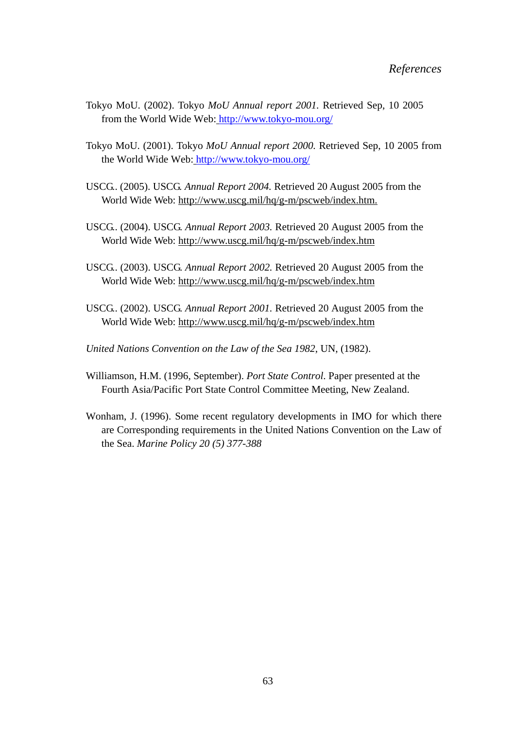Tokyo MoU. (2002). Tokyo *MoU Annual report 2001*. Retrieved Sep, 10 2005 from the World Wide Web: http://www.tokyo-mou.org/

Tokyo MoU. (2001). Tokyo *MoU Annual report 2000*. Retrieved Sep, 10 2005 from the World Wide Web: http://www.tokyo-mou.org/

USCG.. (2005). USCG. *Annual Report 2004*. Retrieved 20 August 2005 from the World Wide Web: http://www.uscg.mil/hq/g-m/pscweb/index.htm.

USCG.. (2004). USCG. *Annual Report 2003*. Retrieved 20 August 2005 from the World Wide Web: http://www.uscg.mil/hq/g-m/pscweb/index.htm

USCG.. (2003). USCG. *Annual Report 2002*. Retrieved 20 August 2005 from the World Wide Web: http://www.uscg.mil/hq/g-m/pscweb/index.htm

USCG.. (2002). USCG. *Annual Report 2001*. Retrieved 20 August 2005 from the World Wide Web: http://www.uscg.mil/hq/g-m/pscweb/index.htm

*United Nations Convention on the Law of the Sea 1982*, UN, (1982).

Williamson, H.M. (1996, September). *Port State Control*. Paper presented at the Fourth Asia/Pacific Port State Control Committee Meeting, New Zealand.

Wonham, J. (1996). Some recent regulatory developments in IMO for which there are Corresponding requirements in the United Nations Convention on the Law of the Sea. *Marine Policy 20 (5) 377-388*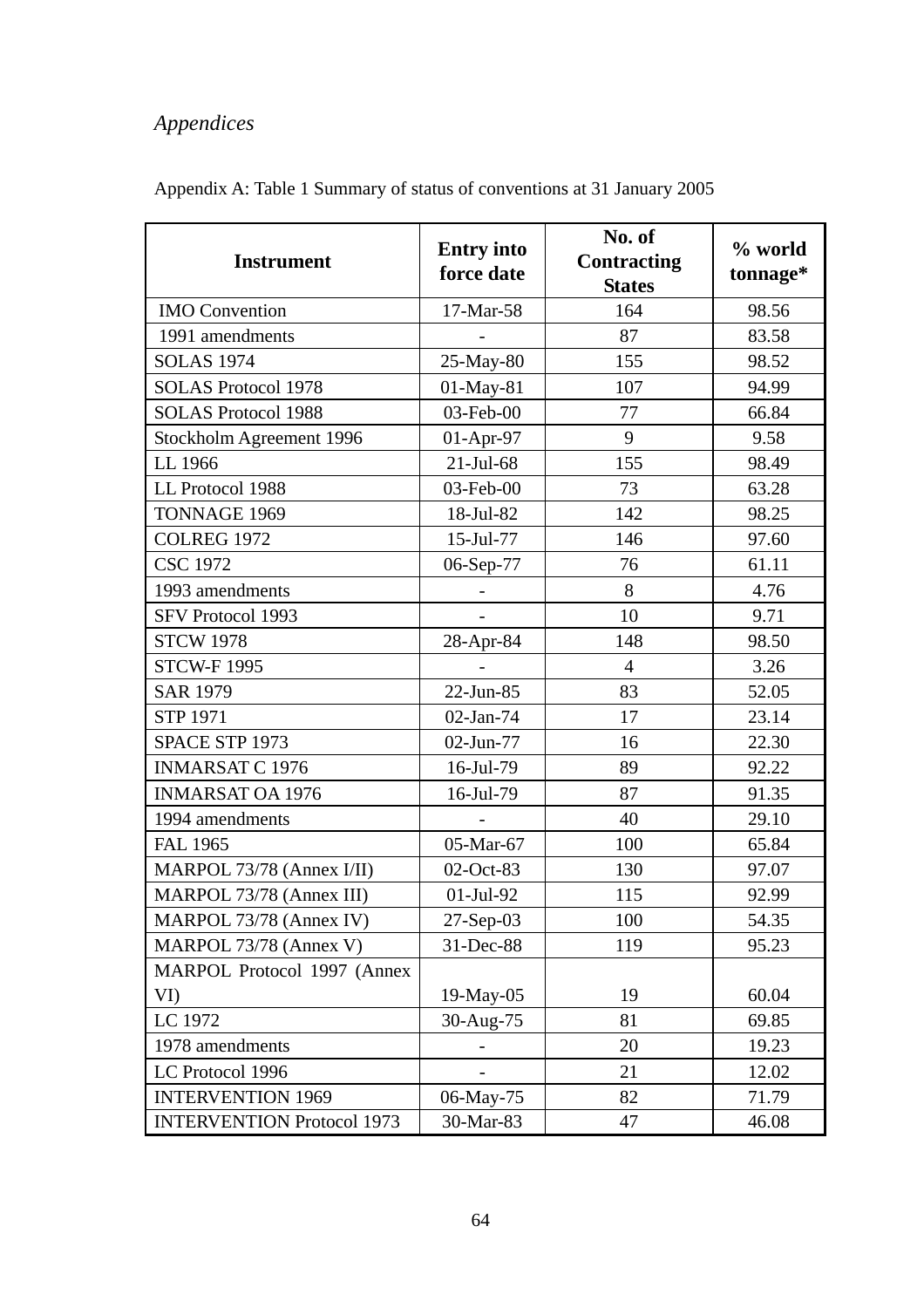*Appendices*

Appendix A: Table 1 Summary of status of conventions at 31 January 2005

| Instrument | Entry into force date | No. of Contracting States | % world tonnage* |
|---|---|---|---|
| IMO Convention | 17-Mar-58 | 164 | 98.56 |
| 1991 amendments | - | 87 | 83.58 |
| SOLAS 1974 | 25-May-80 | 155 | 98.52 |
| SOLAS Protocol 1978 | 01-May-81 | 107 | 94.99 |
| SOLAS Protocol 1988 | 03-Feb-00 | 77 | 66.84 |
| Stockholm Agreement 1996 | 01-Apr-97 | 9 | 9.58 |
| LL 1966 | 21-Jul-68 | 155 | 98.49 |
| LL Protocol 1988 | 03-Feb-00 | 73 | 63.28 |
| TONNAGE 1969 | 18-Jul-82 | 142 | 98.25 |
| COLREG 1972 | 15-Jul-77 | 146 | 97.60 |
| CSC 1972 | 06-Sep-77 | 76 | 61.11 |
| 1993 amendments | - | 8 | 4.76 |
| SFV Protocol 1993 | - | 10 | 9.71 |
| STCW 1978 | 28-Apr-84 | 148 | 98.50 |
| STCW-F 1995 | - | 4 | 3.26 |
| SAR 1979 | 22-Jun-85 | 83 | 52.05 |
| STP 1971 | 02-Jan-74 | 17 | 23.14 |
| SPACE STP 1973 | 02-Jun-77 | 16 | 22.30 |
| INMARSAT C 1976 | 16-Jul-79 | 89 | 92.22 |
| INMARSAT OA 1976 | 16-Jul-79 | 87 | 91.35 |
| 1994 amendments | - | 40 | 29.10 |
| FAL 1965 | 05-Mar-67 | 100 | 65.84 |
| MARPOL 73/78 (Annex I/II) | 02-Oct-83 | 130 | 97.07 |
| MARPOL 73/78 (Annex III) | 01-Jul-92 | 115 | 92.99 |
| MARPOL 73/78 (Annex IV) | 27-Sep-03 | 100 | 54.35 |
| MARPOL 73/78 (Annex V) | 31-Dec-88 | 119 | 95.23 |
| MARPOL Protocol 1997 (Annex VI) | 19-May-05 | 19 | 60.04 |
| LC 1972 | 30-Aug-75 | 81 | 69.85 |
| 1978 amendments | - | 20 | 19.23 |
| LC Protocol 1996 | - | 21 | 12.02 |
| INTERVENTION 1969 | 06-May-75 | 82 | 71.79 |
| INTERVENTION Protocol 1973 | 30-Mar-83 | 47 | 46.08 |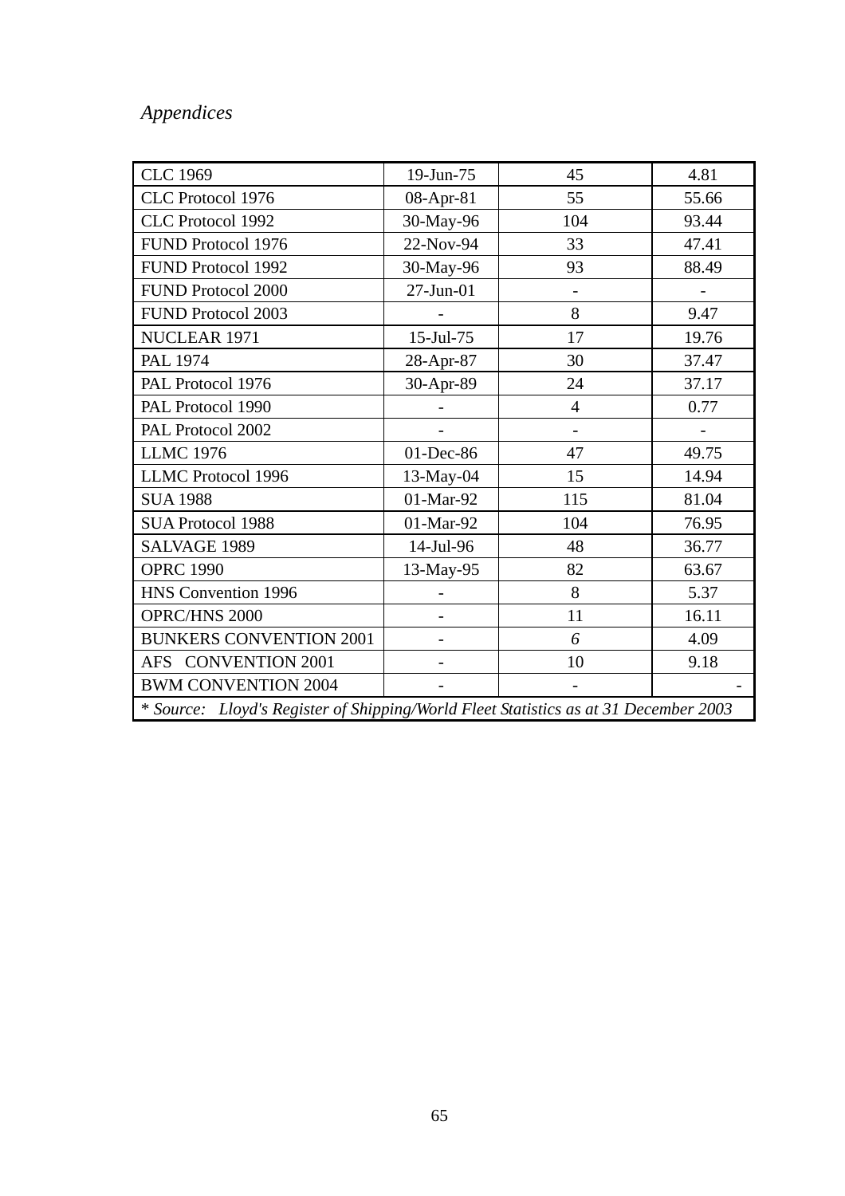| | | | |
|---|---|---|---|
| CLC 1969 | 19-Jun-75 | 45 | 4.81 |
| CLC Protocol 1976 | 08-Apr-81 | 55 | 55.66 |
| CLC Protocol 1992 | 30-May-96 | 104 | 93.44 |
| FUND Protocol 1976 | 22-Nov-94 | 33 | 47.41 |
| FUND Protocol 1992 | 30-May-96 | 93 | 88.49 |
| FUND Protocol 2000 | 27-Jun-01 | - | - |
| FUND Protocol 2003 | - | 8 | 9.47 |
| NUCLEAR 1971 | 15-Jul-75 | 17 | 19.76 |
| PAL 1974 | 28-Apr-87 | 30 | 37.47 |
| PAL Protocol 1976 | 30-Apr-89 | 24 | 37.17 |
| PAL Protocol 1990 | - | 4 | 0.77 |
| PAL Protocol 2002 | - | - | - |
| LLMC 1976 | 01-Dec-86 | 47 | 49.75 |
| LLMC Protocol 1996 | 13-May-04 | 15 | 14.94 |
| SUA 1988 | 01-Mar-92 | 115 | 81.04 |
| SUA Protocol 1988 | 01-Mar-92 | 104 | 76.95 |
| SALVAGE 1989 | 14-Jul-96 | 48 | 36.77 |
| OPRC 1990 | 13-May-95 | 82 | 63.67 |
| HNS Convention 1996 | - | 8 | 5.37 |
| OPRC/HNS 2000 | - | 11 | 16.11 |
| BUNKERS CONVENTION 2001 | - | *6* | 4.09 |
| AFS CONVENTION 2001 | - | 10 | 9.18 |
| BWM CONVENTION 2004 | - | - | - |

\* *Source: Lloyd's Register of Shipping/World Fleet Statistics as at 31 December 2003*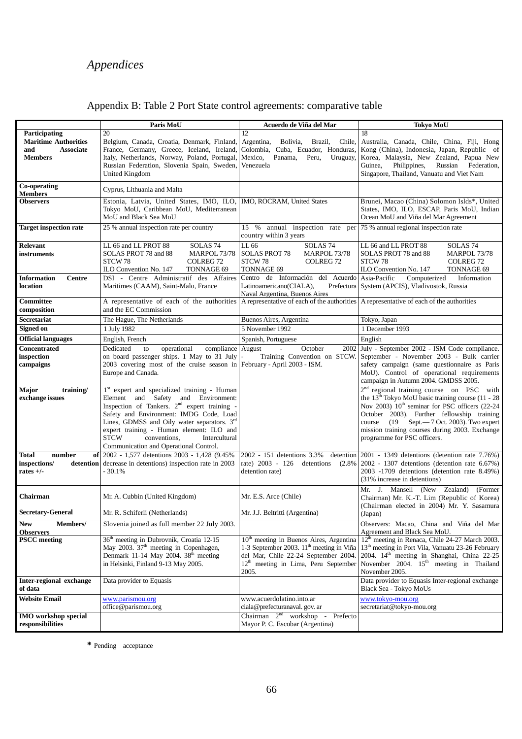# *Appendices*

## Appendix B: Table 2 Port State control agreements: comparative table

| | Paris MoU | Acuerdo de Viña del Mar | Tokyo MoU |
|---|---|---|---|
| **Participating Maritime Authorities and Associate Members** | 20<br>Belgium, Canada, Croatia, Denmark, Finland, France, Germany, Greece, Iceland, Ireland, Italy, Netherlands, Norway, Poland, Portugal, Russian Federation, Slovenia Spain, Sweden, United Kingdom | 12<br>Argentina, Bolivia, Brazil, Chile, Colombia, Cuba, Ecuador, Honduras, Mexico, Panama, Peru, Uruguay, Venezuela | 18<br>Australia, Canada, Chile, China, Fiji, Hong Kong (China), Indonesia, Japan, Republic of Korea, Malaysia, New Zealand, Papua New Guinea, Philippines, Russian Federation, Singapore, Thailand, Vanuatu and Viet Nam |
| **Co-operating Members** | Cyprus, Lithuania and Malta | | |
| **Observers** | Estonia, Latvia, United States, IMO, ILO, Tokyo MoU, Caribbean MoU, Mediterranean MoU and Black Sea MoU | IMO, ROCRAM, United States | Brunei, Macao (China) Solomon Islds*, United States, IMO, ILO, ESCAP, Paris MoU, Indian Ocean MoU and Viña del Mar Agreement |
| **Target inspection rate** | 25 % annual inspection rate per country | 15 % annual inspection rate per country within 3 years | 75 % annual regional inspection rate |
| **Relevant instruments** | LL 66 and LL PROT 88, SOLAS 74, SOLAS PROT 78 and 88, MARPOL 73/78, STCW 78, COLREG 72, ILO Convention No. 147, TONNAGE 69 | LL 66, SOLAS 74, SOLAS PROT 78, MARPOL 73/78, STCW 78, COLREG 72, TONNAGE 69 | LL 66 and LL PROT 88, SOLAS 74, SOLAS PROT 78 and 88, MARPOL 73/78, STCW 78, COLREG 72, ILO Convention No. 147, TONNAGE 69 |
| **Information Centre location** | DSI - Centre Administratif des Affaires Maritimes (CAAM), Saint-Malo, France | Centro de Información del Acuerdo Latinoamericano(CIALA), Prefectura Naval Argentina, Buenos Aires | Asia-Pacific Computerized Information System (APCIS), Vladivostok, Russia |
| **Committee composition** | A representative of each of the authorities and the EC Commission | A representative of each of the authorities | A representative of each of the authorities |
| **Secretariat** | The Hague, The Netherlands | Buenos Aires, Argentina | Tokyo, Japan |
| **Signed on** | 1 July 1982 | 5 November 1992 | 1 December 1993 |
| **Official languages** | English, French | Spanish, Portuguese | English |
| **Concentrated inspection campaigns** | Dedicated to operational compliance on board passenger ships. 1 May to 31 July 2003 covering most of the cruise season in Europe and Canada. | August - October 2002 - Training Convention on STCW. February - April 2003 - ISM. | July - September 2002 - ISM Code compliance. September - November 2003 - Bulk carrier safety campaign (same questionnaire as Paris MoU). Control of operational requirements campaign in Autumn 2004. GMDSS 2005. |
| **Major training/ exchange issues** | 1st expert and specialized training - Human Element and Safety and Environment: Inspection of Tankers. 2nd expert training - Safety and Environment: IMDG Code, Load Lines, GDMSS and Oily water separators. 3rd expert training - Human element: ILO and STCW conventions, Intercultural Communication and Operational Control. | | 2nd regional training course on PSC with the 13th Tokyo MoU basic training course (11 - 28 Nov 2003) 10th seminar for PSC officers (22-24 October 2003). Further fellowship training course (19 Sept.— 7 Oct. 2003). Two expert mission training courses during 2003. Exchange programme for PSC officers. |
| **Total number of inspections/ detention rates +/-** | 2002 - 1,577 detentions 2003 - 1,428 (9.45% decrease in detentions) inspection rate in 2003 - 30.1% | 2002 - 151 detentions 3.3% detention rate) 2003 - 126 detentions (2.8% detention rate) | 2001 - 1349 detentions (detention rate 7.76%) 2002 - 1307 detentions (detention rate 6.67%) 2003 -1709 detentions (detention rate 8.49%) (31% increase in detentions) |
| **Chairman** | Mr. A. Cubbin (United Kingdom) | Mr. E.S. Arce (Chile) | Mr. J. Mansell (New Zealand) (Former Chairman) Mr. K.-T. Lim (Republic of Korea) (Chairman elected in 2004) Mr. Y. Sasamura (Japan) |
| **Secretary-General** | Mr. R. Schiferli (Netherlands) | Mr. J.J. Beltritti (Argentina) | |
| **New Members/ Observers** | Slovenia joined as full member 22 July 2003. | | Observers: Macao, China and Viña del Mar Agreement and Black Sea MoU. |
| **PSCC meeting** | 36th meeting in Dubrovnik, Croatia 12-15 May 2003. 37th meeting in Copenhagen, Denmark 11-14 May 2004. 38th meeting in Helsinki, Finland 9-13 May 2005. | 10th meeting in Buenos Aires, Argentina 1-3 September 2003. 11th meeting in Viña del Mar, Chile 22-24 September 2004. 12th meeting in Lima, Peru September 2005. | 12th meeting in Renaca, Chile 24-27 March 2003. 13th meeting in Port Vila, Vanuatu 23-26 February 2004. 14th meeting in Shanghai, China 22-25 November 2004. 15th meeting in Thailand November 2005. |
| **Inter-regional exchange of data** | Data provider to Equasis | | Data provider to Equasis Inter-regional exchange Black Sea - Tokyo MoUs |
| **Website Email** | www.parismou.org<br>office@parismou.org | www.acuerdolatino.into.ar<br>ciala@prefecturanaval. gov. ar | www.tokyo-mou.org<br>secretariat@tokyo-mou.org |
| **IMO workshop special responsibilities** | | Chairman 2nd workshop - Prefecto Mayor P. C. Escobar (Argentina) | |

**\*** Pending acceptance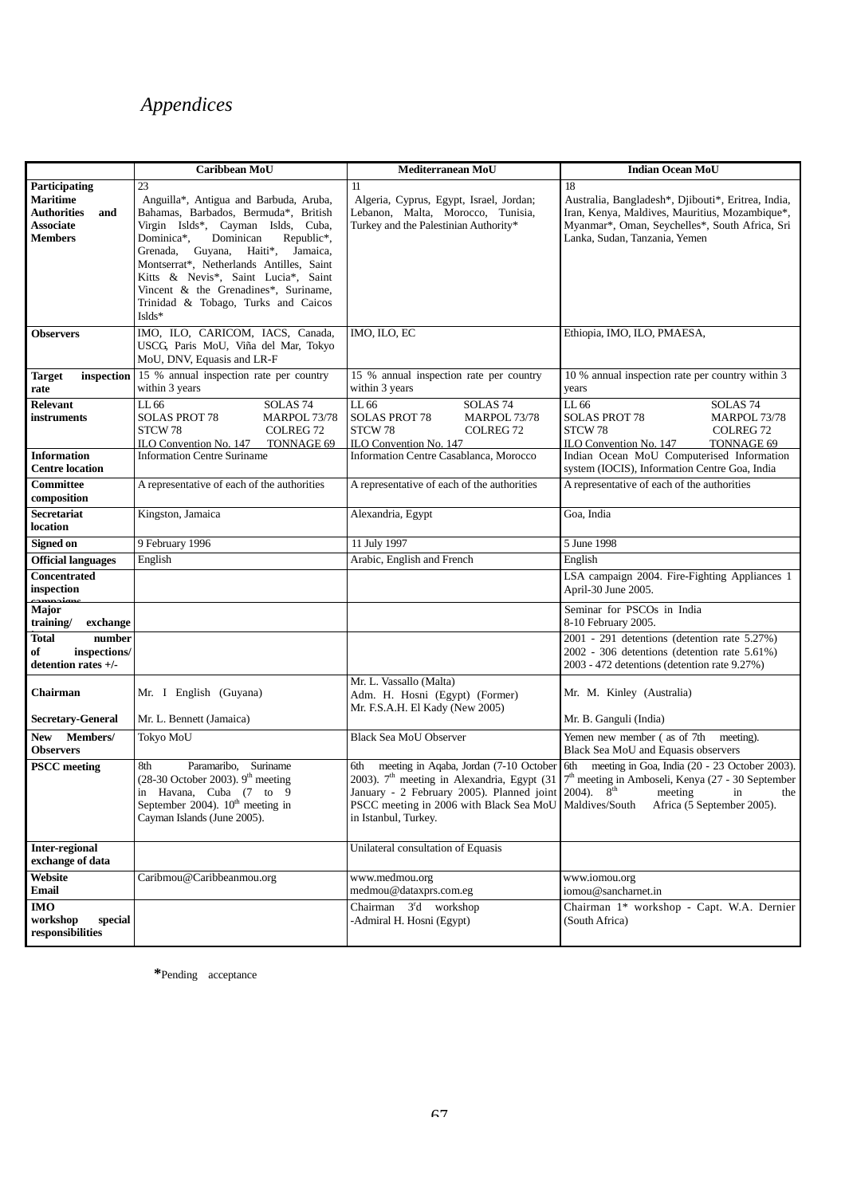*Appendices*

| | Caribbean MoU | Mediterranean MoU | Indian Ocean MoU |
|---|---|---|---|
| **Participating Maritime Authorities and Associate Members** | 23<br>Anguilla*, Antigua and Barbuda, Aruba, Bahamas, Barbados, Bermuda*, British Virgin Islds*, Cayman Islds, Cuba, Dominica*, Dominican Republic*, Grenada, Guyana, Haiti*, Jamaica, Montserrat*, Netherlands Antilles, Saint Kitts & Nevis*, Saint Lucia*, Saint Vincent & the Grenadines*, Suriname, Trinidad & Tobago, Turks and Caicos Islds* | 11<br>Algeria, Cyprus, Egypt, Israel, Jordan; Lebanon, Malta, Morocco, Tunisia, Turkey and the Palestinian Authority* | 18<br>Australia, Bangladesh*, Djibouti*, Eritrea, India, Iran, Kenya, Maldives, Mauritius, Mozambique*, Myanmar*, Oman, Seychelles*, South Africa, Sri Lanka, Sudan, Tanzania, Yemen |
| **Observers** | IMO, ILO, CARICOM, IACS, Canada, USCG, Paris MoU, Viña del Mar, Tokyo MoU, DNV, Equasis and LR-F | IMO, ILO, EC | Ethiopia, IMO, ILO, PMAESA, |
| **Target inspection rate** | 15 % annual inspection rate per country within 3 years | 15 % annual inspection rate per country within 3 years | 10 % annual inspection rate per country within 3 years |
| **Relevant instruments** | LL 66, SOLAS 74, SOLAS PROT 78, MARPOL 73/78, STCW 78, COLREG 72, ILO Convention No. 147, TONNAGE 69 | LL 66, SOLAS 74, SOLAS PROT 78, MARPOL 73/78, STCW 78, COLREG 72, ILO Convention No. 147 | LL 66, SOLAS 74, SOLAS PROT 78, MARPOL 73/78, STCW 78, COLREG 72, ILO Convention No. 147, TONNAGE 69 |
| **Information Centre location** | Information Centre Suriname | Information Centre Casablanca, Morocco | Indian Ocean MoU Computerised Information system (IOCIS), Information Centre Goa, India |
| **Committee composition** | A representative of each of the authorities | A representative of each of the authorities | A representative of each of the authorities |
| **Secretariat location** | Kingston, Jamaica | Alexandria, Egypt | Goa, India |
| **Signed on** | 9 February 1996 | 11 July 1997 | 5 June 1998 |
| **Official languages** | English | Arabic, English and French | English |
| **Concentrated inspection campaigns** | | | LSA campaign 2004. Fire-Fighting Appliances 1 April-30 June 2005. |
| **Major training/ exchange** | | | Seminar for PSCOs in India<br>8-10 February 2005. |
| **Total number of inspections/ detention rates +/-** | | | 2001 - 291 detentions (detention rate 5.27%)<br>2002 - 306 detentions (detention rate 5.61%)<br>2003 - 472 detentions (detention rate 9.27%) |
| **Chairman**<br><br>**Secretary-General** | Mr. I English (Guyana)<br><br>Mr. L. Bennett (Jamaica) | Mr. L. Vassallo (Malta)<br>Adm. H. Hosni (Egypt) (Former)<br>Mr. F.S.A.H. El Kady (New 2005) | Mr. M. Kinley (Australia)<br><br>Mr. B. Ganguli (India) |
| **New Members/ Observers** | Tokyo MoU | Black Sea MoU Observer | Yemen new member ( as of 7th meeting).<br>Black Sea MoU and Equasis observers |
| **PSCC meeting** | 8th Paramaribo, Suriname (28-30 October 2003). 9th meeting in Havana, Cuba (7 to 9 September 2004). 10th meeting in Cayman Islands (June 2005). | 6th meeting in Aqaba, Jordan (7-10 October 2003). 7th meeting in Alexandria, Egypt (31 January - 2 February 2005). Planned joint PSCC meeting in 2006 with Black Sea MoU in Istanbul, Turkey. | 6th meeting in Goa, India (20 - 23 October 2003). 7th meeting in Amboseli, Kenya (27 - 30 September 2004). 8th meeting in the Maldives/South Africa (5 September 2005). |
| **Inter-regional exchange of data** | | Unilateral consultation of Equasis | |
| **Website**<br>**Email** | Caribmou@Caribbeanmou.org | www.medmou.org<br>medmou@dataxprs.com.eg | www.iomou.org<br>iomou@sancharnet.in |
| **IMO workshop special responsibilities** | | Chairman 3'd workshop<br>-Admiral H. Hosni (Egypt) | Chairman 1* workshop - Capt. W.A. Dernier (South Africa) |

*Pending acceptance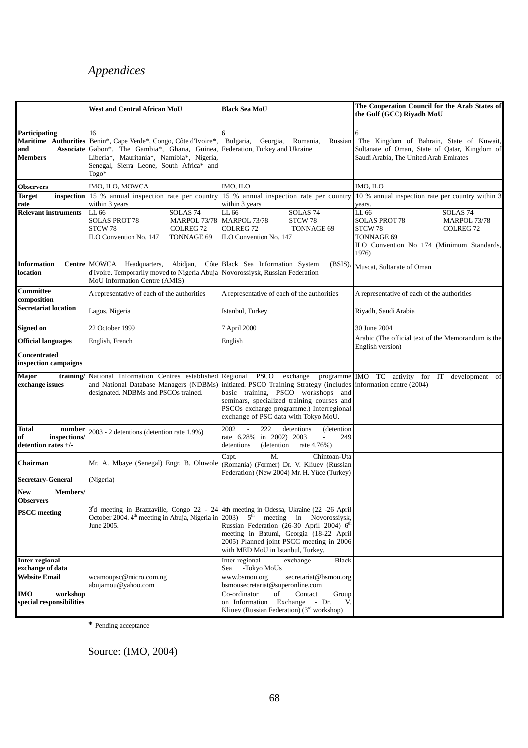*Appendices*

| | West and Central African MoU | Black Sea MoU | The Cooperation Council for the Arab States of the Gulf (GCC) Riyadh MoU |
|---|---|---|---|
| **Participating Maritime Authorities and Associate Members** | 16<br>Benin*, Cape Verde*, Congo, Côte d'Ivoire*, Gabon*, The Gambia*, Ghana, Guinea, Liberia*, Mauritania*, Namibia*, Nigeria, Senegal, Sierra Leone, South Africa* and Togo* | 6<br>Bulgaria, Georgia, Romania, Russian Federation, Turkey and Ukraine | 6<br>The Kingdom of Bahrain, State of Kuwait, Sultanate of Oman, State of Qatar, Kingdom of Saudi Arabia, The United Arab Emirates |
| **Observers** | IMO, ILO, MOWCA | IMO, ILO | IMO, ILO |
| **Target inspection rate** | 15 % annual inspection rate per country within 3 years | 15 % annual inspection rate per country within 3 years | 10 % annual inspection rate per country within 3 years. |
| **Relevant instruments** | LL 66 SOLAS 74<br>SOLAS PROT 78 MARPOL 73/78<br>STCW 78 COLREG 72<br>ILO Convention No. 147 TONNAGE 69 | LL 66 SOLAS 74<br>MARPOL 73/78 STCW 78<br>COLREG 72 TONNAGE 69<br>ILO Convention No. 147 | LL 66 SOLAS 74<br>SOLAS PROT 78 MARPOL 73/78<br>STCW 78 COLREG 72<br>TONNAGE 69<br>ILO Convention No 174 (Minimum Standards, 1976) |
| **Information Centre location** | MOWCA Headquarters, Abidjan, Côte d'Ivoire. Temporarily moved to Nigeria Abuja MoU Information Centre (AMIS) | Black Sea Information System (BSIS), Novorossiysk, Russian Federation | Muscat, Sultanate of Oman |
| **Committee composition** | A representative of each of the authorities | A representative of each of the authorities | A representative of each of the authorities |
| **Secretariat location** | Lagos, Nigeria | Istanbul, Turkey | Riyadh, Saudi Arabia |
| **Signed on** | 22 October 1999 | 7 April 2000 | 30 June 2004 |
| **Official languages** | English, French | English | Arabic (The official text of the Memorandum is the English version) |
| **Concentrated inspection campaigns** | | | |
| **Major training/ exchange issues** | National Information Centres established and National Database Managers (NDBMs) designated. NDBMs and PSCOs trained. | Regional PSCO exchange programme initiated. PSCO Training Strategy (includes basic training, PSCO workshops and seminars, specialized training courses and PSCOs exchange programme.) Interregional exchange of PSC data with Tokyo MoU. | IMO TC activity for IT development of information centre (2004) |
| **Total number of inspections/ detention rates +/-** | 2003 - 2 detentions (detention rate 1.9%) | 2002 - 222 detentions (detention rate 6.28% in 2002) 2003 - 249 detentions (detention rate 4.76%) | |
| **Chairman**<br><br>**Secretary-General** | Mr. A. Mbaye (Senegal) Engr. B. Oluwole (Nigeria) | Capt. M. Chintoan-Uta (Romania) (Former) Dr. V. Kliuev (Russian Federation) (New 2004) Mr. H. Yüce (Turkey) | |
| **New Members/ Observers** | | | |
| **PSCC meeting** | 3rd meeting in Brazzaville, Congo 22 - 24 October 2004. 4th meeting in Abuja, Nigeria in June 2005. | 4th meeting in Odessa, Ukraine (22 -26 April 2003) 5th meeting in Novorossiysk, Russian Federation (26-30 April 2004) 6th meeting in Batumi, Georgia (18-22 April 2005) Planned joint PSCC meeting in 2006 with MED MoU in Istanbul, Turkey. | |
| **Inter-regional exchange of data** | | Inter-regional exchange Black Sea -Tokyo MoUs | |
| **Website Email** | wcamoupsc@micro.com.ng<br>abujamou@yahoo.com | www.bsmou.org secretariat@bsmou.org<br>bsmousecretariat@superonline.com | |
| **IMO workshop special responsibilities** | | Co-ordinator of Contact Group on Information Exchange - Dr. V. Kliuev (Russian Federation) (3rd workshop) | |

\* Pending acceptance

Source: (IMO, 2004)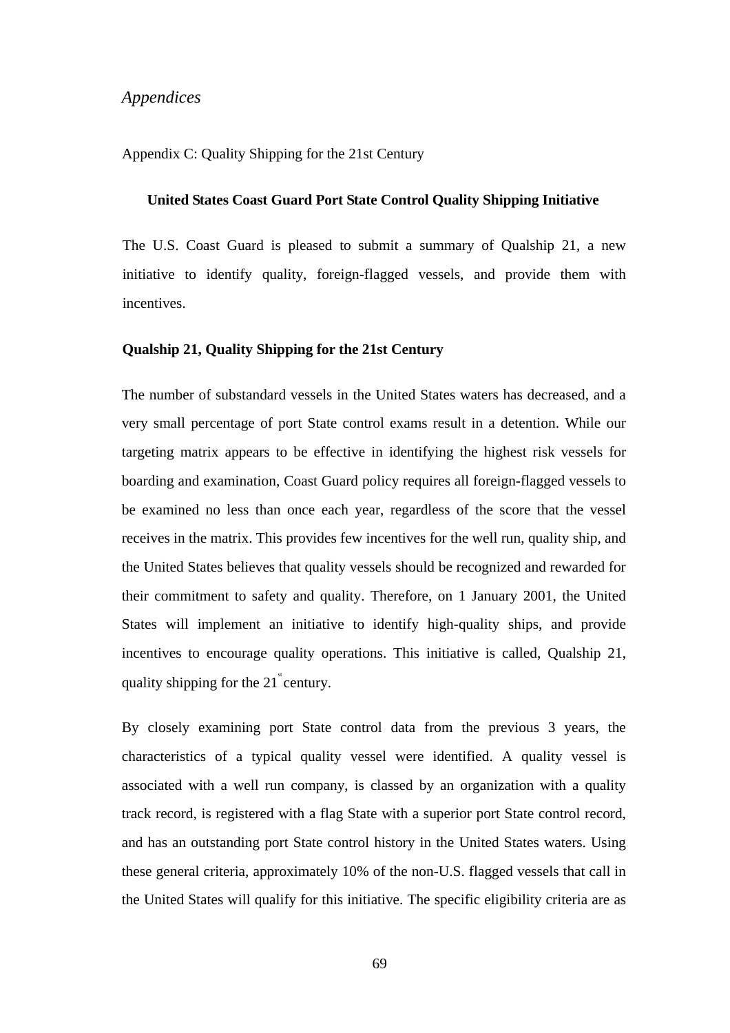*Appendices*

Appendix C: Quality Shipping for the 21st Century

**United States Coast Guard Port State Control Quality Shipping Initiative**

The U.S. Coast Guard is pleased to submit a summary of Qualship 21, a new initiative to identify quality, foreign-flagged vessels, and provide them with incentives.

**Qualship 21, Quality Shipping for the 21st Century**

The number of substandard vessels in the United States waters has decreased, and a very small percentage of port State control exams result in a detention. While our targeting matrix appears to be effective in identifying the highest risk vessels for boarding and examination, Coast Guard policy requires all foreign-flagged vessels to be examined no less than once each year, regardless of the score that the vessel receives in the matrix. This provides few incentives for the well run, quality ship, and the United States believes that quality vessels should be recognized and rewarded for their commitment to safety and quality. Therefore, on 1 January 2001, the United States will implement an initiative to identify high-quality ships, and provide incentives to encourage quality operations. This initiative is called, Qualship 21, quality shipping for the 21st century.

By closely examining port State control data from the previous 3 years, the characteristics of a typical quality vessel were identified. A quality vessel is associated with a well run company, is classed by an organization with a quality track record, is registered with a flag State with a superior port State control record, and has an outstanding port State control history in the United States waters. Using these general criteria, approximately 10% of the non-U.S. flagged vessels that call in the United States will qualify for this initiative. The specific eligibility criteria are as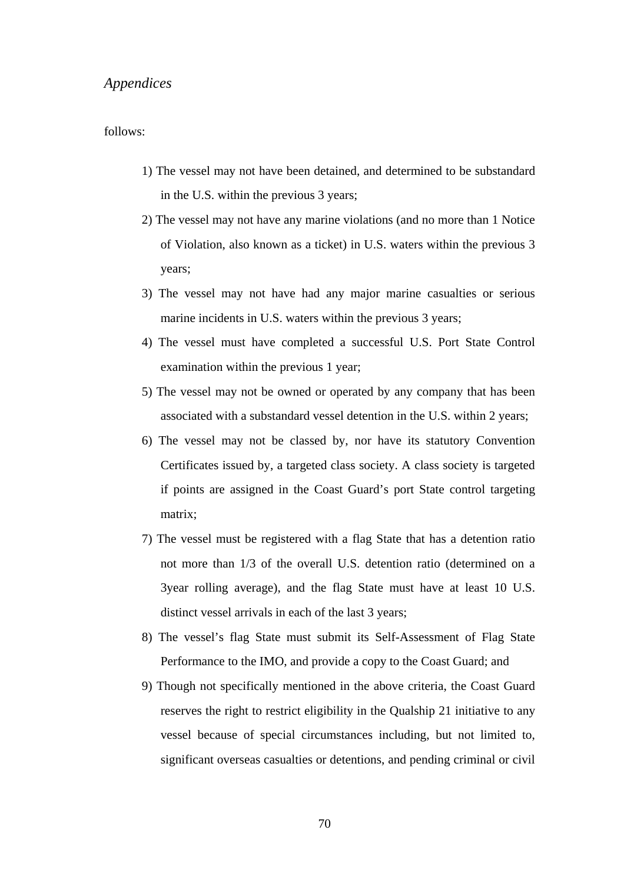follows:

1) The vessel may not have been detained, and determined to be substandard in the U.S. within the previous 3 years;
2) The vessel may not have any marine violations (and no more than 1 Notice of Violation, also known as a ticket) in U.S. waters within the previous 3 years;
3) The vessel may not have had any major marine casualties or serious marine incidents in U.S. waters within the previous 3 years;
4) The vessel must have completed a successful U.S. Port State Control examination within the previous 1 year;
5) The vessel may not be owned or operated by any company that has been associated with a substandard vessel detention in the U.S. within 2 years;
6) The vessel may not be classed by, nor have its statutory Convention Certificates issued by, a targeted class society. A class society is targeted if points are assigned in the Coast Guard's port State control targeting matrix;
7) The vessel must be registered with a flag State that has a detention ratio not more than 1/3 of the overall U.S. detention ratio (determined on a 3year rolling average), and the flag State must have at least 10 U.S. distinct vessel arrivals in each of the last 3 years;
8) The vessel's flag State must submit its Self-Assessment of Flag State Performance to the IMO, and provide a copy to the Coast Guard; and
9) Though not specifically mentioned in the above criteria, the Coast Guard reserves the right to restrict eligibility in the Qualship 21 initiative to any vessel because of special circumstances including, but not limited to, significant overseas casualties or detentions, and pending criminal or civil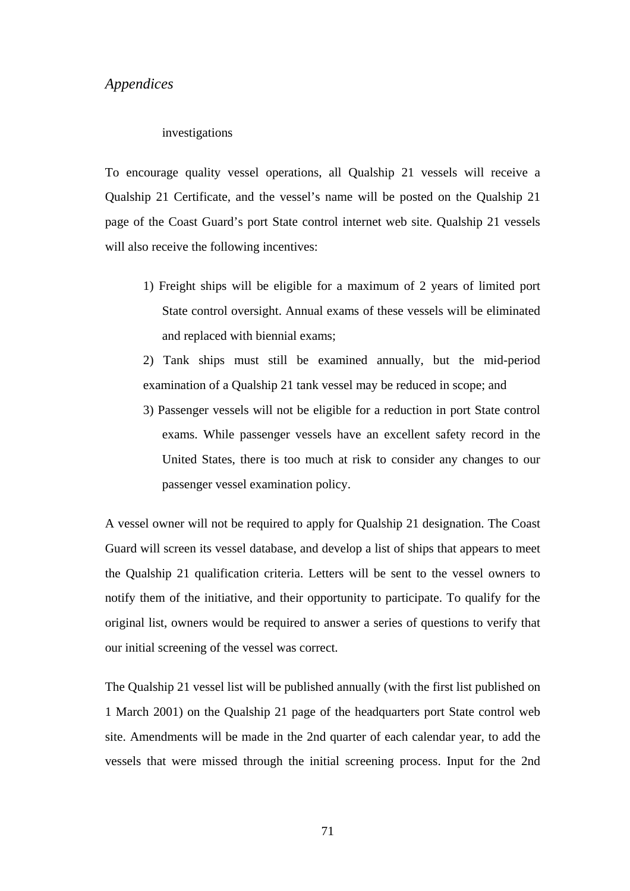investigations

To encourage quality vessel operations, all Qualship 21 vessels will receive a Qualship 21 Certificate, and the vessel's name will be posted on the Qualship 21 page of the Coast Guard's port State control internet web site. Qualship 21 vessels will also receive the following incentives:

1) Freight ships will be eligible for a maximum of 2 years of limited port State control oversight. Annual exams of these vessels will be eliminated and replaced with biennial exams;
2) Tank ships must still be examined annually, but the mid-period examination of a Qualship 21 tank vessel may be reduced in scope; and
3) Passenger vessels will not be eligible for a reduction in port State control exams. While passenger vessels have an excellent safety record in the United States, there is too much at risk to consider any changes to our passenger vessel examination policy.

A vessel owner will not be required to apply for Qualship 21 designation. The Coast Guard will screen its vessel database, and develop a list of ships that appears to meet the Qualship 21 qualification criteria. Letters will be sent to the vessel owners to notify them of the initiative, and their opportunity to participate. To qualify for the original list, owners would be required to answer a series of questions to verify that our initial screening of the vessel was correct.

The Qualship 21 vessel list will be published annually (with the first list published on 1 March 2001) on the Qualship 21 page of the headquarters port State control web site. Amendments will be made in the 2nd quarter of each calendar year, to add the vessels that were missed through the initial screening process. Input for the 2nd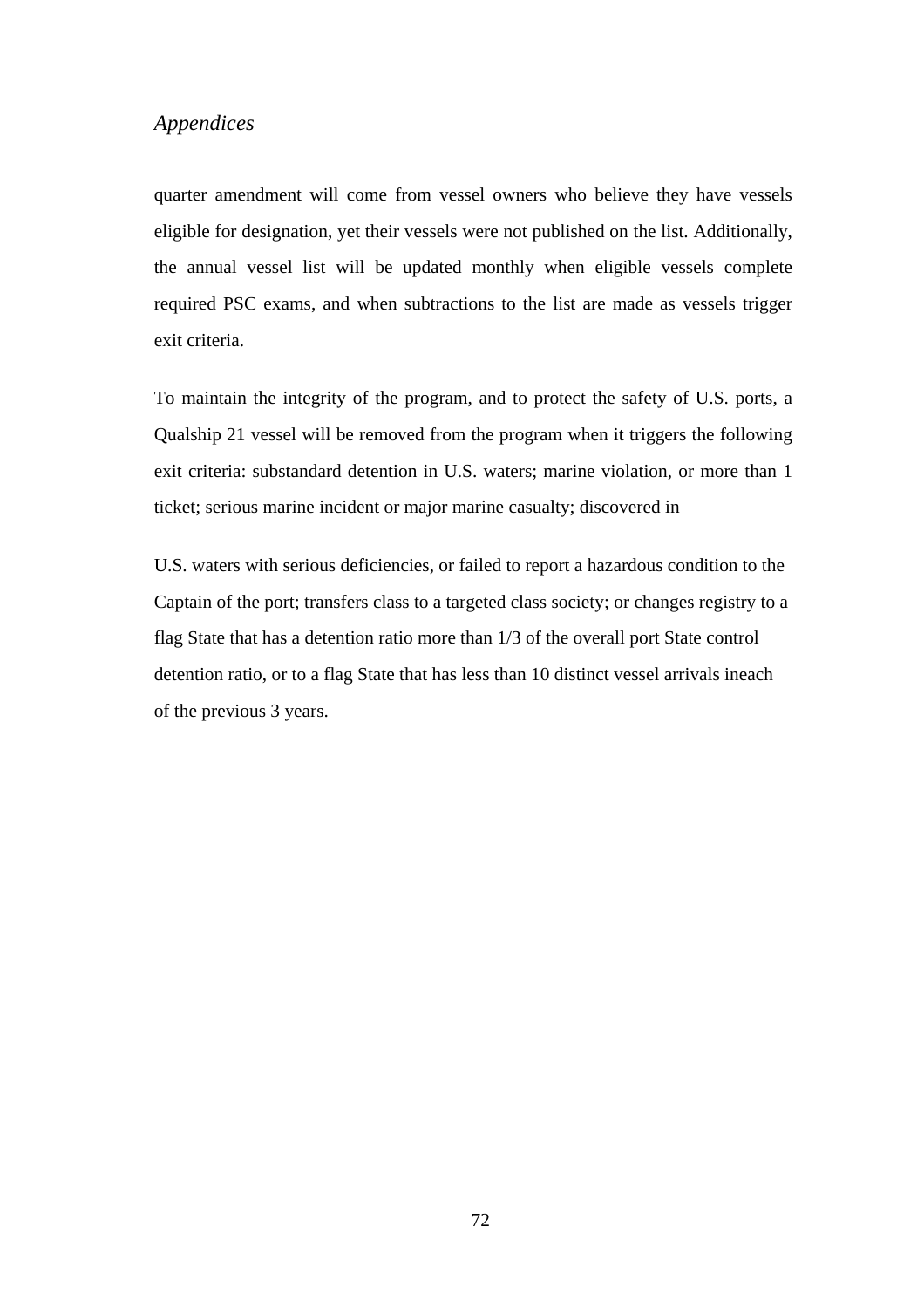quarter amendment will come from vessel owners who believe they have vessels eligible for designation, yet their vessels were not published on the list. Additionally, the annual vessel list will be updated monthly when eligible vessels complete required PSC exams, and when subtractions to the list are made as vessels trigger exit criteria.

To maintain the integrity of the program, and to protect the safety of U.S. ports, a Qualship 21 vessel will be removed from the program when it triggers the following exit criteria: substandard detention in U.S. waters; marine violation, or more than 1 ticket; serious marine incident or major marine casualty; discovered in

U.S. waters with serious deficiencies, or failed to report a hazardous condition to the Captain of the port; transfers class to a targeted class society; or changes registry to a flag State that has a detention ratio more than 1/3 of the overall port State control detention ratio, or to a flag State that has less than 10 distinct vessel arrivals ineach of the previous 3 years.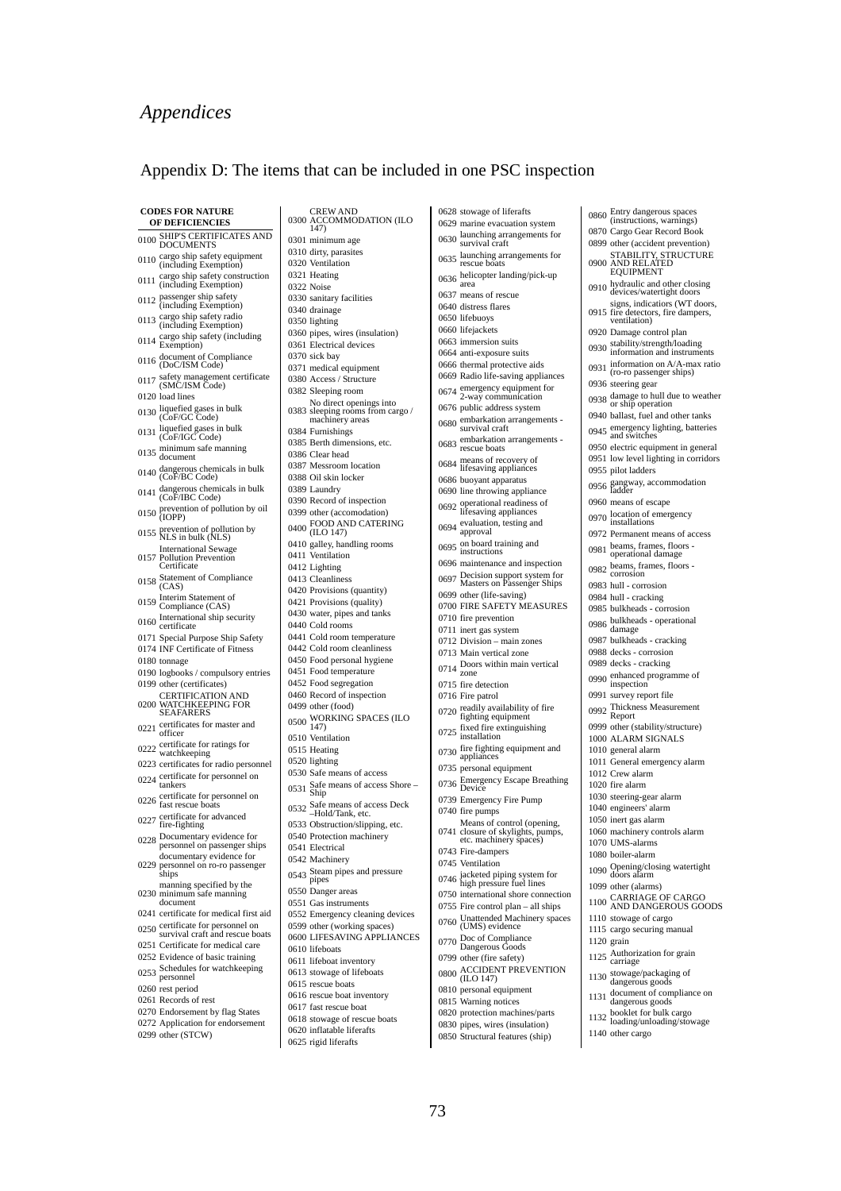# *Appendices*

## Appendix D: The items that can be included in one PSC inspection

**CODES FOR NATURE OF DEFICIENCIES**

0100 SHIP'S CERTIFICATES AND DOCUMENTS
0110 cargo ship safety equipment (including Exemption)
0111 cargo ship safety construction (including Exemption)
0112 passenger ship safety (including Exemption)
0113 cargo ship safety radio (including Exemption)
0114 cargo ship safety (including Exemption)
0116 document of Compliance (DoC/ISM Code)
0117 safety management certificate (SMC/ISM Code)
0120 load lines
0130 liquefied gases in bulk (CoF/GC Code)
0131 liquefied gases in bulk (CoF/IGC Code)
0135 minimum safe manning document
0140 dangerous chemicals in bulk (CoF/BC Code)
0141 dangerous chemicals in bulk (CoF/IBC Code)
0150 prevention of pollution by oil (IOPP)
0155 prevention of pollution by NLS in bulk (NLS)
0157 International Sewage Pollution Prevention Certificate
0158 Statement of Compliance (CAS)
0159 Interim Statement of Compliance (CAS)
0160 International ship security certificate
0171 Special Purpose Ship Safety
0174 INF Certificate of Fitness
0180 tonnage
0190 logbooks / compulsory entries
0199 other (certificates)
0200 CERTIFICATION AND WATCHKEEPING FOR SEAFARERS
0221 certificates for master and officer
0222 certificate for ratings for watchkeeping
0223 certificates for radio personnel
0224 certificate for personnel on tankers
0226 certificate for personnel on fast rescue boats
0227 certificate for advanced fire-fighting
0228 Documentary evidence for personnel on passenger ships
0229 documentary evidence for personnel on ro-ro passenger ships
0230 manning specified by the minimum safe manning document
0241 certificate for medical first aid
0250 certificate for personnel on survival craft and rescue boats
0251 Certificate for medical care
0252 Evidence of basic training
0253 Schedules for watchkeeping personnel
0260 rest period
0261 Records of rest
0270 Endorsement by flag States
0272 Application for endorsement
0299 other (STCW)
0300 CREW AND ACCOMMODATION (ILO 147)
0301 minimum age
0310 dirty, parasites
0320 Ventilation
0321 Heating
0322 Noise
0330 sanitary facilities
0340 drainage
0350 lighting
0360 pipes, wires (insulation)
0361 Electrical devices
0370 sick bay
0371 medical equipment
0380 Access / Structure
0382 Sleeping room
0383 No direct openings into sleeping rooms from cargo / machinery areas
0384 Furnishings
0385 Berth dimensions, etc.
0386 Clear head
0387 Messroom location
0388 Oil skin locker
0389 Laundry
0390 Record of inspection
0399 other (accomodation)
0400 FOOD AND CATERING (ILO 147)
0410 galley, handling rooms
0411 Ventilation
0412 Lighting
0413 Cleanliness
0420 Provisions (quantity)
0421 Provisions (quality)
0430 water, pipes and tanks
0440 Cold rooms
0441 Cold room temperature
0442 Cold room cleanliness
0450 Food personal hygiene
0451 Food temperature
0452 Food segregation
0460 Record of inspection
0499 other (food)
0500 WORKING SPACES (ILO 147)
0510 Ventilation
0515 Heating
0520 lighting
0530 Safe means of access
0531 Safe means of access Shore – Ship
0532 Safe means of access Deck –Hold/Tank, etc.
0533 Obstruction/slipping, etc.
0540 Protection machinery
0541 Electrical
0542 Machinery
0543 Steam pipes and pressure pipes
0550 Danger areas
0551 Gas instruments
0552 Emergency cleaning devices
0599 other (working spaces)
0600 LIFESAVING APPLIANCES
0610 lifeboats
0611 lifeboat inventory
0613 stowage of lifeboats
0615 rescue boats
0616 rescue boat inventory
0617 fast rescue boat
0618 stowage of rescue boats
0620 inflatable liferafts
0625 rigid liferafts
0628 stowage of liferafts
0629 marine evacuation system
0630 launching arrangements for survival craft
0635 launching arrangements for rescue boats
0636 helicopter landing/pick-up area
0637 means of rescue
0640 distress flares
0650 lifebuoys
0660 lifejackets
0663 immersion suits
0664 anti-exposure suits
0666 thermal protective aids
0669 Radio life-saving appliances
0674 emergency equipment for 2-way communication
0676 public address system
0680 embarkation arrangements - survival craft
0683 embarkation arrangements - rescue boats
0684 means of recovery of lifesaving appliances
0686 buoyant apparatus
0690 line throwing appliance
0692 operational readiness of lifesaving appliances
0694 evaluation, testing and approval
0695 on board training and instructions
0696 maintenance and inspection
0697 Decision support system for Masters on Passenger Ships
0699 other (life-saving)
0700 FIRE SAFETY MEASURES
0710 fire prevention
0711 inert gas system
0712 Division – main zones
0713 Main vertical zone
0714 Doors within main vertical zone
0715 fire detection
0716 Fire patrol
0720 readily availability of fire fighting equipment
0725 fixed fire extinguishing installation
0730 fire fighting equipment and appliances
0735 personal equipment
0736 Emergency Escape Breathing Device
0739 Emergency Fire Pump
0740 fire pumps
0741 Means of control (opening, closure of skylights, pumps, etc. machinery spaces)
0743 Fire-dampers
0745 Ventilation
0746 jacketed piping system for high pressure fuel lines
0750 international shore connection
0755 Fire control plan – all ships
0760 Unattended Machinery spaces (UMS) evidence
0770 Doc of Compliance Dangerous Goods
0799 other (fire safety)
0800 ACCIDENT PREVENTION (ILO 147)
0810 personal equipment
0815 Warning notices
0820 protection machines/parts
0830 pipes, wires (insulation)
0850 Structural features (ship)
0860 Entry dangerous spaces (instructions, warnings)
0870 Cargo Gear Record Book
0899 other (accident prevention)
0900 STABILITY, STRUCTURE AND RELATED EQUIPMENT
0910 hydraulic and other closing devices/watertight doors
0915 signs, indicators (WT doors, fire detectors, fire dampers, ventilation)
0920 Damage control plan
0930 stability/strength/loading information and instruments
0931 information on A/A-max ratio (ro-ro passenger ships)
0936 steering gear
0938 damage to hull due to weather or ship operation
0940 ballast, fuel and other tanks
0945 emergency lighting, batteries and switches
0950 electric equipment in general
0951 low level lighting in corridors
0955 pilot ladders
0956 gangway, accommodation ladder
0960 means of escape
0970 location of emergency installations
0972 Permanent means of access
0981 beams, frames, floors - operational damage
0982 beams, frames, floors - corrosion
0983 hull - corrosion
0984 hull - cracking
0985 bulkheads - corrosion
0986 bulkheads - operational damage
0987 bulkheads - cracking
0988 decks - corrosion
0989 decks - cracking
0990 enhanced programme of inspection
0991 survey report file
0992 Thickness Measurement Report
0999 other (stability/structure)
1000 ALARM SIGNALS
1010 general alarm
1011 General emergency alarm
1012 Crew alarm
1020 fire alarm
1030 steering-gear alarm
1040 engineers' alarm
1050 inert gas alarm
1060 machinery controls alarm
1070 UMS-alarms
1080 boiler-alarm
1090 Opening/closing watertight doors alarm
1099 other (alarms)
1100 CARRIAGE OF CARGO AND DANGEROUS GOODS
1110 stowage of cargo
1115 cargo securing manual
1120 grain
1125 Authorization for grain carriage
1130 stowage/packaging of dangerous goods
1131 document of compliance on dangerous goods
1132 booklet for bulk cargo loading/unloading/stowage
1140 other cargo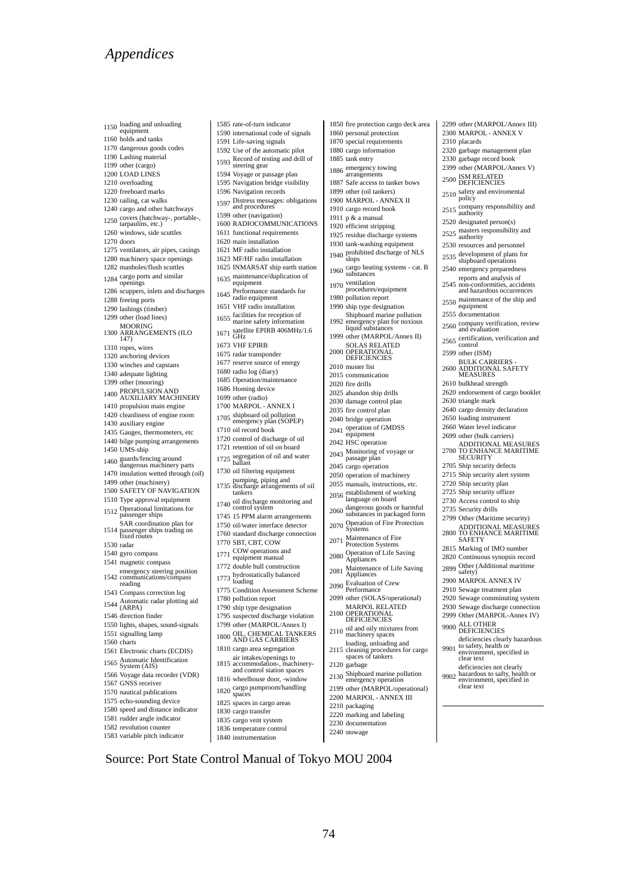# Appendices

1150 loading and unloading equipment
1160 holds and tanks
1170 dangerous goods codes
1190 Lashing material
1199 other (cargo)
1200 LOAD LINES
1210 overloading
1220 freeboard marks
1230 railing, cat walks
1240 cargo and other hatchways
1250 covers (hatchway-, portable-, tarpaulins, etc.)
1260 windows, side scuttles
1270 doors
1275 ventilators, air pipes, casings
1280 machinery space openings
1282 manholes/flush scuttles
1284 cargo ports and similar openings
1286 scuppers, inlets and discharges
1288 freeing ports
1290 lashings (timber)
1299 other (load lines)
1300 MOORING ARRANGEMENTS (ILO 147)
1310 ropes, wires
1320 anchoring devices
1330 winches and capstans
1340 adequate lighting
1399 other (mooring)
1400 PROPULSION AND AUXILIARY MACHINERY
1410 propulsion main engine
1420 cleanliness of engine room
1430 auxiliary engine
1435 Gauges, thermometers, etc
1440 bilge pumping arrangements
1450 UMS-ship
1460 guards/fencing around dangerous machinery parts
1470 insulation wetted through (oil)
1499 other (machinery)
1500 SAFETY OF NAVIGATION
1510 Type approval equipment
1512 Operational limitations for passenger ships
1514 SAR coordination plan for passenger ships trading on fixed routes
1530 radar
1540 gyro compass
1541 magnetic compass
1542 emergency steering position communications/compass reading
1543 Compass correction log
1544 Automatic radar plotting aid (ARPA)
1546 direction finder
1550 lights, shapes, sound-signals
1551 signalling lamp
1560 charts
1561 Electronic charts (ECDIS)
1565 Automatic Identification System (AIS)
1566 Voyage data recorder (VDR)
1567 GNSS receiver
1570 nautical publications
1575 echo-sounding device
1580 speed and distance indicator
1581 rudder angle indicator
1582 revolution counter
1583 variable pitch indicator
1585 rate-of-turn indicator
1590 international code of signals
1591 Life-saving signals
1592 Use of the automatic pilot
1593 Record of testing and drill of steering gear
1594 Voyage or passage plan
1595 Navigation bridge visibility
1596 Navigation records
1597 Distress messages: obligations and procedures
1599 other (navigation)
1600 RADIOCOMMUNICATIONS
1611 functional requirements
1620 main installation
1621 MF radio installation
1623 MF/HF radio installation
1625 INMARSAT ship earth station
1635 maintenance/duplication of equipment
1645 Performance standards for radio equipment
1651 VHF radio installation
1655 facilities for reception of marine safety information
1671 satellite EPIRB 406MHz/1.6 GHz
1673 VHF EPIRB
1675 radar transponder
1677 reserve source of energy
1680 radio log (diary)
1685 Operation/maintenance
1686 Homing device
1699 other (radio)
1700 MARPOL - ANNEX I
1705 shipboard oil pollution emergency plan (SOPEP)
1710 oil record book
1720 control of discharge of oil
1721 retention of oil on board
1725 segregation of oil and water ballast
1730 oil filtering equipment
1735 pumping, piping and discharge arrangements of oil tankers
1740 oil discharge monitoring and control system
1745 15 PPM alarm arrangements
1750 oil/water interface detector
1760 standard discharge connection
1770 SBT, CBT, COW
1771 COW operations and equipment manual
1772 double hull construction
1773 hydrostatically balanced loading
1775 Condition Assessment Scheme
1780 pollution report
1790 ship type designation
1795 suspected discharge violation
1799 other (MARPOL/Annex I)
1800 OIL, CHEMICAL TANKERS AND GAS CARRIERS
1810 cargo area segregation
1815 air intakes/openings to accommodation-, machinery- and control station spaces
1816 wheelhouse door, -window
1820 cargo pumproom/handling spaces
1825 spaces in cargo areas
1830 cargo transfer
1835 cargo vent system
1836 temperature control
1840 instrumentation
1850 fire protection cargo deck area
1860 personal protection
1870 special requirements
1880 cargo information
1885 tank entry
1886 emergency towing arrangements
1887 Safe access to tanker bows
1899 other (oil tankers)
1900 MARPOL - ANNEX II
1910 cargo record book
1911 p & a manual
1920 efficient stripping
1925 residue discharge systems
1930 tank-washing equipment
1940 prohibited discharge of NLS slops
1960 cargo heating systems - cat. B substances
1970 ventilation procedures/equipment
1980 pollution report
1990 ship type designation
1992 Shipboard marine pollution emergency plan for noxious liquid substances
1999 other (MARPOL/Annex II)
2000 SOLAS RELATED OPERATIONAL DEFICIENCIES
2010 muster list
2015 communication
2020 fire drills
2025 abandon ship drills
2030 damage control plan
2035 fire control plan
2040 bridge operation
2041 operation of GMDSS equipment
2042 HSC operation
2043 Monitoring of voyage or passage plan
2045 cargo operation
2050 operation of machinery
2055 manuals, instructions, etc.
2056 establishment of working language on board
2060 dangerous goods or harmful substances in packaged form
2070 Operation of Fire Protection Systems
2071 Maintenance of Fire Protection Systems
2080 Operation of Life Saving Appliances
2081 Maintenance of Life Saving Appliances
2090 Evaluation of Crew Performance
2099 other (SOLAS/operational)
2100 MARPOL RELATED OPERATIONAL DEFICIENCIES
2110 oil and oily mixtures from machinery spaces
2115 loading, unloading and cleaning procedures for cargo spaces of tankers
2120 garbage
2130 Shipboard marine pollution emergency operation
2199 other (MARPOL/operational)
2200 MARPOL - ANNEX III
2210 packaging
2220 marking and labeling
2230 documentation
2240 stowage
2299 other (MARPOL/Annex III)
2300 MARPOL - ANNEX V
2310 placards
2320 garbage management plan
2330 garbage record book
2399 other (MARPOL/Annex V)
2500 ISM RELATED DEFICIENCIES
2510 safety and enviromental policy
2515 company responsibility and authority
2520 designated person(s)
2525 masters responsibility and authority
2530 resources and personnel
2535 development of plans for shipboard operations
2540 emergency preparedness
2545 reports and analysis of non-conformities, accidents and hazardous occurrences
2550 maintenance of the ship and equipment
2555 documentation
2560 company verification, review and evaluation
2565 certification, verification and control
2599 other (ISM)
2600 BULK CARRIERS - ADDITIONAL SAFETY MEASURES
2610 bulkhead strength
2620 endorsement of cargo booklet
2630 triangle mark
2640 cargo density declaration
2650 loading instrument
2660 Water level indicator
2699 other (bulk carriers)
2700 ADDITIONAL MEASURES TO ENHANCE MARITIME SECURITY
2705 Ship security defects
2715 Ship security alert system
2720 Ship security plan
2725 Ship security officer
2730 Access control to ship
2735 Security drills
2799 Other (Maritime security)
2800 ADDITIONAL MEASURES TO ENHANCE MARITIME SAFETY
2815 Marking of IMO number
2820 Continuous synopsis record
2899 Other (Additional maritime safety)
2900 MARPOL ANNEX IV
2910 Sewage treatment plan
2920 Sewage comminuting system
2930 Sewage discharge connection
2999 Other (MARPOL-Annex IV)
9900 ALL OTHER DEFICIENCIES
9901 deficiencies clearly hazardous to safety, health or environment, specified in clear text
9902 deficiencies not clearly hazardous to safty, health or environment, specified in clear text

Source: Port State Control Manual of Tokyo MOU 2004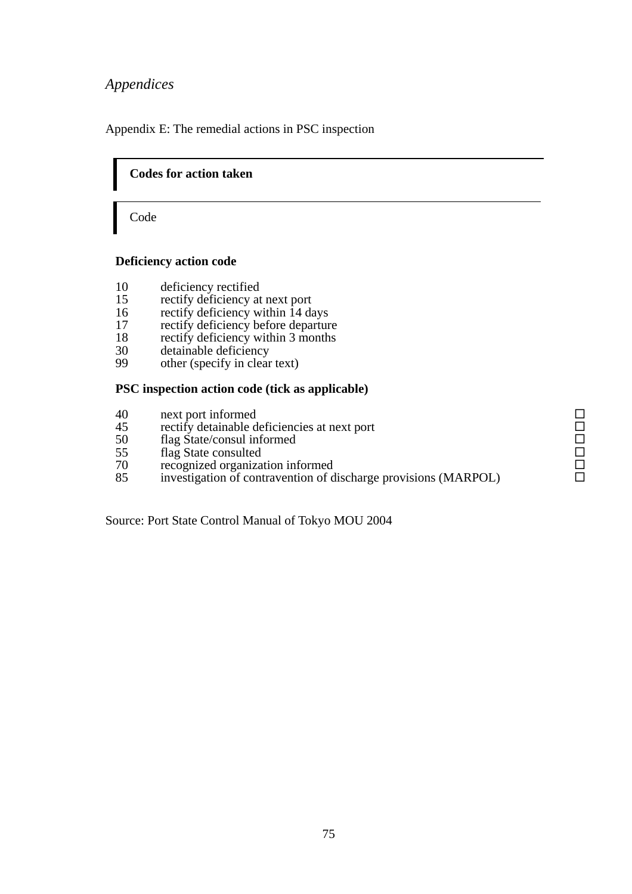*Appendices*

Appendix E: The remedial actions in PSC inspection

**Codes for action taken**

Code

**Deficiency action code**

| Code | Action |
|---|---|
| 10 | deficiency rectified |
| 15 | rectify deficiency at next port |
| 16 | rectify deficiency within 14 days |
| 17 | rectify deficiency before departure |
| 18 | rectify deficiency within 3 months |
| 30 | detainable deficiency |
| 99 | other (specify in clear text) |

**PSC inspection action code (tick as applicable)**

| Code | Action | Tick |
|---|---|---|
| 40 | next port informed | ☐ |
| 45 | rectify detainable deficiencies at next port | ☐ |
| 50 | flag State/consul informed | ☐ |
| 55 | flag State consulted | ☐ |
| 70 | recognized organization informed | ☐ |
| 85 | investigation of contravention of discharge provisions (MARPOL) | ☐ |

Source: Port State Control Manual of Tokyo MOU 2004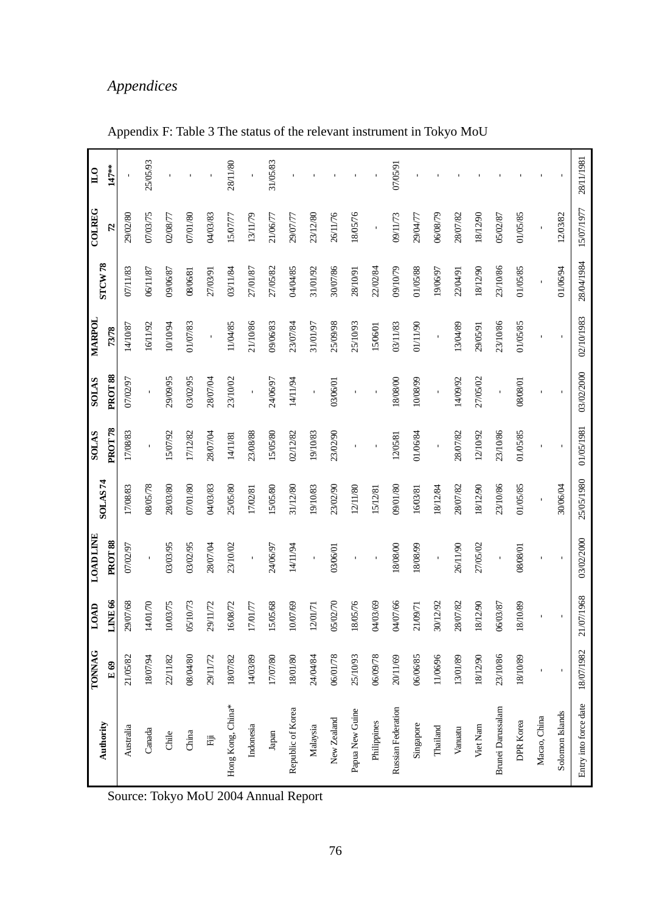*Appendices*

Appendix F: Table 3 The status of the relevant instrument in Tokyo MoU

| Authority | TONNAGE 69 | LOAD LINE 66 | LOAD LINE PROT 88 | SOLAS 74 | SOLAS PROT 78 | SOLAS PROT 88 | MARPOL 73/78 | STCW 78 | COLREG 72 | ILO 147** |
|---|---|---|---|---|---|---|---|---|---|---|
| Australia | 21/05/82 | 29/07/68 | 07/02/97 | 17/08/83 | 17/08/83 | 07/02/97 | 14/10/87 | 07/11/83 | 29/02/80 | - |
| Canada | 18/07/94 | 14/01/70 | - | 08/05/78 | - | - | 16/11/92 | 06/11/87 | 07/03/75 | 25/05/93 |
| Chile | 22/11/82 | 10/03/75 | 03/03/95 | 28/03/80 | 15/07/92 | 29/09/95 | 10/10/94 | 09/06/87 | 02/08/77 | - |
| China | 08/04/80 | 05/10/73 | 03/02/95 | 07/01/80 | 17/12/82 | 03/02/95 | 01/07/83 | 08/06/81 | 07/01/80 | - |
| Fiji | 29/11/72 | 29/11/72 | 28/07/04 | 04/03/83 | 28/07/04 | 28/07/04 | - | 27/03/91 | 04/03/83 | - |
| Hong Kong, China* | 18/07/82 | 16/08/72 | 23/10/02 | 25/05/80 | 14/11/81 | 23/10/02 | 11/04/85 | 03/11/84 | 15/07/77 | 28/11/80 |
| Indonesia | 14/03/89 | 17/01/77 | - | 17/02/81 | 23/08/88 | - | 21/10/86 | 27/01/87 | 13/11/79 | - |
| Japan | 17/07/80 | 15/05/68 | 24/06/97 | 15/05/80 | 15/05/80 | 24/06/97 | 09/06/83 | 27/05/82 | 21/06/77 | 31/05/83 |
| Republic of Korea | 18/01/80 | 10/07/69 | 14/11/94 | 31/12/80 | 02/12/82 | 14/11/94 | 23/07/84 | 04/04/85 | 29/07/77 | - |
| Malaysia | 24/04/84 | 12/01/71 | - | 19/10/83 | 19/10/83 | - | 31/01/97 | 31/01/92 | 23/12/80 | - |
| New Zealand | 06/01/78 | 05/02/70 | 03/06/01 | 23/02/90 | 23/02/90 | 03/06/01 | 25/09/98 | 30/07/86 | 26/11/76 | - |
| Papua New Guine | 25/10/93 | 18/05/76 | - | 12/11/80 | - | - | 25/10/93 | 28/10/91 | 18/05/76 | - |
| Philippines | 06/09/78 | 04/03/69 | - | 15/12/81 | - | - | 15/06/01 | 22/02/84 | - | - |
| Russian Federation | 20/11/69 | 04/07/66 | 18/08/00 | 09/01/80 | 12/05/81 | 18/08/00 | 03/11/83 | 09/10/79 | 09/11/73 | 07/05/91 |
| Singapore | 06/06/85 | 21/09/71 | 18/08/99 | 16/03/81 | 01/06/84 | 10/08/99 | 01/11/90 | 01/05/88 | 29/04/77 | - |
| Thailand | 11/06/96 | 30/12/92 | - | 18/12/84 | - | - | - | 19/06/97 | 06/08/79 | - |
| Vanuatu | 13/01/89 | 28/07/82 | 26/11/90 | 28/07/82 | 28/07/82 | 14/09/92 | 13/04/89 | 22/04/91 | 28/07/82 | - |
| Viet Nam | 18/12/90 | 18/12/90 | 27/05/02 | 18/12/90 | 12/10/92 | 27/05/02 | 29/05/91 | 18/12/90 | 18/12/90 | - |
| Brunei Darussalam | 23/10/86 | 06/03/87 | - | 23/10/86 | 23/10/86 | - | 23/10/86 | 23/10/86 | 05/02/87 | - |
| DPR Korea | 18/10/89 | 18/10/89 | 08/08/01 | 01/05/85 | 01/05/85 | 08/08/01 | 01/05/85 | 01/05/85 | 01/05/85 | - |
| Macao, China | - | - | - | - | - | - | - | - | - | - |
| Solomon Islands | - | - | - | 30/06/04 | - | - | - | 01/06/94 | 12/03/82 | - |
| Entry into force date | 18/07/1982 | 21/07/1968 | 03/02/2000 | 25/05/1980 | 01/05/1981 | 03/02/2000 | 02/10/1983 | 28/04/1984 | 15/07/1977 | 28/11/1981 |

Source: Tokyo MoU 2004 Annual Report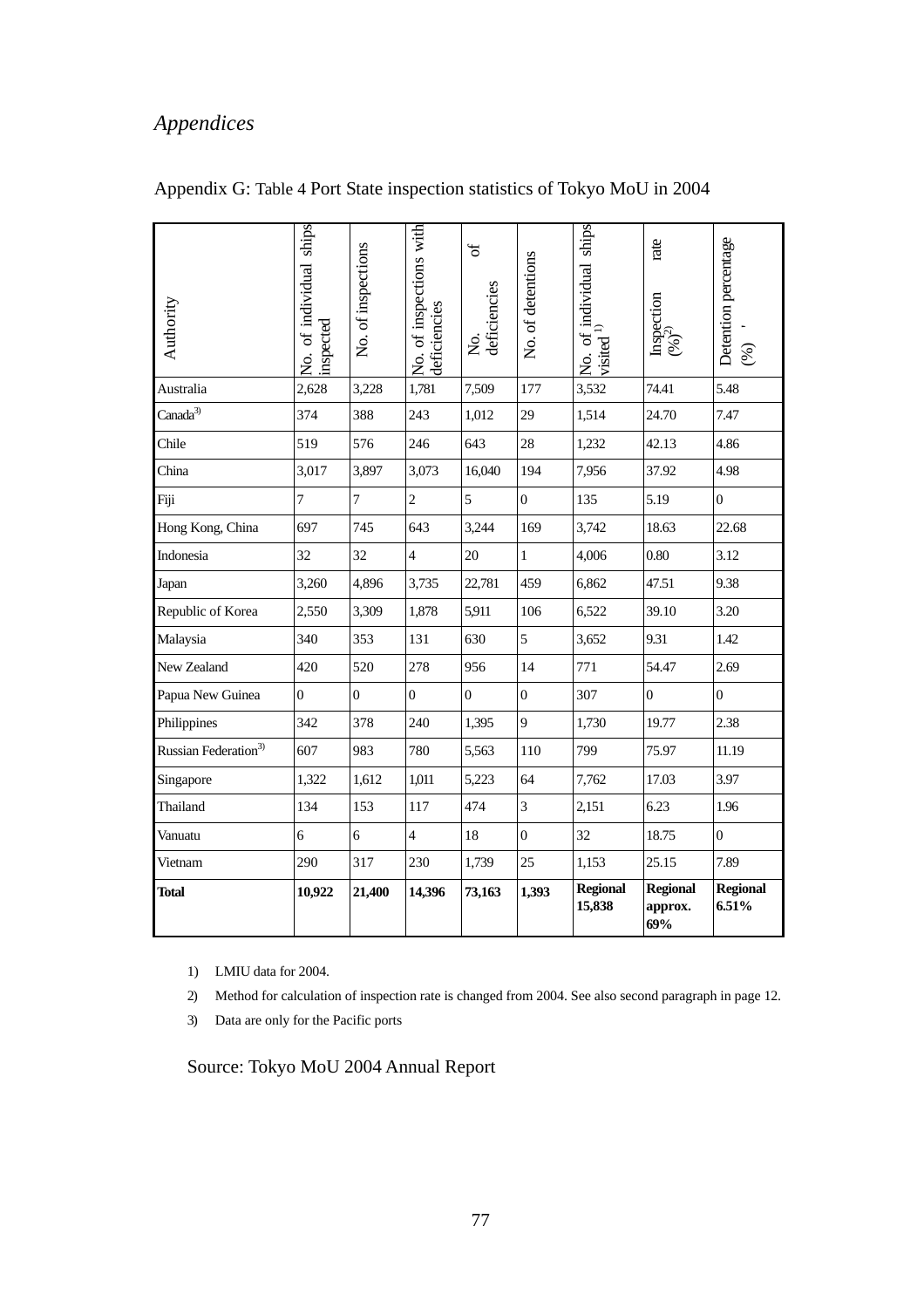*Appendices*

Appendix G: Table 4 Port State inspection statistics of Tokyo MoU in 2004

| Authority | No. of individual ships inspected | No. of inspections | No. of inspections with deficiencies | No. of deficiencies | No. of detentions | No. of individual ships visited [1] | Inspection rate (%)[2] | Detention percentage (%) |
|---|---|---|---|---|---|---|---|---|
| Australia | 2,628 | 3,228 | 1,781 | 7,509 | 177 | 3,532 | 74.41 | 5.48 |
| Canada[3] | 374 | 388 | 243 | 1,012 | 29 | 1,514 | 24.70 | 7.47 |
| Chile | 519 | 576 | 246 | 643 | 28 | 1,232 | 42.13 | 4.86 |
| China | 3,017 | 3,897 | 3,073 | 16,040 | 194 | 7,956 | 37.92 | 4.98 |
| Fiji | 7 | 7 | 2 | 5 | 0 | 135 | 5.19 | 0 |
| Hong Kong, China | 697 | 745 | 643 | 3,244 | 169 | 3,742 | 18.63 | 22.68 |
| Indonesia | 32 | 32 | 4 | 20 | 1 | 4,006 | 0.80 | 3.12 |
| Japan | 3,260 | 4,896 | 3,735 | 22,781 | 459 | 6,862 | 47.51 | 9.38 |
| Republic of Korea | 2,550 | 3,309 | 1,878 | 5,911 | 106 | 6,522 | 39.10 | 3.20 |
| Malaysia | 340 | 353 | 131 | 630 | 5 | 3,652 | 9.31 | 1.42 |
| New Zealand | 420 | 520 | 278 | 956 | 14 | 771 | 54.47 | 2.69 |
| Papua New Guinea | 0 | 0 | 0 | 0 | 0 | 307 | 0 | 0 |
| Philippines | 342 | 378 | 240 | 1,395 | 9 | 1,730 | 19.77 | 2.38 |
| Russian Federation[3] | 607 | 983 | 780 | 5,563 | 110 | 799 | 75.97 | 11.19 |
| Singapore | 1,322 | 1,612 | 1,011 | 5,223 | 64 | 7,762 | 17.03 | 3.97 |
| Thailand | 134 | 153 | 117 | 474 | 3 | 2,151 | 6.23 | 1.96 |
| Vanuatu | 6 | 6 | 4 | 18 | 0 | 32 | 18.75 | 0 |
| Vietnam | 290 | 317 | 230 | 1,739 | 25 | 1,153 | 25.15 | 7.89 |
| **Total** | **10,922** | **21,400** | **14,396** | **73,163** | **1,393** | **Regional 15,838** | **Regional approx. 69%** | **Regional 6.51%** |

1) LMIU data for 2004.

2) Method for calculation of inspection rate is changed from 2004. See also second paragraph in page 12.

3) Data are only for the Pacific ports

Source: Tokyo MoU 2004 Annual Report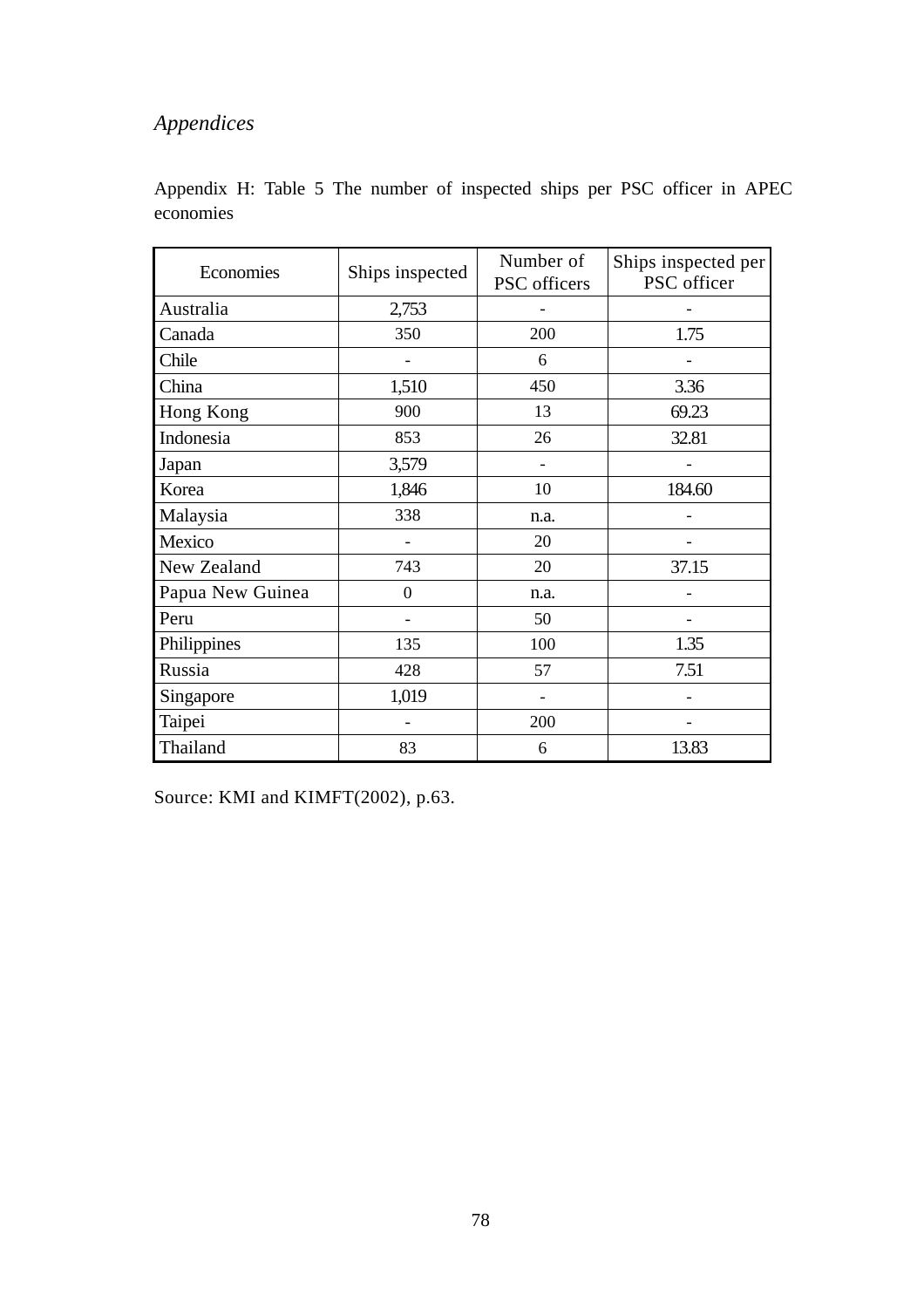*Appendices*

Appendix H: Table 5 The number of inspected ships per PSC officer in APEC economies

| Economies | Ships inspected | Number of PSC officers | Ships inspected per PSC officer |
|---|---|---|---|
| Australia | 2,753 | - | - |
| Canada | 350 | 200 | 1.75 |
| Chile | - | 6 | - |
| China | 1,510 | 450 | 3.36 |
| Hong Kong | 900 | 13 | 69.23 |
| Indonesia | 853 | 26 | 32.81 |
| Japan | 3,579 | - | - |
| Korea | 1,846 | 10 | 184.60 |
| Malaysia | 338 | n.a. | - |
| Mexico | - | 20 | - |
| New Zealand | 743 | 20 | 37.15 |
| Papua New Guinea | 0 | n.a. | - |
| Peru | - | 50 | - |
| Philippines | 135 | 100 | 1.35 |
| Russia | 428 | 57 | 7.51 |
| Singapore | 1,019 | - | - |
| Taipei | - | 200 | - |
| Thailand | 83 | 6 | 13.83 |

Source: KMI and KIMFT(2002), p.63.